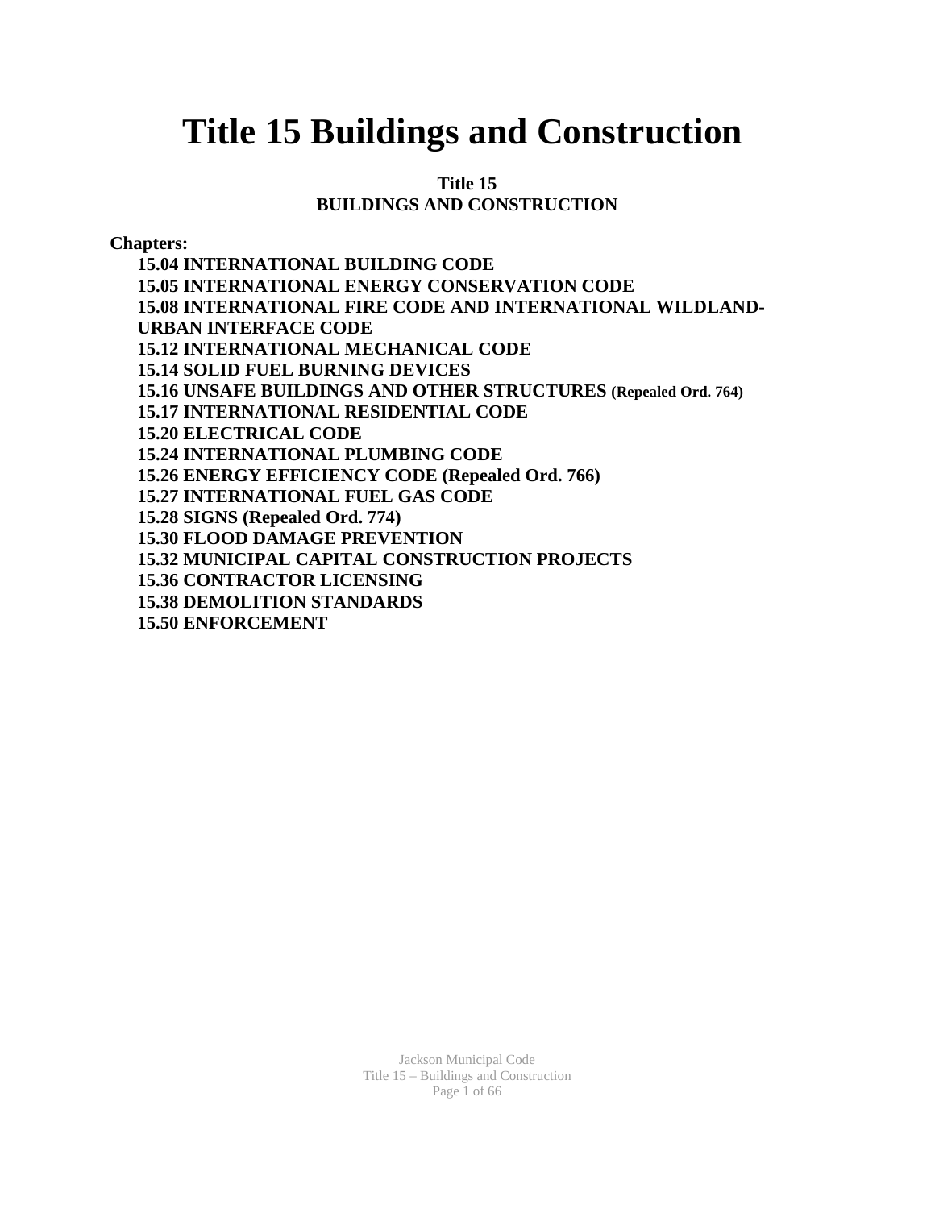# Title 15 Buildings and Construction

**Title 15**
**BUILDINGS AND CONSTRUCTION**

**Chapters:**

- **15.04 INTERNATIONAL BUILDING CODE**
- **15.05 INTERNATIONAL ENERGY CONSERVATION CODE**
- **15.08 INTERNATIONAL FIRE CODE AND INTERNATIONAL WILDLAND-URBAN INTERFACE CODE**
- **15.12 INTERNATIONAL MECHANICAL CODE**
- **15.14 SOLID FUEL BURNING DEVICES**
- **15.16 UNSAFE BUILDINGS AND OTHER STRUCTURES (Repealed Ord. 764)**
- **15.17 INTERNATIONAL RESIDENTIAL CODE**
- **15.20 ELECTRICAL CODE**
- **15.24 INTERNATIONAL PLUMBING CODE**
- **15.26 ENERGY EFFICIENCY CODE (Repealed Ord. 766)**
- **15.27 INTERNATIONAL FUEL GAS CODE**
- **15.28 SIGNS (Repealed Ord. 774)**
- **15.30 FLOOD DAMAGE PREVENTION**
- **15.32 MUNICIPAL CAPITAL CONSTRUCTION PROJECTS**
- **15.36 CONTRACTOR LICENSING**
- **15.38 DEMOLITION STANDARDS**
- **15.50 ENFORCEMENT**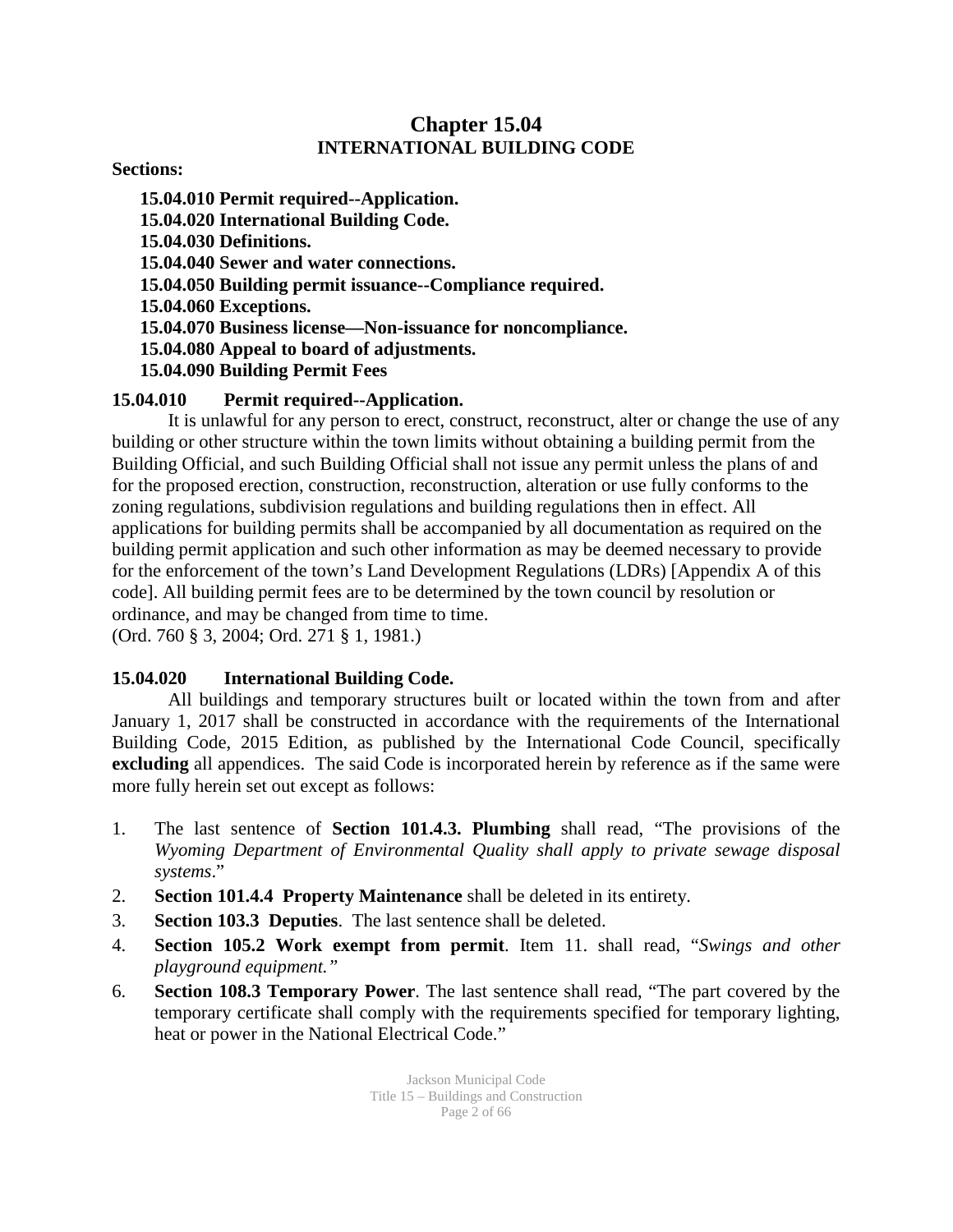# Chapter 15.04
## INTERNATIONAL BUILDING CODE

**Sections:**

**15.04.010 Permit required--Application.**
**15.04.020 International Building Code.**
**15.04.030 Definitions.**
**15.04.040 Sewer and water connections.**
**15.04.050 Building permit issuance--Compliance required.**
**15.04.060 Exceptions.**
**15.04.070 Business license—Non-issuance for noncompliance.**
**15.04.080 Appeal to board of adjustments.**
**15.04.090 Building Permit Fees**

### 15.04.010 Permit required--Application.

It is unlawful for any person to erect, construct, reconstruct, alter or change the use of any building or other structure within the town limits without obtaining a building permit from the Building Official, and such Building Official shall not issue any permit unless the plans of and for the proposed erection, construction, reconstruction, alteration or use fully conforms to the zoning regulations, subdivision regulations and building regulations then in effect. All applications for building permits shall be accompanied by all documentation as required on the building permit application and such other information as may be deemed necessary to provide for the enforcement of the town's Land Development Regulations (LDRs) [Appendix A of this code]. All building permit fees are to be determined by the town council by resolution or ordinance, and may be changed from time to time.
(Ord. 760 § 3, 2004; Ord. 271 § 1, 1981.)

### 15.04.020 International Building Code.

All buildings and temporary structures built or located within the town from and after January 1, 2017 shall be constructed in accordance with the requirements of the International Building Code, 2015 Edition, as published by the International Code Council, specifically **excluding** all appendices. The said Code is incorporated herein by reference as if the same were more fully herein set out except as follows:

1. The last sentence of **Section 101.4.3. Plumbing** shall read, "The provisions of the *Wyoming Department of Environmental Quality shall apply to private sewage disposal systems*."
2. **Section 101.4.4 Property Maintenance** shall be deleted in its entirety.
3. **Section 103.3 Deputies**. The last sentence shall be deleted.
4. **Section 105.2 Work exempt from permit**. Item 11. shall read, "*Swings and other playground equipment.*"
6. **Section 108.3 Temporary Power**. The last sentence shall read, "The part covered by the temporary certificate shall comply with the requirements specified for temporary lighting, heat or power in the National Electrical Code."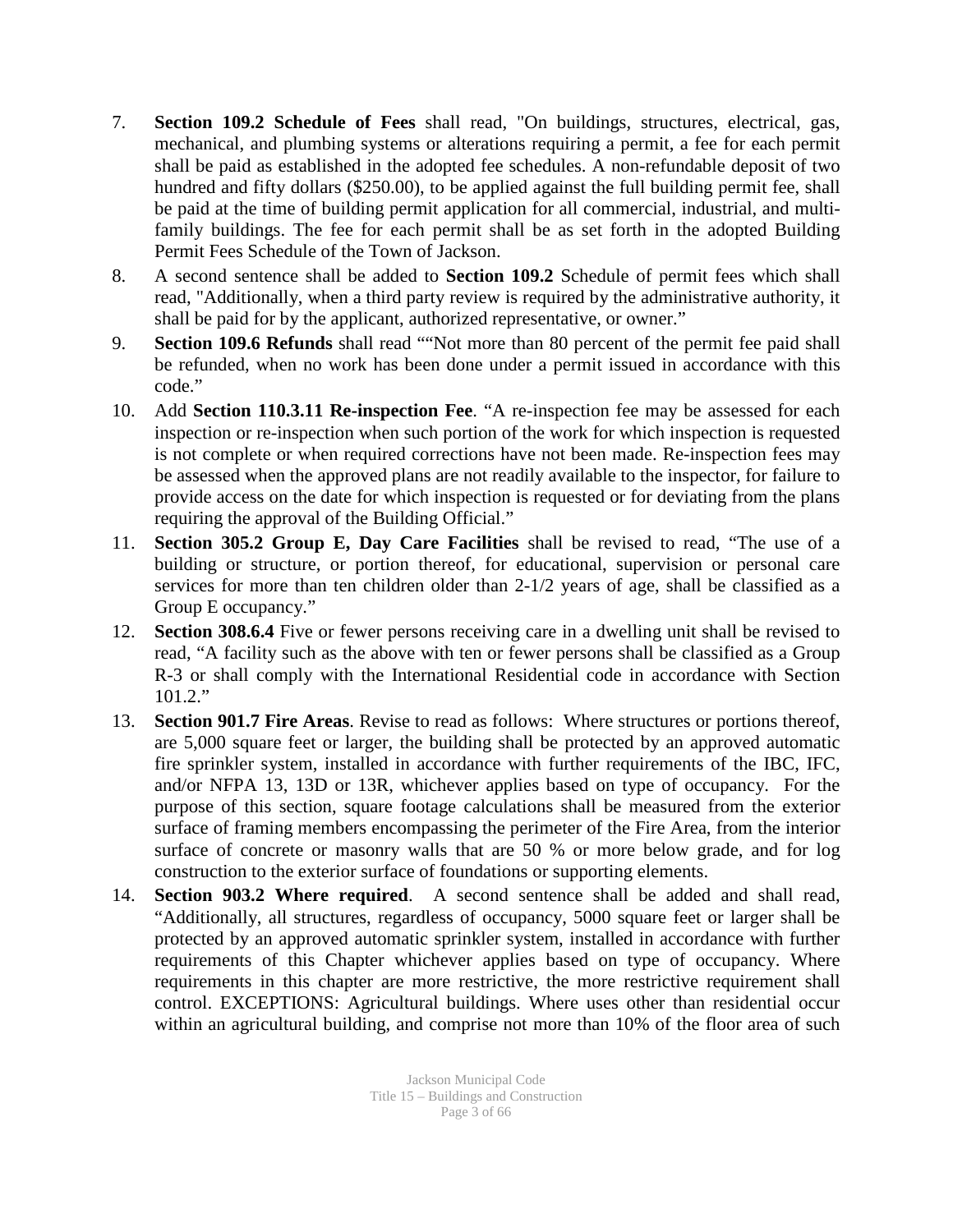7. **Section 109.2 Schedule of Fees** shall read, "On buildings, structures, electrical, gas, mechanical, and plumbing systems or alterations requiring a permit, a fee for each permit shall be paid as established in the adopted fee schedules. A non-refundable deposit of two hundred and fifty dollars ($250.00), to be applied against the full building permit fee, shall be paid at the time of building permit application for all commercial, industrial, and multi-family buildings. The fee for each permit shall be as set forth in the adopted Building Permit Fees Schedule of the Town of Jackson.
8. A second sentence shall be added to **Section 109.2** Schedule of permit fees which shall read, "Additionally, when a third party review is required by the administrative authority, it shall be paid for by the applicant, authorized representative, or owner."
9. **Section 109.6 Refunds** shall read ""Not more than 80 percent of the permit fee paid shall be refunded, when no work has been done under a permit issued in accordance with this code."
10. Add **Section 110.3.11 Re-inspection Fee**. "A re-inspection fee may be assessed for each inspection or re-inspection when such portion of the work for which inspection is requested is not complete or when required corrections have not been made. Re-inspection fees may be assessed when the approved plans are not readily available to the inspector, for failure to provide access on the date for which inspection is requested or for deviating from the plans requiring the approval of the Building Official."
11. **Section 305.2 Group E, Day Care Facilities** shall be revised to read, "The use of a building or structure, or portion thereof, for educational, supervision or personal care services for more than ten children older than 2-1/2 years of age, shall be classified as a Group E occupancy."
12. **Section 308.6.4** Five or fewer persons receiving care in a dwelling unit shall be revised to read, "A facility such as the above with ten or fewer persons shall be classified as a Group R-3 or shall comply with the International Residential code in accordance with Section 101.2."
13. **Section 901.7 Fire Areas**. Revise to read as follows: Where structures or portions thereof, are 5,000 square feet or larger, the building shall be protected by an approved automatic fire sprinkler system, installed in accordance with further requirements of the IBC, IFC, and/or NFPA 13, 13D or 13R, whichever applies based on type of occupancy. For the purpose of this section, square footage calculations shall be measured from the exterior surface of framing members encompassing the perimeter of the Fire Area, from the interior surface of concrete or masonry walls that are 50 % or more below grade, and for log construction to the exterior surface of foundations or supporting elements.
14. **Section 903.2 Where required**. A second sentence shall be added and shall read, "Additionally, all structures, regardless of occupancy, 5000 square feet or larger shall be protected by an approved automatic sprinkler system, installed in accordance with further requirements of this Chapter whichever applies based on type of occupancy. Where requirements in this chapter are more restrictive, the more restrictive requirement shall control. EXCEPTIONS: Agricultural buildings. Where uses other than residential occur within an agricultural building, and comprise not more than 10% of the floor area of such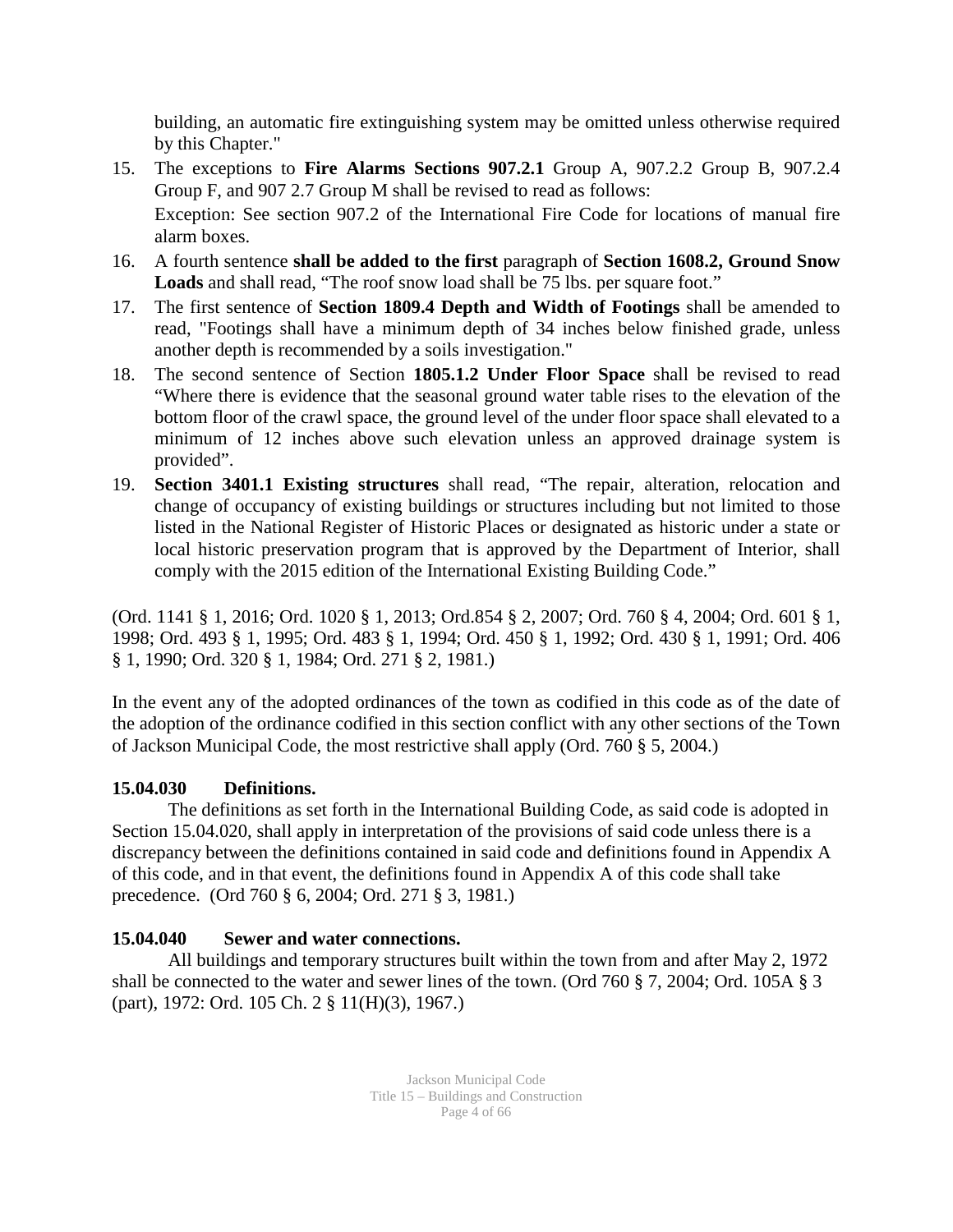building, an automatic fire extinguishing system may be omitted unless otherwise required by this Chapter."

15. The exceptions to **Fire Alarms Sections 907.2.1** Group A, 907.2.2 Group B, 907.2.4 Group F, and 907 2.7 Group M shall be revised to read as follows:
    Exception: See section 907.2 of the International Fire Code for locations of manual fire alarm boxes.
16. A fourth sentence **shall be added to the first** paragraph of **Section 1608.2, Ground Snow Loads** and shall read, "The roof snow load shall be 75 lbs. per square foot."
17. The first sentence of **Section 1809.4 Depth and Width of Footings** shall be amended to read, "Footings shall have a minimum depth of 34 inches below finished grade, unless another depth is recommended by a soils investigation."
18. The second sentence of Section **1805.1.2 Under Floor Space** shall be revised to read "Where there is evidence that the seasonal ground water table rises to the elevation of the bottom floor of the crawl space, the ground level of the under floor space shall elevated to a minimum of 12 inches above such elevation unless an approved drainage system is provided".
19. **Section 3401.1 Existing structures** shall read, "The repair, alteration, relocation and change of occupancy of existing buildings or structures including but not limited to those listed in the National Register of Historic Places or designated as historic under a state or local historic preservation program that is approved by the Department of Interior, shall comply with the 2015 edition of the International Existing Building Code."

(Ord. 1141 § 1, 2016; Ord. 1020 § 1, 2013; Ord.854 § 2, 2007; Ord. 760 § 4, 2004; Ord. 601 § 1, 1998; Ord. 493 § 1, 1995; Ord. 483 § 1, 1994; Ord. 450 § 1, 1992; Ord. 430 § 1, 1991; Ord. 406 § 1, 1990; Ord. 320 § 1, 1984; Ord. 271 § 2, 1981.)

In the event any of the adopted ordinances of the town as codified in this code as of the date of the adoption of the ordinance codified in this section conflict with any other sections of the Town of Jackson Municipal Code, the most restrictive shall apply (Ord. 760 § 5, 2004.)

**15.04.030 Definitions.**

The definitions as set forth in the International Building Code, as said code is adopted in Section 15.04.020, shall apply in interpretation of the provisions of said code unless there is a discrepancy between the definitions contained in said code and definitions found in Appendix A of this code, and in that event, the definitions found in Appendix A of this code shall take precedence. (Ord 760 § 6, 2004; Ord. 271 § 3, 1981.)

**15.04.040 Sewer and water connections.**

All buildings and temporary structures built within the town from and after May 2, 1972 shall be connected to the water and sewer lines of the town. (Ord 760 § 7, 2004; Ord. 105A § 3 (part), 1972: Ord. 105 Ch. 2 § 11(H)(3), 1967.)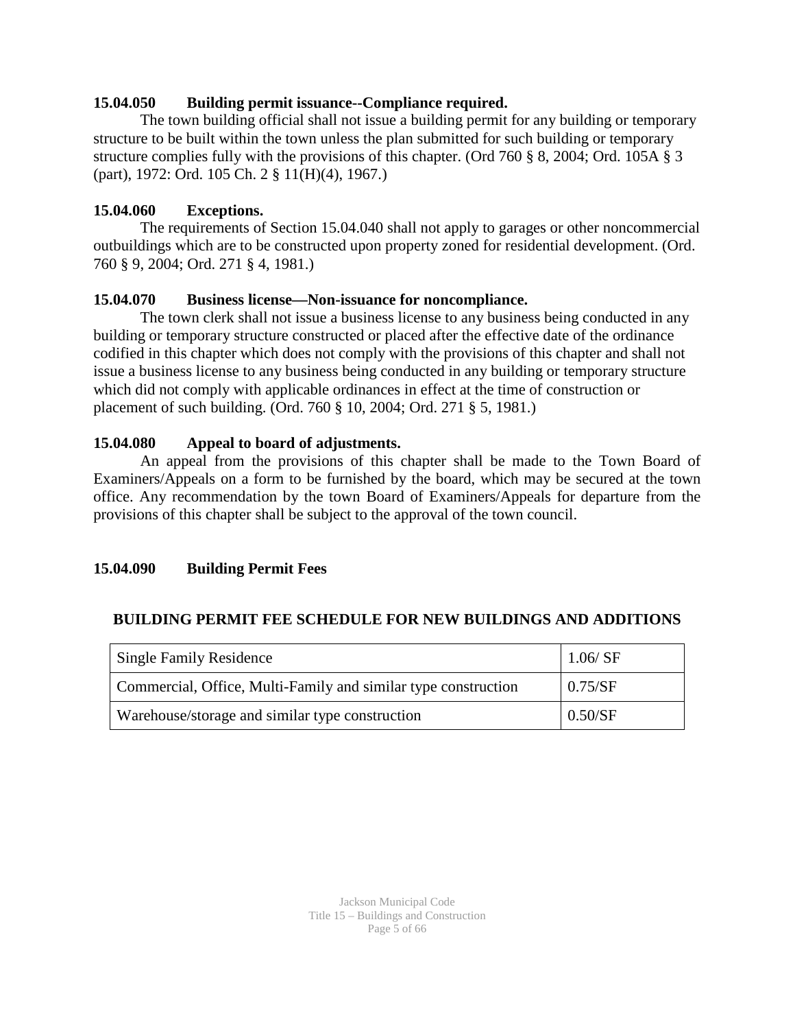**15.04.050 Building permit issuance--Compliance required.**

The town building official shall not issue a building permit for any building or temporary structure to be built within the town unless the plan submitted for such building or temporary structure complies fully with the provisions of this chapter. (Ord 760 § 8, 2004; Ord. 105A § 3 (part), 1972: Ord. 105 Ch. 2 § 11(H)(4), 1967.)

**15.04.060 Exceptions.**

The requirements of Section 15.04.040 shall not apply to garages or other noncommercial outbuildings which are to be constructed upon property zoned for residential development. (Ord. 760 § 9, 2004; Ord. 271 § 4, 1981.)

**15.04.070 Business license—Non-issuance for noncompliance.**

The town clerk shall not issue a business license to any business being conducted in any building or temporary structure constructed or placed after the effective date of the ordinance codified in this chapter which does not comply with the provisions of this chapter and shall not issue a business license to any business being conducted in any building or temporary structure which did not comply with applicable ordinances in effect at the time of construction or placement of such building. (Ord. 760 § 10, 2004; Ord. 271 § 5, 1981.)

**15.04.080 Appeal to board of adjustments.**

An appeal from the provisions of this chapter shall be made to the Town Board of Examiners/Appeals on a form to be furnished by the board, which may be secured at the town office. Any recommendation by the town Board of Examiners/Appeals for departure from the provisions of this chapter shall be subject to the approval of the town council.

**15.04.090 Building Permit Fees**

**BUILDING PERMIT FEE SCHEDULE FOR NEW BUILDINGS AND ADDITIONS**

| | |
|---|---|
| Single Family Residence | 1.06/ SF |
| Commercial, Office, Multi-Family and similar type construction | 0.75/SF |
| Warehouse/storage and similar type construction | 0.50/SF |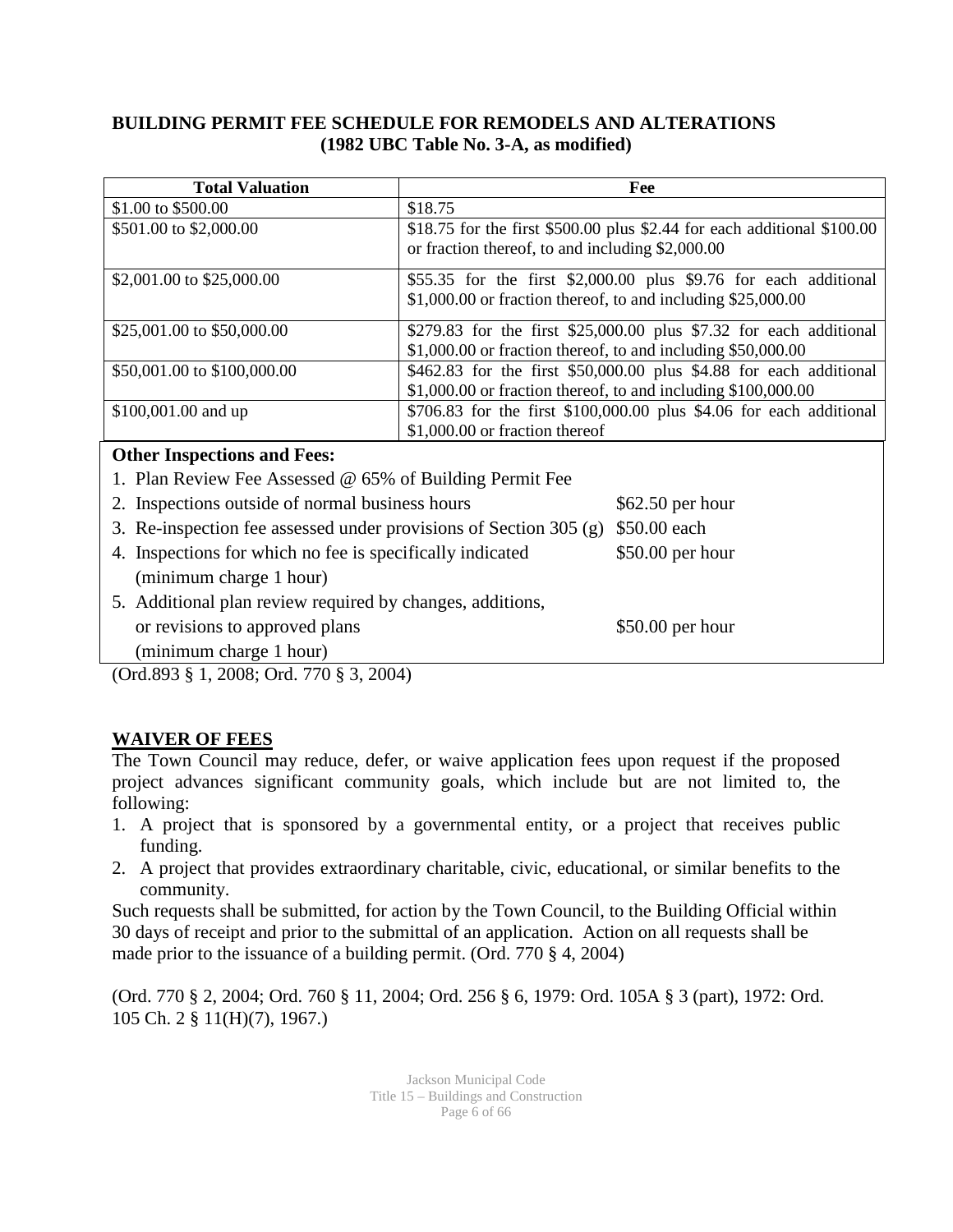## BUILDING PERMIT FEE SCHEDULE FOR REMODELS AND ALTERATIONS
### (1982 UBC Table No. 3-A, as modified)

| Total Valuation | Fee |
|---|---|
| $1.00 to $500.00 | $18.75 |
| $501.00 to $2,000.00 | $18.75 for the first $500.00 plus $2.44 for each additional $100.00 or fraction thereof, to and including $2,000.00 |
| $2,001.00 to $25,000.00 | $55.35 for the first $2,000.00 plus $9.76 for each additional $1,000.00 or fraction thereof, to and including $25,000.00 |
| $25,001.00 to $50,000.00 | $279.83 for the first $25,000.00 plus $7.32 for each additional $1,000.00 or fraction thereof, to and including $50,000.00 |
| $50,001.00 to $100,000.00 | $462.83 for the first $50,000.00 plus $4.88 for each additional $1,000.00 or fraction thereof, to and including $100,000.00 |
| $100,001.00 and up | $706.83 for the first $100,000.00 plus $4.06 for each additional $1,000.00 or fraction thereof |

**Other Inspections and Fees:**

1. Plan Review Fee Assessed @ 65% of Building Permit Fee
2. Inspections outside of normal business hours — $62.50 per hour
3. Re-inspection fee assessed under provisions of Section 305 (g) — $50.00 each
4. Inspections for which no fee is specifically indicated (minimum charge 1 hour) — $50.00 per hour
5. Additional plan review required by changes, additions, or revisions to approved plans (minimum charge 1 hour) — $50.00 per hour

(Ord.893 § 1, 2008; Ord. 770 § 3, 2004)

**WAIVER OF FEES**

The Town Council may reduce, defer, or waive application fees upon request if the proposed project advances significant community goals, which include but are not limited to, the following:

1. A project that is sponsored by a governmental entity, or a project that receives public funding.
2. A project that provides extraordinary charitable, civic, educational, or similar benefits to the community.

Such requests shall be submitted, for action by the Town Council, to the Building Official within 30 days of receipt and prior to the submittal of an application. Action on all requests shall be made prior to the issuance of a building permit. (Ord. 770 § 4, 2004)

(Ord. 770 § 2, 2004; Ord. 760 § 11, 2004; Ord. 256 § 6, 1979: Ord. 105A § 3 (part), 1972: Ord. 105 Ch. 2 § 11(H)(7), 1967.)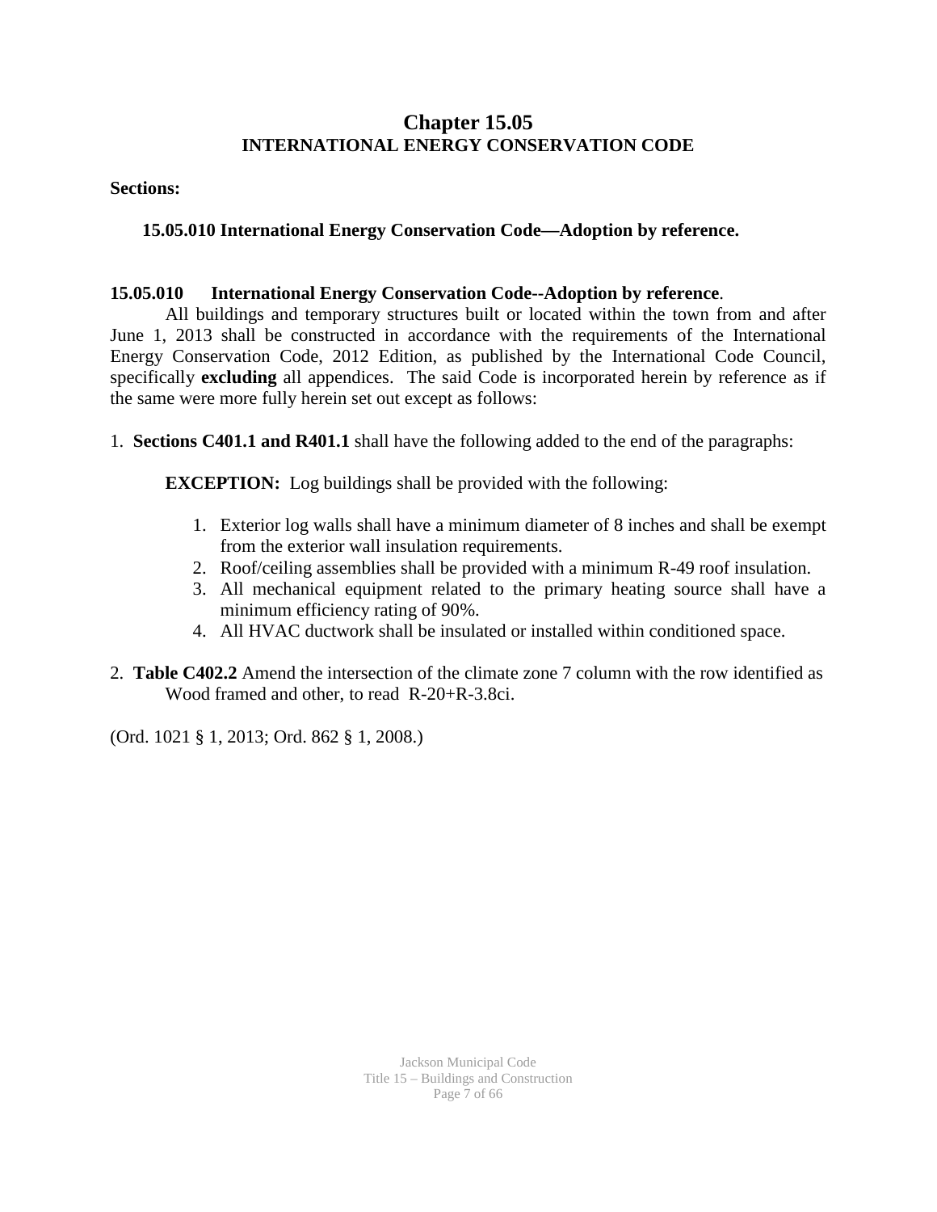# Chapter 15.05
## INTERNATIONAL ENERGY CONSERVATION CODE

**Sections:**

**15.05.010 International Energy Conservation Code—Adoption by reference.**

**15.05.010 International Energy Conservation Code--Adoption by reference**.

All buildings and temporary structures built or located within the town from and after June 1, 2013 shall be constructed in accordance with the requirements of the International Energy Conservation Code, 2012 Edition, as published by the International Code Council, specifically **excluding** all appendices. The said Code is incorporated herein by reference as if the same were more fully herein set out except as follows:

1. **Sections C401.1 and R401.1** shall have the following added to the end of the paragraphs:

   **EXCEPTION:** Log buildings shall be provided with the following:

   1. Exterior log walls shall have a minimum diameter of 8 inches and shall be exempt from the exterior wall insulation requirements.
   2. Roof/ceiling assemblies shall be provided with a minimum R-49 roof insulation.
   3. All mechanical equipment related to the primary heating source shall have a minimum efficiency rating of 90%.
   4. All HVAC ductwork shall be insulated or installed within conditioned space.

2. **Table C402.2** Amend the intersection of the climate zone 7 column with the row identified as Wood framed and other, to read R-20+R-3.8ci.

(Ord. 1021 § 1, 2013; Ord. 862 § 1, 2008.)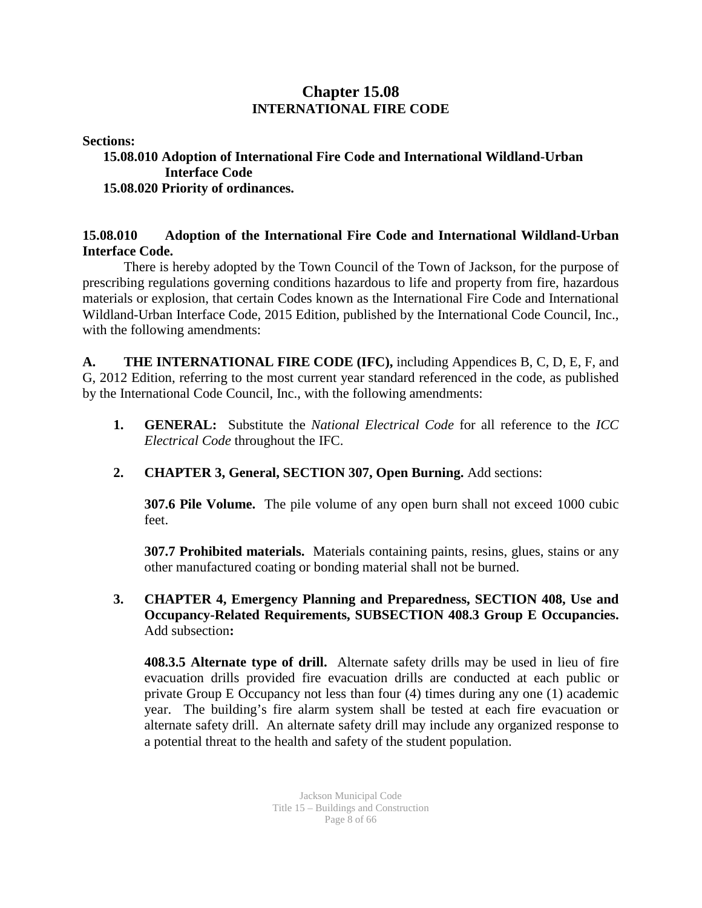# Chapter 15.08
## INTERNATIONAL FIRE CODE

**Sections:**

**15.08.010 Adoption of International Fire Code and International Wildland-Urban Interface Code**
**15.08.020 Priority of ordinances.**

### 15.08.010 Adoption of the International Fire Code and International Wildland-Urban Interface Code.

There is hereby adopted by the Town Council of the Town of Jackson, for the purpose of prescribing regulations governing conditions hazardous to life and property from fire, hazardous materials or explosion, that certain Codes known as the International Fire Code and International Wildland-Urban Interface Code, 2015 Edition, published by the International Code Council, Inc., with the following amendments:

**A. THE INTERNATIONAL FIRE CODE (IFC),** including Appendices B, C, D, E, F, and G, 2012 Edition, referring to the most current year standard referenced in the code, as published by the International Code Council, Inc., with the following amendments:

1. **GENERAL:** Substitute the *National Electrical Code* for all reference to the *ICC Electrical Code* throughout the IFC.

2. **CHAPTER 3, General, SECTION 307, Open Burning.** Add sections:

   **307.6 Pile Volume.** The pile volume of any open burn shall not exceed 1000 cubic feet.

   **307.7 Prohibited materials.** Materials containing paints, resins, glues, stains or any other manufactured coating or bonding material shall not be burned.

3. **CHAPTER 4, Emergency Planning and Preparedness, SECTION 408, Use and Occupancy-Related Requirements, SUBSECTION 408.3 Group E Occupancies.** Add subsection**:**

   **408.3.5 Alternate type of drill.** Alternate safety drills may be used in lieu of fire evacuation drills provided fire evacuation drills are conducted at each public or private Group E Occupancy not less than four (4) times during any one (1) academic year. The building's fire alarm system shall be tested at each fire evacuation or alternate safety drill. An alternate safety drill may include any organized response to a potential threat to the health and safety of the student population.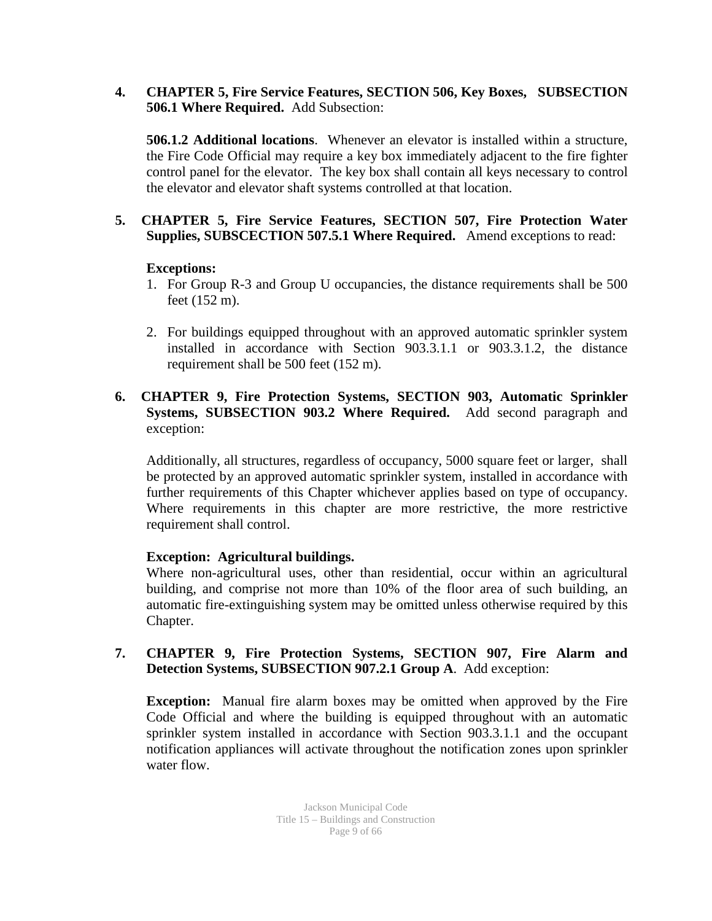**4. CHAPTER 5, Fire Service Features, SECTION 506, Key Boxes, SUBSECTION 506.1 Where Required.** Add Subsection:

**506.1.2 Additional locations**. Whenever an elevator is installed within a structure, the Fire Code Official may require a key box immediately adjacent to the fire fighter control panel for the elevator. The key box shall contain all keys necessary to control the elevator and elevator shaft systems controlled at that location.

**5. CHAPTER 5, Fire Service Features, SECTION 507, Fire Protection Water Supplies, SUBSCECTION 507.5.1 Where Required.** Amend exceptions to read:

**Exceptions:**

1. For Group R-3 and Group U occupancies, the distance requirements shall be 500 feet (152 m).

2. For buildings equipped throughout with an approved automatic sprinkler system installed in accordance with Section 903.3.1.1 or 903.3.1.2, the distance requirement shall be 500 feet (152 m).

**6. CHAPTER 9, Fire Protection Systems, SECTION 903, Automatic Sprinkler Systems, SUBSECTION 903.2 Where Required.** Add second paragraph and exception:

Additionally, all structures, regardless of occupancy, 5000 square feet or larger, shall be protected by an approved automatic sprinkler system, installed in accordance with further requirements of this Chapter whichever applies based on type of occupancy. Where requirements in this chapter are more restrictive, the more restrictive requirement shall control.

**Exception: Agricultural buildings.**
Where non-agricultural uses, other than residential, occur within an agricultural building, and comprise not more than 10% of the floor area of such building, an automatic fire-extinguishing system may be omitted unless otherwise required by this Chapter.

**7. CHAPTER 9, Fire Protection Systems, SECTION 907, Fire Alarm and Detection Systems, SUBSECTION 907.2.1 Group A**. Add exception:

**Exception:** Manual fire alarm boxes may be omitted when approved by the Fire Code Official and where the building is equipped throughout with an automatic sprinkler system installed in accordance with Section 903.3.1.1 and the occupant notification appliances will activate throughout the notification zones upon sprinkler water flow.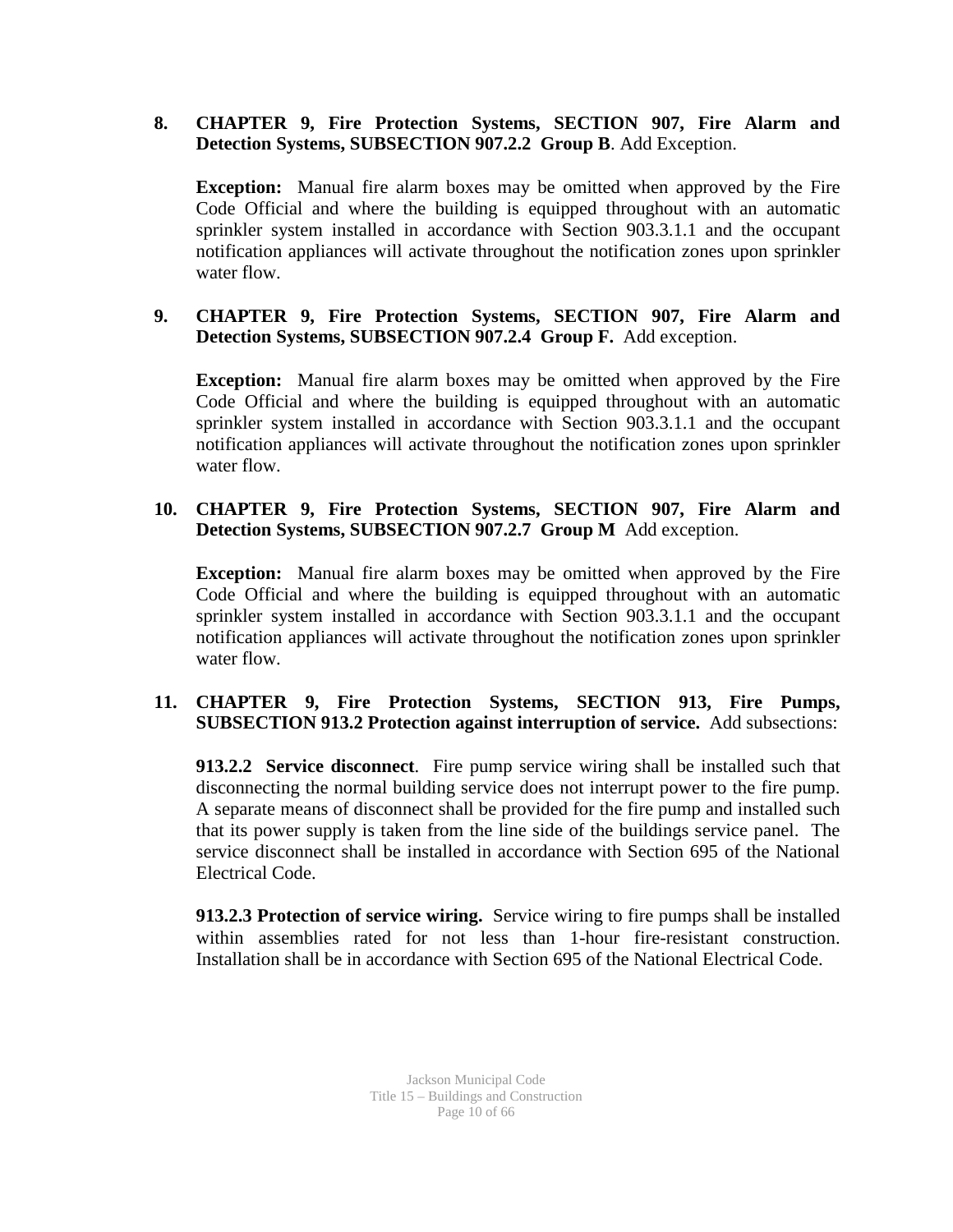8. **CHAPTER 9, Fire Protection Systems, SECTION 907, Fire Alarm and Detection Systems, SUBSECTION 907.2.2 Group B**. Add Exception.

   **Exception:** Manual fire alarm boxes may be omitted when approved by the Fire Code Official and where the building is equipped throughout with an automatic sprinkler system installed in accordance with Section 903.3.1.1 and the occupant notification appliances will activate throughout the notification zones upon sprinkler water flow.

9. **CHAPTER 9, Fire Protection Systems, SECTION 907, Fire Alarm and Detection Systems, SUBSECTION 907.2.4 Group F.** Add exception.

   **Exception:** Manual fire alarm boxes may be omitted when approved by the Fire Code Official and where the building is equipped throughout with an automatic sprinkler system installed in accordance with Section 903.3.1.1 and the occupant notification appliances will activate throughout the notification zones upon sprinkler water flow.

10. **CHAPTER 9, Fire Protection Systems, SECTION 907, Fire Alarm and Detection Systems, SUBSECTION 907.2.7 Group M** Add exception.

    **Exception:** Manual fire alarm boxes may be omitted when approved by the Fire Code Official and where the building is equipped throughout with an automatic sprinkler system installed in accordance with Section 903.3.1.1 and the occupant notification appliances will activate throughout the notification zones upon sprinkler water flow.

11. **CHAPTER 9, Fire Protection Systems, SECTION 913, Fire Pumps, SUBSECTION 913.2 Protection against interruption of service.** Add subsections:

    **913.2.2 Service disconnect**. Fire pump service wiring shall be installed such that disconnecting the normal building service does not interrupt power to the fire pump. A separate means of disconnect shall be provided for the fire pump and installed such that its power supply is taken from the line side of the buildings service panel. The service disconnect shall be installed in accordance with Section 695 of the National Electrical Code.

    **913.2.3 Protection of service wiring.** Service wiring to fire pumps shall be installed within assemblies rated for not less than 1-hour fire-resistant construction. Installation shall be in accordance with Section 695 of the National Electrical Code.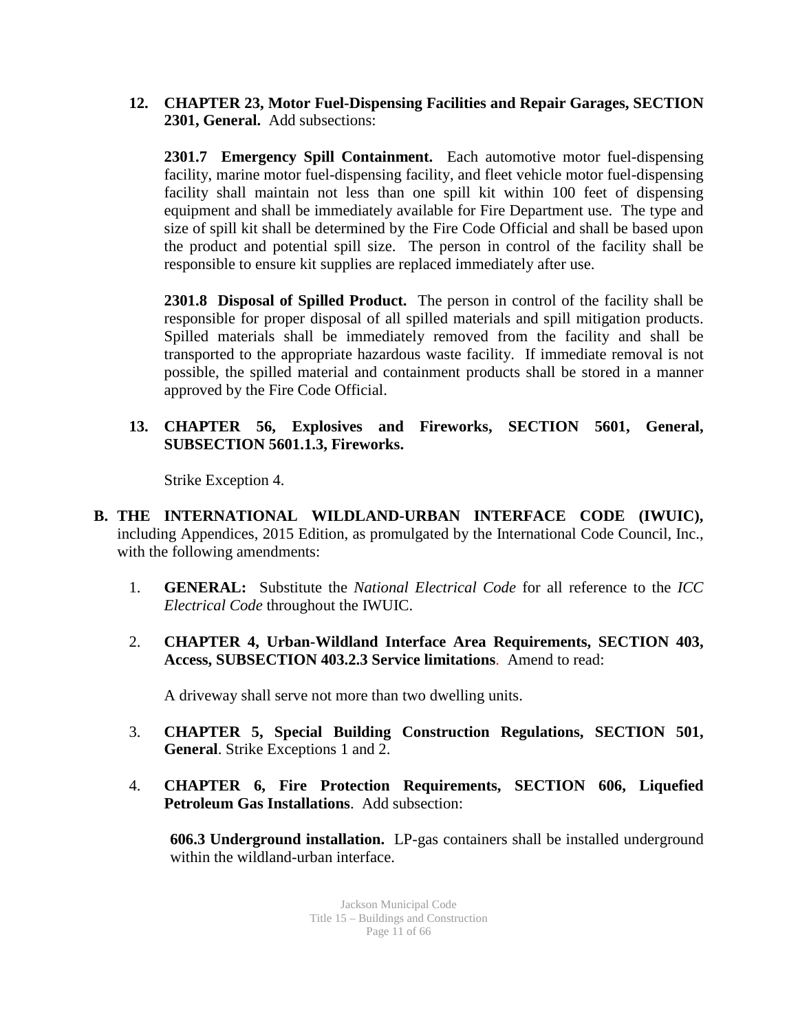12. **CHAPTER 23, Motor Fuel-Dispensing Facilities and Repair Garages, SECTION 2301, General.** Add subsections:

    **2301.7 Emergency Spill Containment.** Each automotive motor fuel-dispensing facility, marine motor fuel-dispensing facility, and fleet vehicle motor fuel-dispensing facility shall maintain not less than one spill kit within 100 feet of dispensing equipment and shall be immediately available for Fire Department use. The type and size of spill kit shall be determined by the Fire Code Official and shall be based upon the product and potential spill size. The person in control of the facility shall be responsible to ensure kit supplies are replaced immediately after use.

    **2301.8 Disposal of Spilled Product.** The person in control of the facility shall be responsible for proper disposal of all spilled materials and spill mitigation products. Spilled materials shall be immediately removed from the facility and shall be transported to the appropriate hazardous waste facility. If immediate removal is not possible, the spilled material and containment products shall be stored in a manner approved by the Fire Code Official.

13. **CHAPTER 56, Explosives and Fireworks, SECTION 5601, General, SUBSECTION 5601.1.3, Fireworks.**

    Strike Exception 4.

**B. THE INTERNATIONAL WILDLAND-URBAN INTERFACE CODE (IWUIC),** including Appendices, 2015 Edition, as promulgated by the International Code Council, Inc., with the following amendments:

1. **GENERAL:** Substitute the *National Electrical Code* for all reference to the *ICC Electrical Code* throughout the IWUIC.

2. **CHAPTER 4, Urban-Wildland Interface Area Requirements, SECTION 403, Access, SUBSECTION 403.2.3 Service limitations**. Amend to read:

   A driveway shall serve not more than two dwelling units.

3. **CHAPTER 5, Special Building Construction Regulations, SECTION 501, General**. Strike Exceptions 1 and 2.

4. **CHAPTER 6, Fire Protection Requirements, SECTION 606, Liquefied Petroleum Gas Installations**. Add subsection:

   **606.3 Underground installation.** LP-gas containers shall be installed underground within the wildland-urban interface.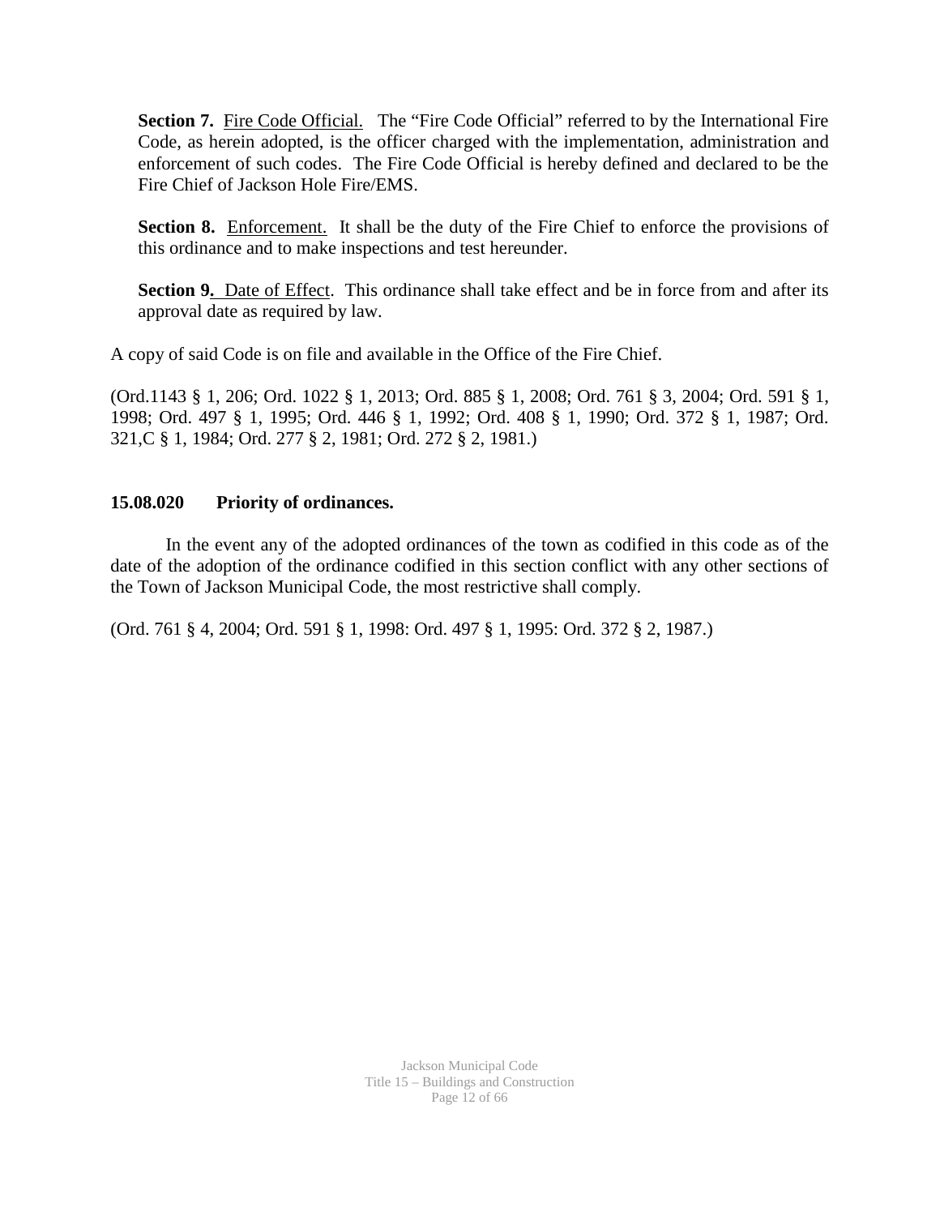**Section 7.** Fire Code Official. The "Fire Code Official" referred to by the International Fire Code, as herein adopted, is the officer charged with the implementation, administration and enforcement of such codes. The Fire Code Official is hereby defined and declared to be the Fire Chief of Jackson Hole Fire/EMS.

**Section 8.** Enforcement. It shall be the duty of the Fire Chief to enforce the provisions of this ordinance and to make inspections and test hereunder.

**Section 9.** Date of Effect. This ordinance shall take effect and be in force from and after its approval date as required by law.

A copy of said Code is on file and available in the Office of the Fire Chief.

(Ord.1143 § 1, 206; Ord. 1022 § 1, 2013; Ord. 885 § 1, 2008; Ord. 761 § 3, 2004; Ord. 591 § 1, 1998; Ord. 497 § 1, 1995; Ord. 446 § 1, 1992; Ord. 408 § 1, 1990; Ord. 372 § 1, 1987; Ord. 321,C § 1, 1984; Ord. 277 § 2, 1981; Ord. 272 § 2, 1981.)

### 15.08.020 Priority of ordinances.

In the event any of the adopted ordinances of the town as codified in this code as of the date of the adoption of the ordinance codified in this section conflict with any other sections of the Town of Jackson Municipal Code, the most restrictive shall comply.

(Ord. 761 § 4, 2004; Ord. 591 § 1, 1998: Ord. 497 § 1, 1995: Ord. 372 § 2, 1987.)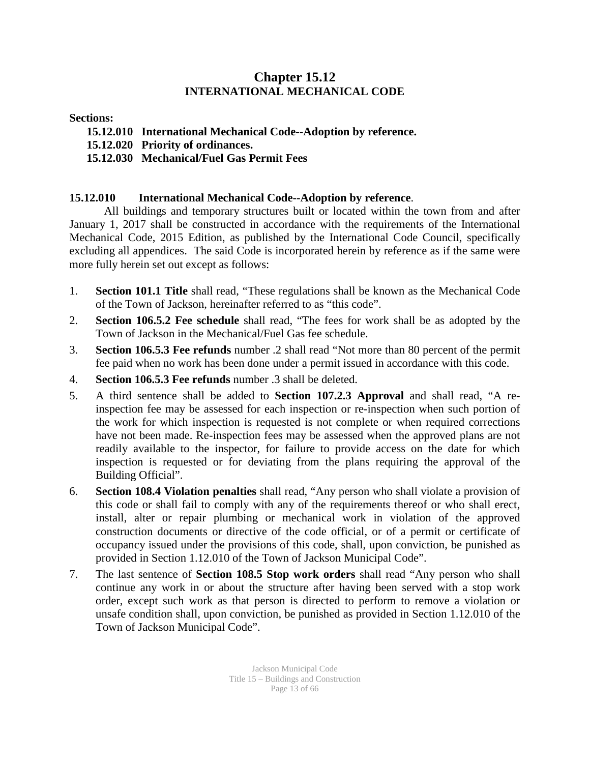# Chapter 15.12
## INTERNATIONAL MECHANICAL CODE

**Sections:**

**15.12.010 International Mechanical Code--Adoption by reference.**
**15.12.020 Priority of ordinances.**
**15.12.030 Mechanical/Fuel Gas Permit Fees**

### 15.12.010 International Mechanical Code--Adoption by reference.

All buildings and temporary structures built or located within the town from and after January 1, 2017 shall be constructed in accordance with the requirements of the International Mechanical Code, 2015 Edition, as published by the International Code Council, specifically excluding all appendices. The said Code is incorporated herein by reference as if the same were more fully herein set out except as follows:

1. **Section 101.1 Title** shall read, "These regulations shall be known as the Mechanical Code of the Town of Jackson, hereinafter referred to as "this code".
2. **Section 106.5.2 Fee schedule** shall read, "The fees for work shall be as adopted by the Town of Jackson in the Mechanical/Fuel Gas fee schedule.
3. **Section 106.5.3 Fee refunds** number .2 shall read "Not more than 80 percent of the permit fee paid when no work has been done under a permit issued in accordance with this code.
4. **Section 106.5.3 Fee refunds** number .3 shall be deleted.
5. A third sentence shall be added to **Section 107.2.3 Approval** and shall read, "A re-inspection fee may be assessed for each inspection or re-inspection when such portion of the work for which inspection is requested is not complete or when required corrections have not been made. Re-inspection fees may be assessed when the approved plans are not readily available to the inspector, for failure to provide access on the date for which inspection is requested or for deviating from the plans requiring the approval of the Building Official".
6. **Section 108.4 Violation penalties** shall read, "Any person who shall violate a provision of this code or shall fail to comply with any of the requirements thereof or who shall erect, install, alter or repair plumbing or mechanical work in violation of the approved construction documents or directive of the code official, or of a permit or certificate of occupancy issued under the provisions of this code, shall, upon conviction, be punished as provided in Section 1.12.010 of the Town of Jackson Municipal Code".
7. The last sentence of **Section 108.5 Stop work orders** shall read "Any person who shall continue any work in or about the structure after having been served with a stop work order, except such work as that person is directed to perform to remove a violation or unsafe condition shall, upon conviction, be punished as provided in Section 1.12.010 of the Town of Jackson Municipal Code".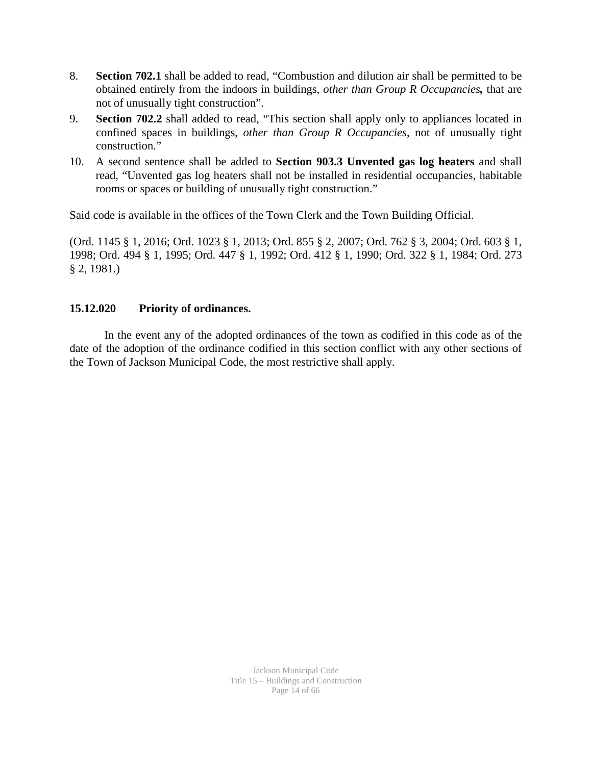8. **Section 702.1** shall be added to read, "Combustion and dilution air shall be permitted to be obtained entirely from the indoors in buildings, *other than Group R Occupancies***,** that are not of unusually tight construction".
9. **Section 702.2** shall added to read, "This section shall apply only to appliances located in confined spaces in buildings, *other than Group R Occupancies*, not of unusually tight construction."
10. A second sentence shall be added to **Section 903.3 Unvented gas log heaters** and shall read, "Unvented gas log heaters shall not be installed in residential occupancies, habitable rooms or spaces or building of unusually tight construction."

Said code is available in the offices of the Town Clerk and the Town Building Official.

(Ord. 1145 § 1, 2016; Ord. 1023 § 1, 2013; Ord. 855 § 2, 2007; Ord. 762 § 3, 2004; Ord. 603 § 1, 1998; Ord. 494 § 1, 1995; Ord. 447 § 1, 1992; Ord. 412 § 1, 1990; Ord. 322 § 1, 1984; Ord. 273 § 2, 1981.)

### 15.12.020 Priority of ordinances.

In the event any of the adopted ordinances of the town as codified in this code as of the date of the adoption of the ordinance codified in this section conflict with any other sections of the Town of Jackson Municipal Code, the most restrictive shall apply.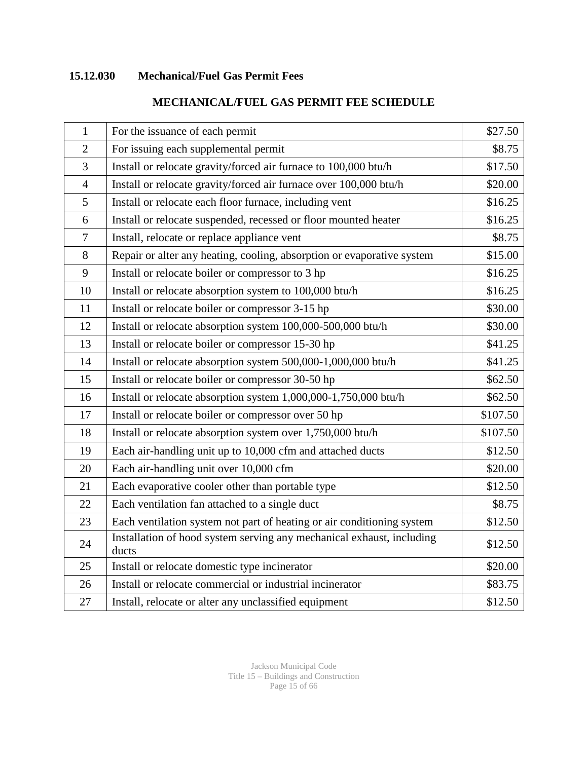### 15.12.030 Mechanical/Fuel Gas Permit Fees

**MECHANICAL/FUEL GAS PERMIT FEE SCHEDULE**

| | | |
|---|---|---|
| 1 | For the issuance of each permit | $27.50 |
| 2 | For issuing each supplemental permit | $8.75 |
| 3 | Install or relocate gravity/forced air furnace to 100,000 btu/h | $17.50 |
| 4 | Install or relocate gravity/forced air furnace over 100,000 btu/h | $20.00 |
| 5 | Install or relocate each floor furnace, including vent | $16.25 |
| 6 | Install or relocate suspended, recessed or floor mounted heater | $16.25 |
| 7 | Install, relocate or replace appliance vent | $8.75 |
| 8 | Repair or alter any heating, cooling, absorption or evaporative system | $15.00 |
| 9 | Install or relocate boiler or compressor to 3 hp | $16.25 |
| 10 | Install or relocate absorption system to 100,000 btu/h | $16.25 |
| 11 | Install or relocate boiler or compressor 3-15 hp | $30.00 |
| 12 | Install or relocate absorption system 100,000-500,000 btu/h | $30.00 |
| 13 | Install or relocate boiler or compressor 15-30 hp | $41.25 |
| 14 | Install or relocate absorption system 500,000-1,000,000 btu/h | $41.25 |
| 15 | Install or relocate boiler or compressor 30-50 hp | $62.50 |
| 16 | Install or relocate absorption system 1,000,000-1,750,000 btu/h | $62.50 |
| 17 | Install or relocate boiler or compressor over 50 hp | $107.50 |
| 18 | Install or relocate absorption system over 1,750,000 btu/h | $107.50 |
| 19 | Each air-handling unit up to 10,000 cfm and attached ducts | $12.50 |
| 20 | Each air-handling unit over 10,000 cfm | $20.00 |
| 21 | Each evaporative cooler other than portable type | $12.50 |
| 22 | Each ventilation fan attached to a single duct | $8.75 |
| 23 | Each ventilation system not part of heating or air conditioning system | $12.50 |
| 24 | Installation of hood system serving any mechanical exhaust, including ducts | $12.50 |
| 25 | Install or relocate domestic type incinerator | $20.00 |
| 26 | Install or relocate commercial or industrial incinerator | $83.75 |
| 27 | Install, relocate or alter any unclassified equipment | $12.50 |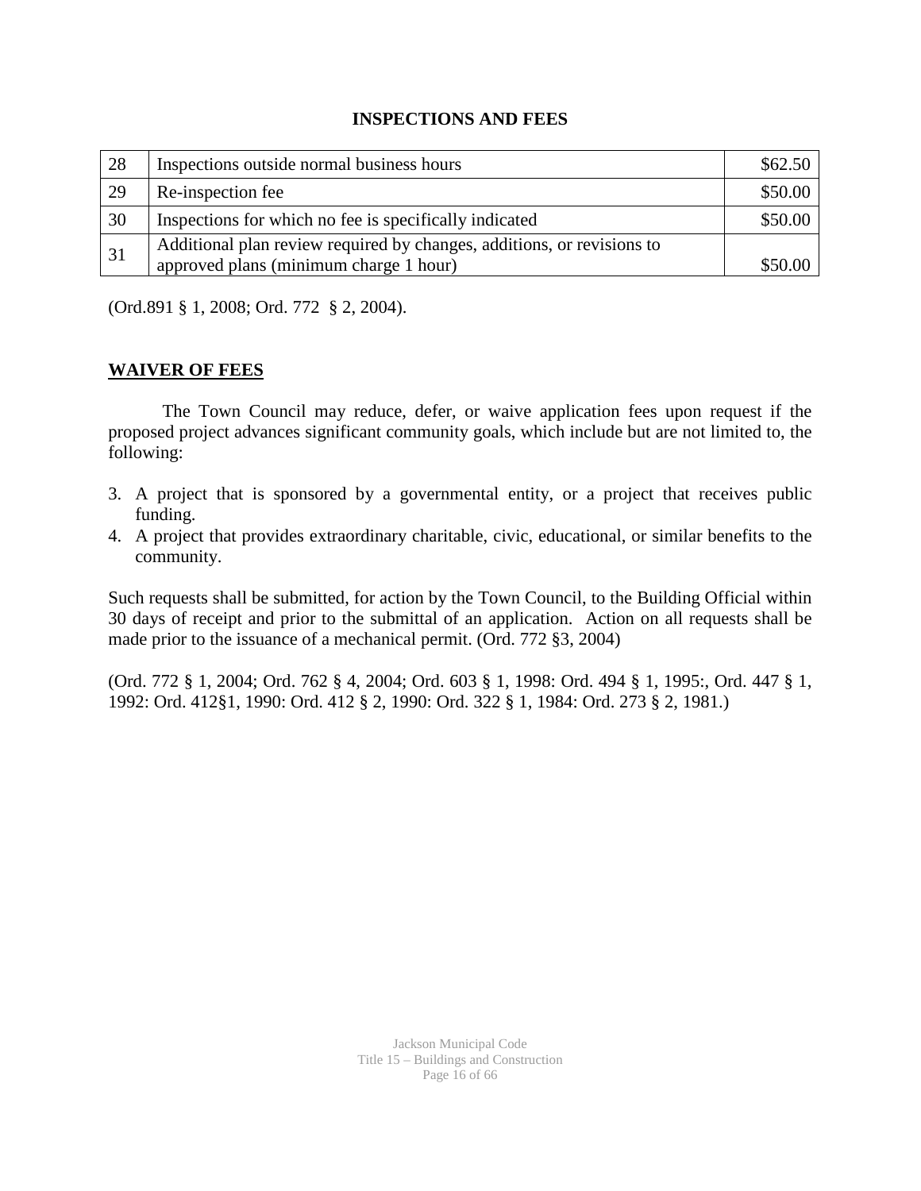## INSPECTIONS AND FEES

| | | |
|---|---|---|
| 28 | Inspections outside normal business hours | $62.50 |
| 29 | Re-inspection fee | $50.00 |
| 30 | Inspections for which no fee is specifically indicated | $50.00 |
| 31 | Additional plan review required by changes, additions, or revisions to approved plans (minimum charge 1 hour) | $50.00 |

(Ord.891 § 1, 2008; Ord. 772 § 2, 2004).

**WAIVER OF FEES**

The Town Council may reduce, defer, or waive application fees upon request if the proposed project advances significant community goals, which include but are not limited to, the following:

3. A project that is sponsored by a governmental entity, or a project that receives public funding.
4. A project that provides extraordinary charitable, civic, educational, or similar benefits to the community.

Such requests shall be submitted, for action by the Town Council, to the Building Official within 30 days of receipt and prior to the submittal of an application. Action on all requests shall be made prior to the issuance of a mechanical permit. (Ord. 772 §3, 2004)

(Ord. 772 § 1, 2004; Ord. 762 § 4, 2004; Ord. 603 § 1, 1998: Ord. 494 § 1, 1995:, Ord. 447 § 1, 1992: Ord. 412§1, 1990: Ord. 412 § 2, 1990: Ord. 322 § 1, 1984: Ord. 273 § 2, 1981.)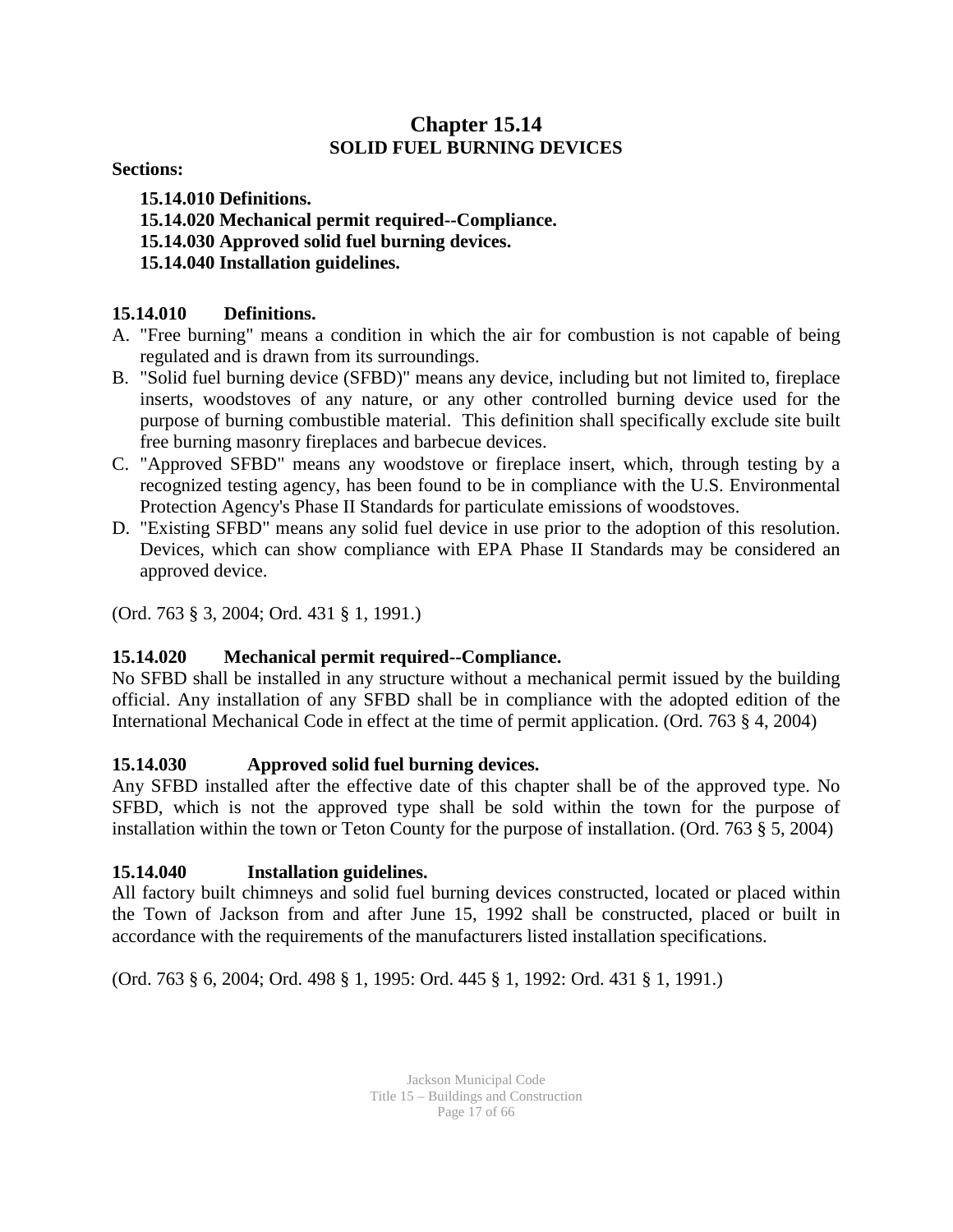# Chapter 15.14
## SOLID FUEL BURNING DEVICES

**Sections:**

**15.14.010 Definitions.**
**15.14.020 Mechanical permit required--Compliance.**
**15.14.030 Approved solid fuel burning devices.**
**15.14.040 Installation guidelines.**

### 15.14.010 Definitions.

A. "Free burning" means a condition in which the air for combustion is not capable of being regulated and is drawn from its surroundings.
B. "Solid fuel burning device (SFBD)" means any device, including but not limited to, fireplace inserts, woodstoves of any nature, or any other controlled burning device used for the purpose of burning combustible material. This definition shall specifically exclude site built free burning masonry fireplaces and barbecue devices.
C. "Approved SFBD" means any woodstove or fireplace insert, which, through testing by a recognized testing agency, has been found to be in compliance with the U.S. Environmental Protection Agency's Phase II Standards for particulate emissions of woodstoves.
D. "Existing SFBD" means any solid fuel device in use prior to the adoption of this resolution. Devices, which can show compliance with EPA Phase II Standards may be considered an approved device.

(Ord. 763 § 3, 2004; Ord. 431 § 1, 1991.)

### 15.14.020 Mechanical permit required--Compliance.

No SFBD shall be installed in any structure without a mechanical permit issued by the building official. Any installation of any SFBD shall be in compliance with the adopted edition of the International Mechanical Code in effect at the time of permit application. (Ord. 763 § 4, 2004)

### 15.14.030 Approved solid fuel burning devices.

Any SFBD installed after the effective date of this chapter shall be of the approved type. No SFBD, which is not the approved type shall be sold within the town for the purpose of installation within the town or Teton County for the purpose of installation. (Ord. 763 § 5, 2004)

### 15.14.040 Installation guidelines.

All factory built chimneys and solid fuel burning devices constructed, located or placed within the Town of Jackson from and after June 15, 1992 shall be constructed, placed or built in accordance with the requirements of the manufacturers listed installation specifications.

(Ord. 763 § 6, 2004; Ord. 498 § 1, 1995: Ord. 445 § 1, 1992: Ord. 431 § 1, 1991.)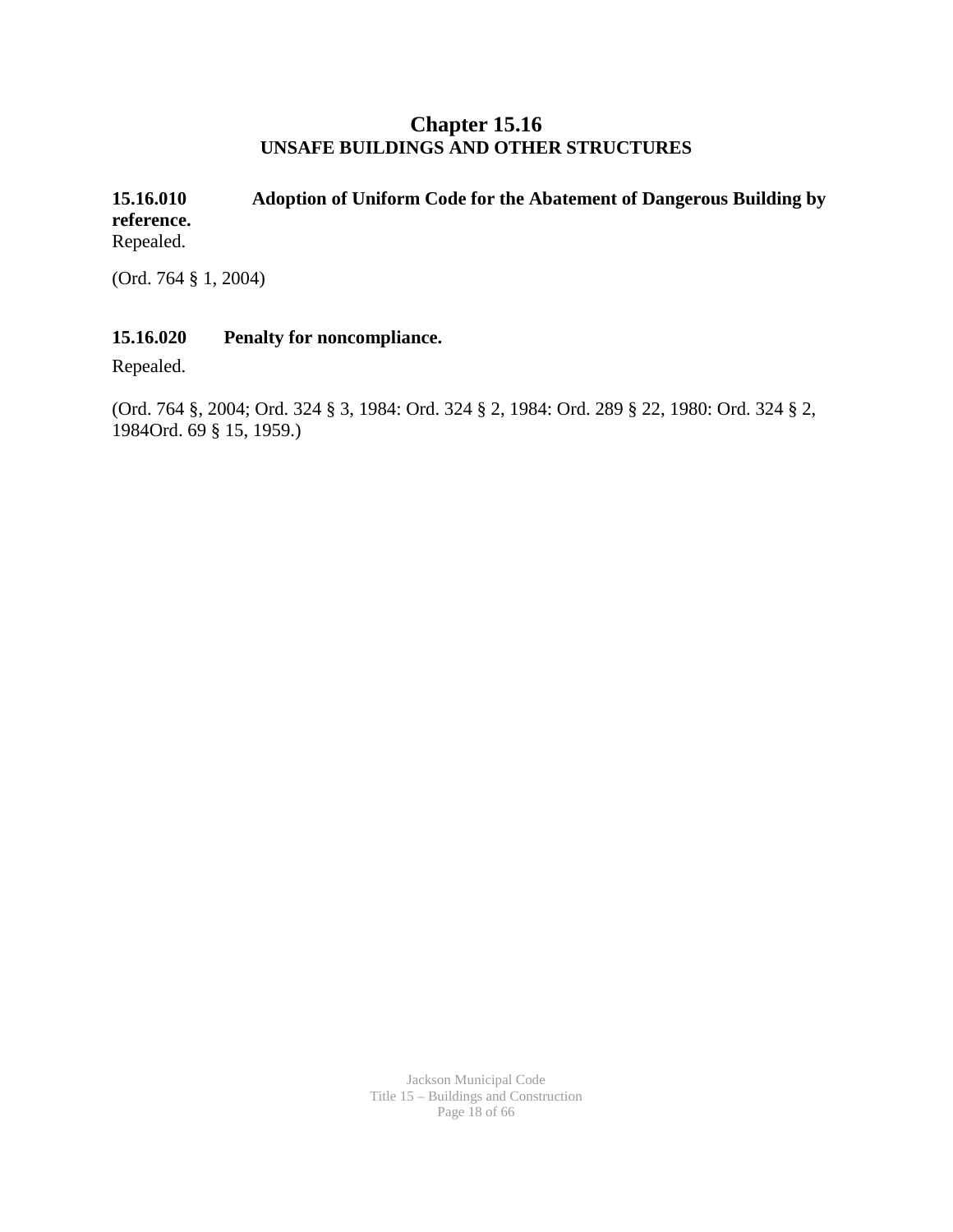# Chapter 15.16
## UNSAFE BUILDINGS AND OTHER STRUCTURES

**15.16.010 Adoption of Uniform Code for the Abatement of Dangerous Building by reference.**

Repealed.

(Ord. 764 § 1, 2004)

**15.16.020 Penalty for noncompliance.**

Repealed.

(Ord. 764 §, 2004; Ord. 324 § 3, 1984: Ord. 324 § 2, 1984: Ord. 289 § 22, 1980: Ord. 324 § 2, 1984Ord. 69 § 15, 1959.)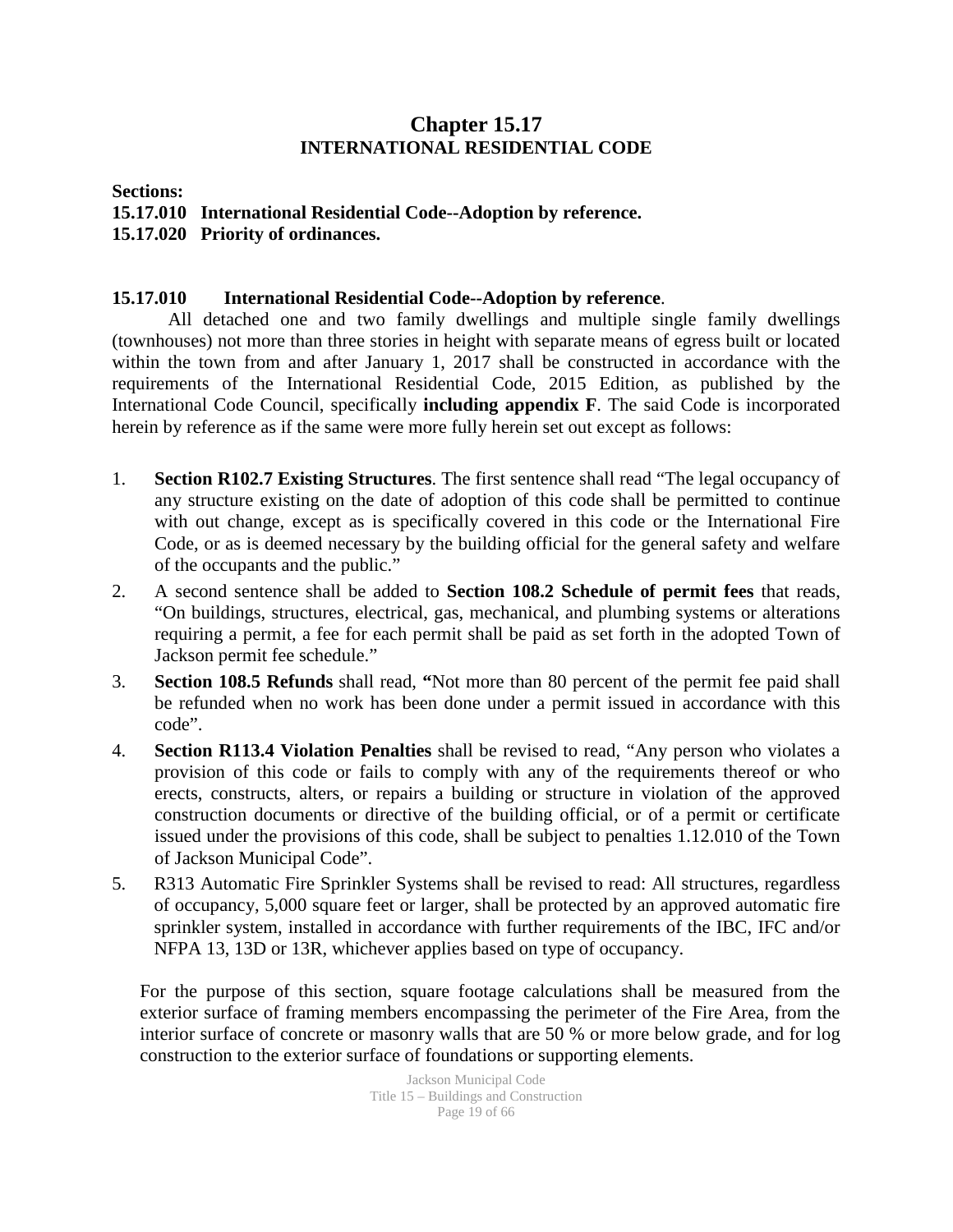# Chapter 15.17
## INTERNATIONAL RESIDENTIAL CODE

**Sections:**
**15.17.010 International Residential Code--Adoption by reference.**
**15.17.020 Priority of ordinances.**

**15.17.010 International Residential Code--Adoption by reference**.

All detached one and two family dwellings and multiple single family dwellings (townhouses) not more than three stories in height with separate means of egress built or located within the town from and after January 1, 2017 shall be constructed in accordance with the requirements of the International Residential Code, 2015 Edition, as published by the International Code Council, specifically **including appendix F**. The said Code is incorporated herein by reference as if the same were more fully herein set out except as follows:

1. **Section R102.7 Existing Structures**. The first sentence shall read "The legal occupancy of any structure existing on the date of adoption of this code shall be permitted to continue with out change, except as is specifically covered in this code or the International Fire Code, or as is deemed necessary by the building official for the general safety and welfare of the occupants and the public."
2. A second sentence shall be added to **Section 108.2 Schedule of permit fees** that reads, "On buildings, structures, electrical, gas, mechanical, and plumbing systems or alterations requiring a permit, a fee for each permit shall be paid as set forth in the adopted Town of Jackson permit fee schedule."
3. **Section 108.5 Refunds** shall read, **"**Not more than 80 percent of the permit fee paid shall be refunded when no work has been done under a permit issued in accordance with this code".
4. **Section R113.4 Violation Penalties** shall be revised to read, "Any person who violates a provision of this code or fails to comply with any of the requirements thereof or who erects, constructs, alters, or repairs a building or structure in violation of the approved construction documents or directive of the building official, or of a permit or certificate issued under the provisions of this code, shall be subject to penalties 1.12.010 of the Town of Jackson Municipal Code".
5. R313 Automatic Fire Sprinkler Systems shall be revised to read: All structures, regardless of occupancy, 5,000 square feet or larger, shall be protected by an approved automatic fire sprinkler system, installed in accordance with further requirements of the IBC, IFC and/or NFPA 13, 13D or 13R, whichever applies based on type of occupancy.

   For the purpose of this section, square footage calculations shall be measured from the exterior surface of framing members encompassing the perimeter of the Fire Area, from the interior surface of concrete or masonry walls that are 50 % or more below grade, and for log construction to the exterior surface of foundations or supporting elements.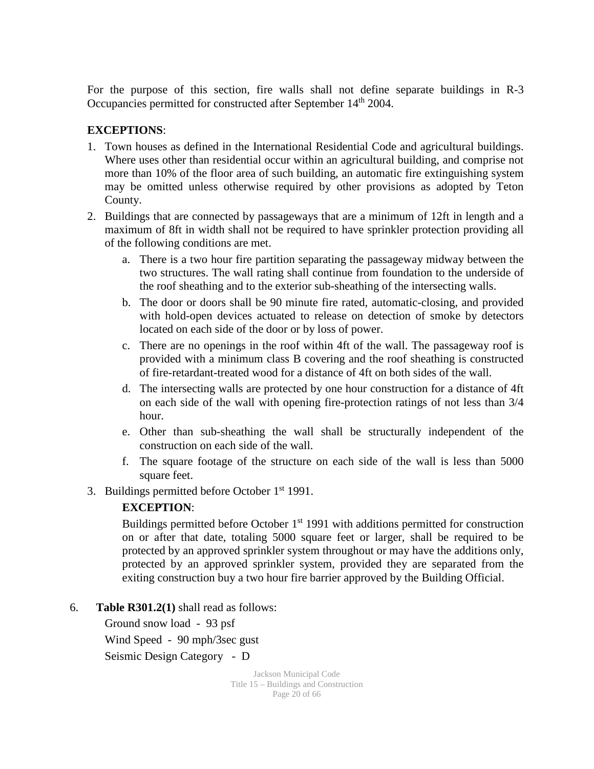For the purpose of this section, fire walls shall not define separate buildings in R-3 Occupancies permitted for constructed after September 14th 2004.

**EXCEPTIONS**:

1. Town houses as defined in the International Residential Code and agricultural buildings. Where uses other than residential occur within an agricultural building, and comprise not more than 10% of the floor area of such building, an automatic fire extinguishing system may be omitted unless otherwise required by other provisions as adopted by Teton County.
2. Buildings that are connected by passageways that are a minimum of 12ft in length and a maximum of 8ft in width shall not be required to have sprinkler protection providing all of the following conditions are met.
   a. There is a two hour fire partition separating the passageway midway between the two structures. The wall rating shall continue from foundation to the underside of the roof sheathing and to the exterior sub-sheathing of the intersecting walls.
   b. The door or doors shall be 90 minute fire rated, automatic-closing, and provided with hold-open devices actuated to release on detection of smoke by detectors located on each side of the door or by loss of power.
   c. There are no openings in the roof within 4ft of the wall. The passageway roof is provided with a minimum class B covering and the roof sheathing is constructed of fire-retardant-treated wood for a distance of 4ft on both sides of the wall.
   d. The intersecting walls are protected by one hour construction for a distance of 4ft on each side of the wall with opening fire-protection ratings of not less than 3/4 hour.
   e. Other than sub-sheathing the wall shall be structurally independent of the construction on each side of the wall.
   f. The square footage of the structure on each side of the wall is less than 5000 square feet.
3. Buildings permitted before October 1st 1991.

   **EXCEPTION**:

   Buildings permitted before October 1st 1991 with additions permitted for construction on or after that date, totaling 5000 square feet or larger, shall be required to be protected by an approved sprinkler system throughout or may have the additions only, protected by an approved sprinkler system, provided they are separated from the exiting construction buy a two hour fire barrier approved by the Building Official.

6. **Table R301.2(1)** shall read as follows:

   Ground snow load - 93 psf

   Wind Speed - 90 mph/3sec gust

   Seismic Design Category - D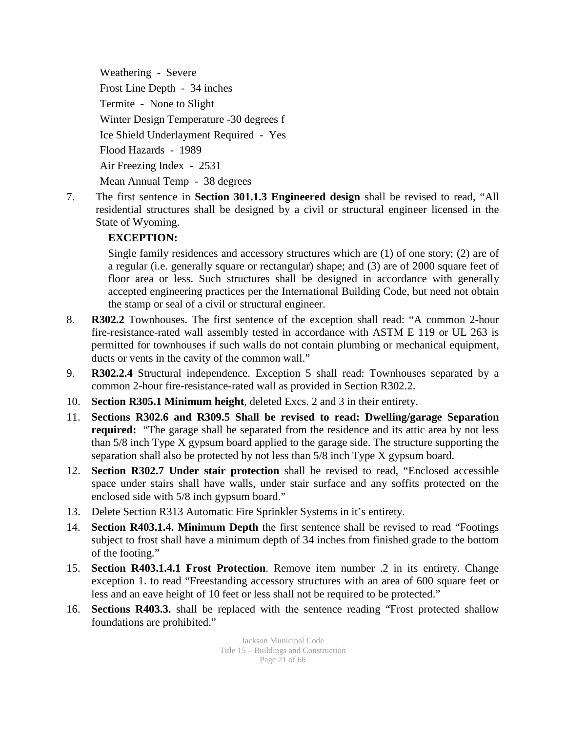Weathering - Severe

Frost Line Depth - 34 inches

Termite - None to Slight

Winter Design Temperature -30 degrees f

Ice Shield Underlayment Required - Yes

Flood Hazards - 1989

Air Freezing Index - 2531

Mean Annual Temp - 38 degrees

7. The first sentence in **Section 301.1.3 Engineered design** shall be revised to read, "All residential structures shall be designed by a civil or structural engineer licensed in the State of Wyoming.

   **EXCEPTION:**

   Single family residences and accessory structures which are (1) of one story; (2) are of a regular (i.e. generally square or rectangular) shape; and (3) are of 2000 square feet of floor area or less. Such structures shall be designed in accordance with generally accepted engineering practices per the International Building Code, but need not obtain the stamp or seal of a civil or structural engineer.

8. **R302.2** Townhouses. The first sentence of the exception shall read: "A common 2-hour fire-resistance-rated wall assembly tested in accordance with ASTM E 119 or UL 263 is permitted for townhouses if such walls do not contain plumbing or mechanical equipment, ducts or vents in the cavity of the common wall."
9. **R302.2.4** Structural independence. Exception 5 shall read: Townhouses separated by a common 2-hour fire-resistance-rated wall as provided in Section R302.2.
10. **Section R305.1 Minimum height**, deleted Excs. 2 and 3 in their entirety.
11. **Sections R302.6 and R309.5 Shall be revised to read: Dwelling/garage Separation required:** "The garage shall be separated from the residence and its attic area by not less than 5/8 inch Type X gypsum board applied to the garage side. The structure supporting the separation shall also be protected by not less than 5/8 inch Type X gypsum board.
12. **Section R302.7 Under stair protection** shall be revised to read, "Enclosed accessible space under stairs shall have walls, under stair surface and any soffits protected on the enclosed side with 5/8 inch gypsum board."
13. Delete Section R313 Automatic Fire Sprinkler Systems in it's entirety.
14. **Section R403.1.4. Minimum Depth** the first sentence shall be revised to read "Footings subject to frost shall have a minimum depth of 34 inches from finished grade to the bottom of the footing."
15. **Section R403.1.4.1 Frost Protection**. Remove item number .2 in its entirety. Change exception 1. to read "Freestanding accessory structures with an area of 600 square feet or less and an eave height of 10 feet or less shall not be required to be protected."
16. **Sections R403.3.** shall be replaced with the sentence reading "Frost protected shallow foundations are prohibited."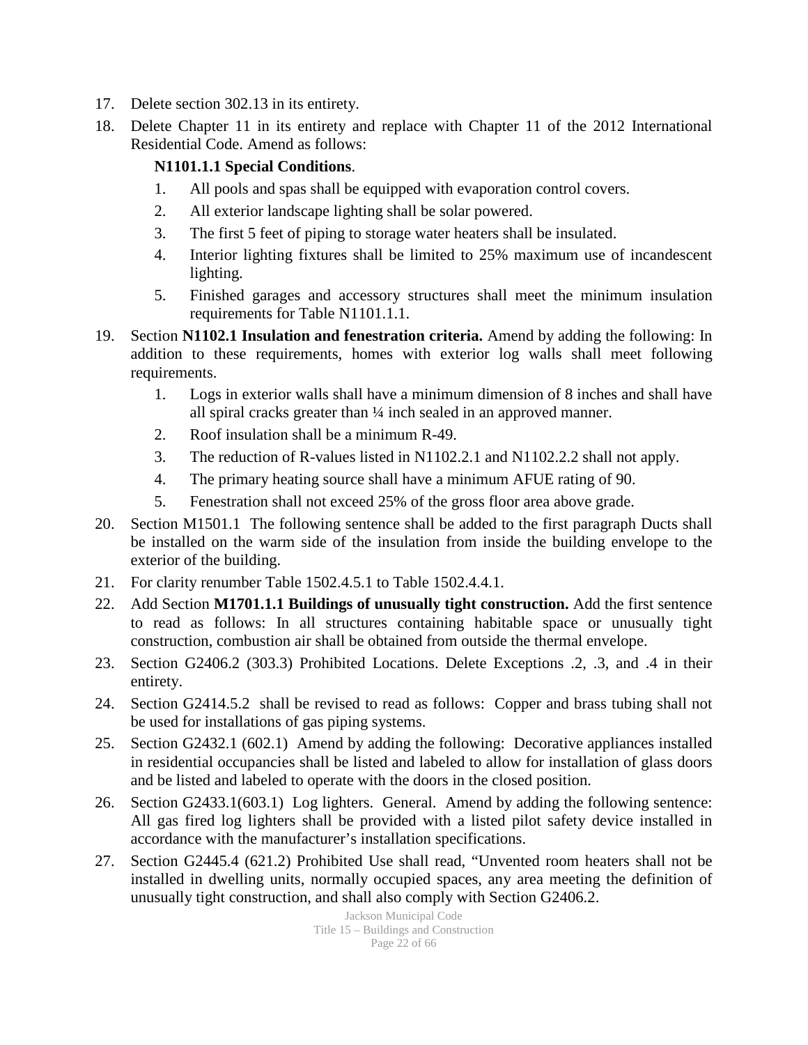17. Delete section 302.13 in its entirety.
18. Delete Chapter 11 in its entirety and replace with Chapter 11 of the 2012 International Residential Code. Amend as follows:

    **N1101.1.1 Special Conditions**.

    1. All pools and spas shall be equipped with evaporation control covers.
    2. All exterior landscape lighting shall be solar powered.
    3. The first 5 feet of piping to storage water heaters shall be insulated.
    4. Interior lighting fixtures shall be limited to 25% maximum use of incandescent lighting.
    5. Finished garages and accessory structures shall meet the minimum insulation requirements for Table N1101.1.1.
19. Section **N1102.1 Insulation and fenestration criteria.** Amend by adding the following: In addition to these requirements, homes with exterior log walls shall meet following requirements.
    1. Logs in exterior walls shall have a minimum dimension of 8 inches and shall have all spiral cracks greater than ¼ inch sealed in an approved manner.
    2. Roof insulation shall be a minimum R-49.
    3. The reduction of R-values listed in N1102.2.1 and N1102.2.2 shall not apply.
    4. The primary heating source shall have a minimum AFUE rating of 90.
    5. Fenestration shall not exceed 25% of the gross floor area above grade.
20. Section M1501.1 The following sentence shall be added to the first paragraph Ducts shall be installed on the warm side of the insulation from inside the building envelope to the exterior of the building.
21. For clarity renumber Table 1502.4.5.1 to Table 1502.4.4.1.
22. Add Section **M1701.1.1 Buildings of unusually tight construction.** Add the first sentence to read as follows: In all structures containing habitable space or unusually tight construction, combustion air shall be obtained from outside the thermal envelope.
23. Section G2406.2 (303.3) Prohibited Locations. Delete Exceptions .2, .3, and .4 in their entirety.
24. Section G2414.5.2 shall be revised to read as follows: Copper and brass tubing shall not be used for installations of gas piping systems.
25. Section G2432.1 (602.1) Amend by adding the following: Decorative appliances installed in residential occupancies shall be listed and labeled to allow for installation of glass doors and be listed and labeled to operate with the doors in the closed position.
26. Section G2433.1(603.1) Log lighters. General. Amend by adding the following sentence: All gas fired log lighters shall be provided with a listed pilot safety device installed in accordance with the manufacturer's installation specifications.
27. Section G2445.4 (621.2) Prohibited Use shall read, "Unvented room heaters shall not be installed in dwelling units, normally occupied spaces, any area meeting the definition of unusually tight construction, and shall also comply with Section G2406.2.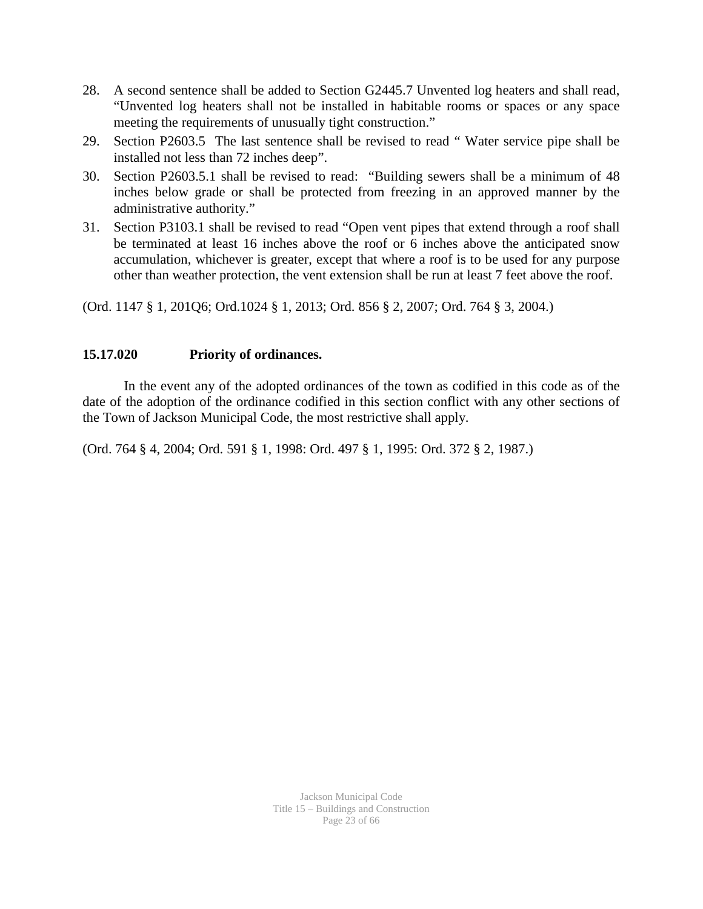28. A second sentence shall be added to Section G2445.7 Unvented log heaters and shall read, “Unvented log heaters shall not be installed in habitable rooms or spaces or any space meeting the requirements of unusually tight construction.”
29. Section P2603.5 The last sentence shall be revised to read “ Water service pipe shall be installed not less than 72 inches deep”.
30. Section P2603.5.1 shall be revised to read: “Building sewers shall be a minimum of 48 inches below grade or shall be protected from freezing in an approved manner by the administrative authority.”
31. Section P3103.1 shall be revised to read “Open vent pipes that extend through a roof shall be terminated at least 16 inches above the roof or 6 inches above the anticipated snow accumulation, whichever is greater, except that where a roof is to be used for any purpose other than weather protection, the vent extension shall be run at least 7 feet above the roof.

(Ord. 1147 § 1, 201Q6; Ord.1024 § 1, 2013; Ord. 856 § 2, 2007; Ord. 764 § 3, 2004.)

**15.17.020 Priority of ordinances.**

In the event any of the adopted ordinances of the town as codified in this code as of the date of the adoption of the ordinance codified in this section conflict with any other sections of the Town of Jackson Municipal Code, the most restrictive shall apply.

(Ord. 764 § 4, 2004; Ord. 591 § 1, 1998: Ord. 497 § 1, 1995: Ord. 372 § 2, 1987.)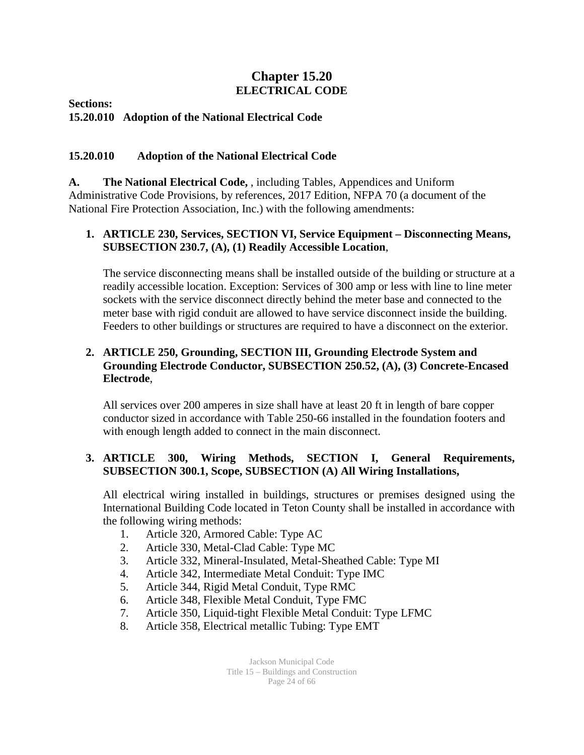# Chapter 15.20
## ELECTRICAL CODE

**Sections:**
**15.20.010 Adoption of the National Electrical Code**

### 15.20.010 Adoption of the National Electrical Code

**A. The National Electrical Code,** , including Tables, Appendices and Uniform Administrative Code Provisions, by references, 2017 Edition, NFPA 70 (a document of the National Fire Protection Association, Inc.) with the following amendments:

1. **ARTICLE 230, Services, SECTION VI, Service Equipment – Disconnecting Means, SUBSECTION 230.7, (A), (1) Readily Accessible Location**,

   The service disconnecting means shall be installed outside of the building or structure at a readily accessible location. Exception: Services of 300 amp or less with line to line meter sockets with the service disconnect directly behind the meter base and connected to the meter base with rigid conduit are allowed to have service disconnect inside the building. Feeders to other buildings or structures are required to have a disconnect on the exterior.

2. **ARTICLE 250, Grounding, SECTION III, Grounding Electrode System and Grounding Electrode Conductor, SUBSECTION 250.52, (A), (3) Concrete-Encased Electrode**,

   All services over 200 amperes in size shall have at least 20 ft in length of bare copper conductor sized in accordance with Table 250-66 installed in the foundation footers and with enough length added to connect in the main disconnect.

3. **ARTICLE 300, Wiring Methods, SECTION I, General Requirements, SUBSECTION 300.1, Scope, SUBSECTION (A) All Wiring Installations,**

   All electrical wiring installed in buildings, structures or premises designed using the International Building Code located in Teton County shall be installed in accordance with the following wiring methods:
   1. Article 320, Armored Cable: Type AC
   2. Article 330, Metal-Clad Cable: Type MC
   3. Article 332, Mineral-Insulated, Metal-Sheathed Cable: Type MI
   4. Article 342, Intermediate Metal Conduit: Type IMC
   5. Article 344, Rigid Metal Conduit, Type RMC
   6. Article 348, Flexible Metal Conduit, Type FMC
   7. Article 350, Liquid-tight Flexible Metal Conduit: Type LFMC
   8. Article 358, Electrical metallic Tubing: Type EMT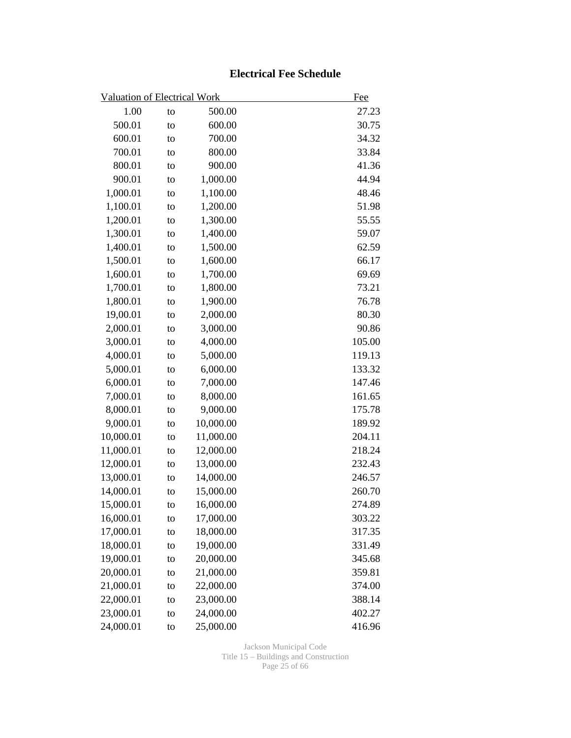# Electrical Fee Schedule

| Valuation of Electrical Work | | | Fee |
|---|---|---|---|
| 1.00 | to | 500.00 | 27.23 |
| 500.01 | to | 600.00 | 30.75 |
| 600.01 | to | 700.00 | 34.32 |
| 700.01 | to | 800.00 | 33.84 |
| 800.01 | to | 900.00 | 41.36 |
| 900.01 | to | 1,000.00 | 44.94 |
| 1,000.01 | to | 1,100.00 | 48.46 |
| 1,100.01 | to | 1,200.00 | 51.98 |
| 1,200.01 | to | 1,300.00 | 55.55 |
| 1,300.01 | to | 1,400.00 | 59.07 |
| 1,400.01 | to | 1,500.00 | 62.59 |
| 1,500.01 | to | 1,600.00 | 66.17 |
| 1,600.01 | to | 1,700.00 | 69.69 |
| 1,700.01 | to | 1,800.00 | 73.21 |
| 1,800.01 | to | 1,900.00 | 76.78 |
| 19,00.01 | to | 2,000.00 | 80.30 |
| 2,000.01 | to | 3,000.00 | 90.86 |
| 3,000.01 | to | 4,000.00 | 105.00 |
| 4,000.01 | to | 5,000.00 | 119.13 |
| 5,000.01 | to | 6,000.00 | 133.32 |
| 6,000.01 | to | 7,000.00 | 147.46 |
| 7,000.01 | to | 8,000.00 | 161.65 |
| 8,000.01 | to | 9,000.00 | 175.78 |
| 9,000.01 | to | 10,000.00 | 189.92 |
| 10,000.01 | to | 11,000.00 | 204.11 |
| 11,000.01 | to | 12,000.00 | 218.24 |
| 12,000.01 | to | 13,000.00 | 232.43 |
| 13,000.01 | to | 14,000.00 | 246.57 |
| 14,000.01 | to | 15,000.00 | 260.70 |
| 15,000.01 | to | 16,000.00 | 274.89 |
| 16,000.01 | to | 17,000.00 | 303.22 |
| 17,000.01 | to | 18,000.00 | 317.35 |
| 18,000.01 | to | 19,000.00 | 331.49 |
| 19,000.01 | to | 20,000.00 | 345.68 |
| 20,000.01 | to | 21,000.00 | 359.81 |
| 21,000.01 | to | 22,000.00 | 374.00 |
| 22,000.01 | to | 23,000.00 | 388.14 |
| 23,000.01 | to | 24,000.00 | 402.27 |
| 24,000.01 | to | 25,000.00 | 416.96 |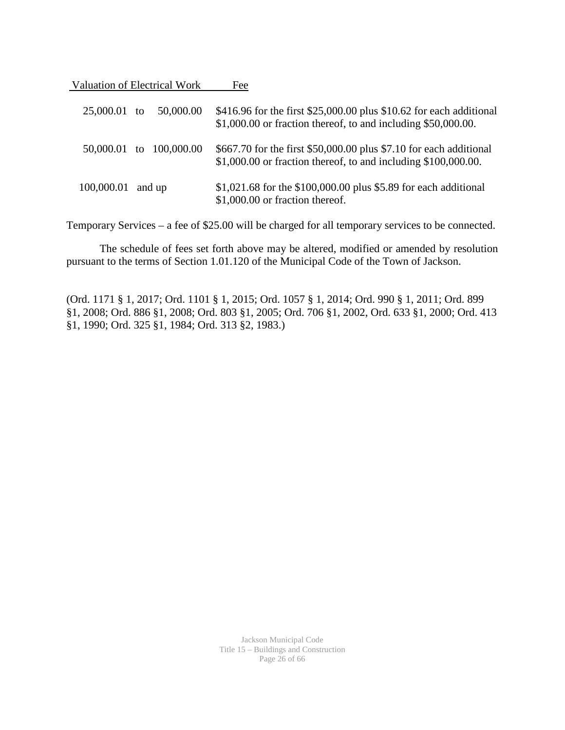| Valuation of Electrical Work | Fee |
|---|---|
| 25,000.01 to 50,000.00 | $416.96 for the first $25,000.00 plus $10.62 for each additional $1,000.00 or fraction thereof, to and including $50,000.00. |
| 50,000.01 to 100,000.00 | $667.70 for the first $50,000.00 plus $7.10 for each additional $1,000.00 or fraction thereof, to and including $100,000.00. |
| 100,000.01 and up | $1,021.68 for the $100,000.00 plus $5.89 for each additional $1,000.00 or fraction thereof. |

Temporary Services – a fee of $25.00 will be charged for all temporary services to be connected.

The schedule of fees set forth above may be altered, modified or amended by resolution pursuant to the terms of Section 1.01.120 of the Municipal Code of the Town of Jackson.

(Ord. 1171 § 1, 2017; Ord. 1101 § 1, 2015; Ord. 1057 § 1, 2014; Ord. 990 § 1, 2011; Ord. 899 §1, 2008; Ord. 886 §1, 2008; Ord. 803 §1, 2005; Ord. 706 §1, 2002, Ord. 633 §1, 2000; Ord. 413 §1, 1990; Ord. 325 §1, 1984; Ord. 313 §2, 1983.)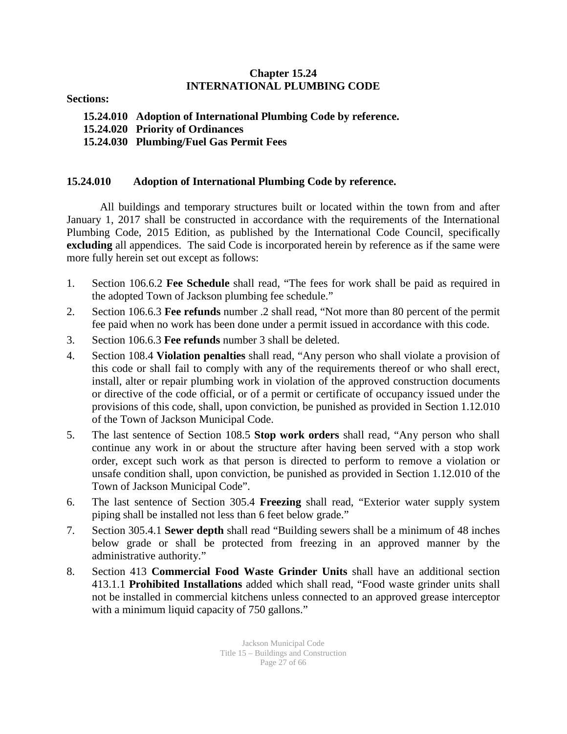# Chapter 15.24
# INTERNATIONAL PLUMBING CODE

**Sections:**

**15.24.010 Adoption of International Plumbing Code by reference.**
**15.24.020 Priority of Ordinances**
**15.24.030 Plumbing/Fuel Gas Permit Fees**

## 15.24.010 Adoption of International Plumbing Code by reference.

All buildings and temporary structures built or located within the town from and after January 1, 2017 shall be constructed in accordance with the requirements of the International Plumbing Code, 2015 Edition, as published by the International Code Council, specifically **excluding** all appendices. The said Code is incorporated herein by reference as if the same were more fully herein set out except as follows:

1. Section 106.6.2 **Fee Schedule** shall read, "The fees for work shall be paid as required in the adopted Town of Jackson plumbing fee schedule."
2. Section 106.6.3 **Fee refunds** number .2 shall read, "Not more than 80 percent of the permit fee paid when no work has been done under a permit issued in accordance with this code.
3. Section 106.6.3 **Fee refunds** number 3 shall be deleted.
4. Section 108.4 **Violation penalties** shall read, "Any person who shall violate a provision of this code or shall fail to comply with any of the requirements thereof or who shall erect, install, alter or repair plumbing work in violation of the approved construction documents or directive of the code official, or of a permit or certificate of occupancy issued under the provisions of this code, shall, upon conviction, be punished as provided in Section 1.12.010 of the Town of Jackson Municipal Code.
5. The last sentence of Section 108.5 **Stop work orders** shall read, "Any person who shall continue any work in or about the structure after having been served with a stop work order, except such work as that person is directed to perform to remove a violation or unsafe condition shall, upon conviction, be punished as provided in Section 1.12.010 of the Town of Jackson Municipal Code".
6. The last sentence of Section 305.4 **Freezing** shall read, "Exterior water supply system piping shall be installed not less than 6 feet below grade."
7. Section 305.4.1 **Sewer depth** shall read "Building sewers shall be a minimum of 48 inches below grade or shall be protected from freezing in an approved manner by the administrative authority."
8. Section 413 **Commercial Food Waste Grinder Units** shall have an additional section 413.1.1 **Prohibited Installations** added which shall read, "Food waste grinder units shall not be installed in commercial kitchens unless connected to an approved grease interceptor with a minimum liquid capacity of 750 gallons."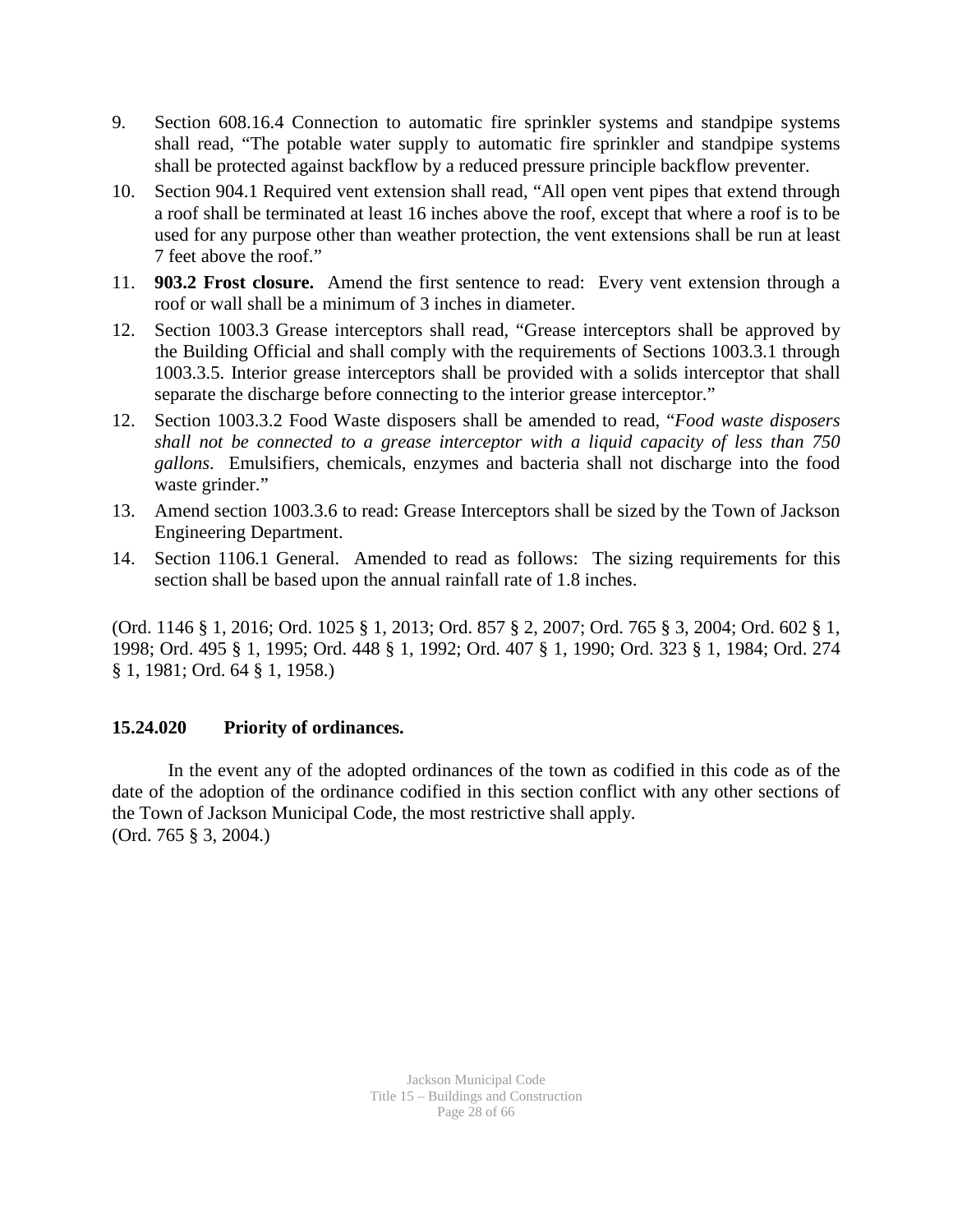9. Section 608.16.4 Connection to automatic fire sprinkler systems and standpipe systems shall read, "The potable water supply to automatic fire sprinkler and standpipe systems shall be protected against backflow by a reduced pressure principle backflow preventer.
10. Section 904.1 Required vent extension shall read, "All open vent pipes that extend through a roof shall be terminated at least 16 inches above the roof, except that where a roof is to be used for any purpose other than weather protection, the vent extensions shall be run at least 7 feet above the roof."
11. **903.2 Frost closure.** Amend the first sentence to read: Every vent extension through a roof or wall shall be a minimum of 3 inches in diameter.
12. Section 1003.3 Grease interceptors shall read, "Grease interceptors shall be approved by the Building Official and shall comply with the requirements of Sections 1003.3.1 through 1003.3.5. Interior grease interceptors shall be provided with a solids interceptor that shall separate the discharge before connecting to the interior grease interceptor."
12. Section 1003.3.2 Food Waste disposers shall be amended to read, "*Food waste disposers shall not be connected to a grease interceptor with a liquid capacity of less than 750 gallons*. Emulsifiers, chemicals, enzymes and bacteria shall not discharge into the food waste grinder."
13. Amend section 1003.3.6 to read: Grease Interceptors shall be sized by the Town of Jackson Engineering Department.
14. Section 1106.1 General. Amended to read as follows: The sizing requirements for this section shall be based upon the annual rainfall rate of 1.8 inches.

(Ord. 1146 § 1, 2016; Ord. 1025 § 1, 2013; Ord. 857 § 2, 2007; Ord. 765 § 3, 2004; Ord. 602 § 1, 1998; Ord. 495 § 1, 1995; Ord. 448 § 1, 1992; Ord. 407 § 1, 1990; Ord. 323 § 1, 1984; Ord. 274 § 1, 1981; Ord. 64 § 1, 1958.)

### 15.24.020 Priority of ordinances.

In the event any of the adopted ordinances of the town as codified in this code as of the date of the adoption of the ordinance codified in this section conflict with any other sections of the Town of Jackson Municipal Code, the most restrictive shall apply.
(Ord. 765 § 3, 2004.)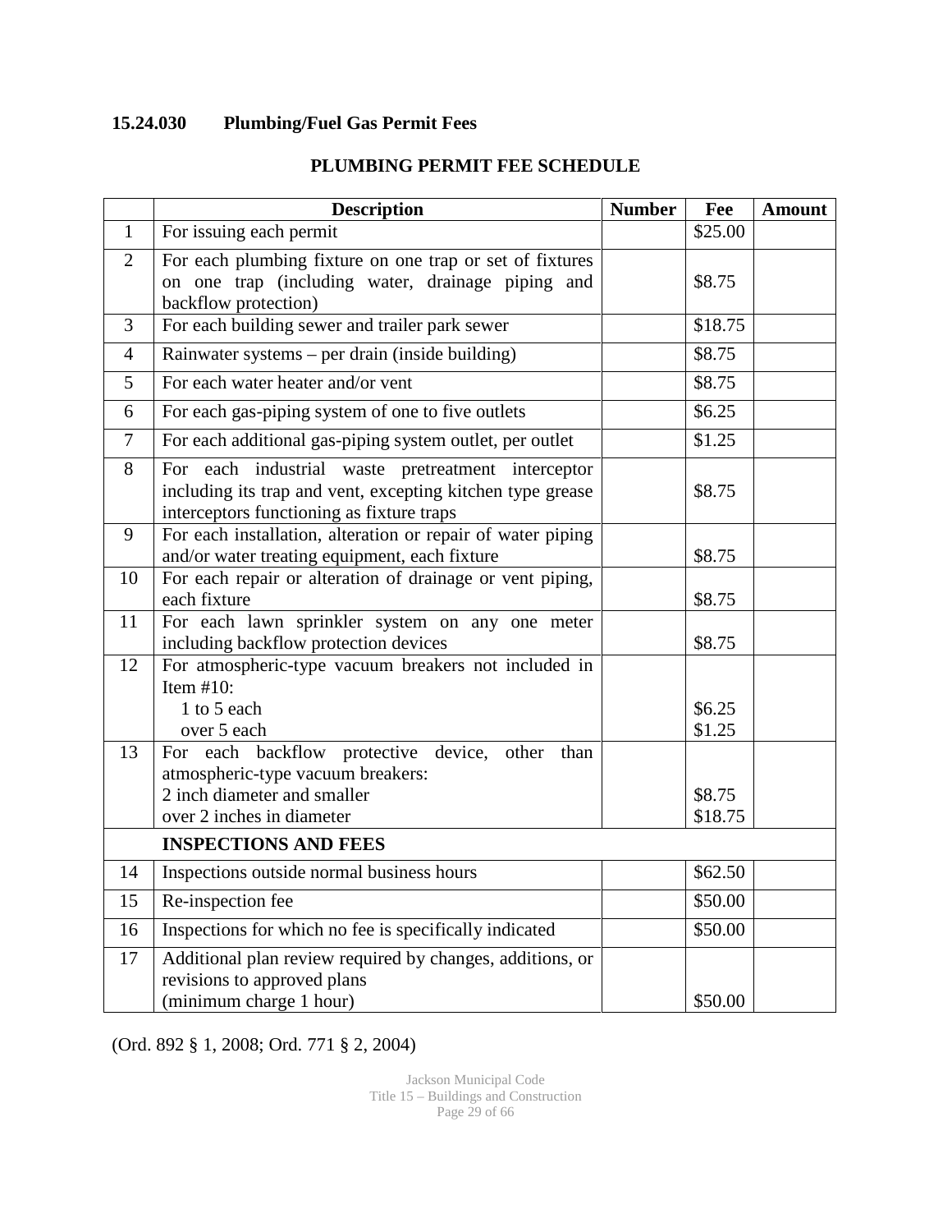## 15.24.030 Plumbing/Fuel Gas Permit Fees

### PLUMBING PERMIT FEE SCHEDULE

| | Description | Number | Fee | Amount |
|---|---|---|---|---|
| 1 | For issuing each permit | | $25.00 | |
| 2 | For each plumbing fixture on one trap or set of fixtures on one trap (including water, drainage piping and backflow protection) | | $8.75 | |
| 3 | For each building sewer and trailer park sewer | | $18.75 | |
| 4 | Rainwater systems – per drain (inside building) | | $8.75 | |
| 5 | For each water heater and/or vent | | $8.75 | |
| 6 | For each gas-piping system of one to five outlets | | $6.25 | |
| 7 | For each additional gas-piping system outlet, per outlet | | $1.25 | |
| 8 | For each industrial waste pretreatment interceptor including its trap and vent, excepting kitchen type grease interceptors functioning as fixture traps | | $8.75 | |
| 9 | For each installation, alteration or repair of water piping and/or water treating equipment, each fixture | | $8.75 | |
| 10 | For each repair or alteration of drainage or vent piping, each fixture | | $8.75 | |
| 11 | For each lawn sprinkler system on any one meter including backflow protection devices | | $8.75 | |
| 12 | For atmospheric-type vacuum breakers not included in Item #10:<br>1 to 5 each<br>over 5 each | | <br><br>$6.25<br>$1.25 | |
| 13 | For each backflow protective device, other than atmospheric-type vacuum breakers:<br>2 inch diameter and smaller<br>over 2 inches in diameter | | <br><br>$8.75<br>$18.75 | |
| | **INSPECTIONS AND FEES** | | | |
| 14 | Inspections outside normal business hours | | $62.50 | |
| 15 | Re-inspection fee | | $50.00 | |
| 16 | Inspections for which no fee is specifically indicated | | $50.00 | |
| 17 | Additional plan review required by changes, additions, or revisions to approved plans<br>(minimum charge 1 hour) | | $50.00 | |

(Ord. 892 § 1, 2008; Ord. 771 § 2, 2004)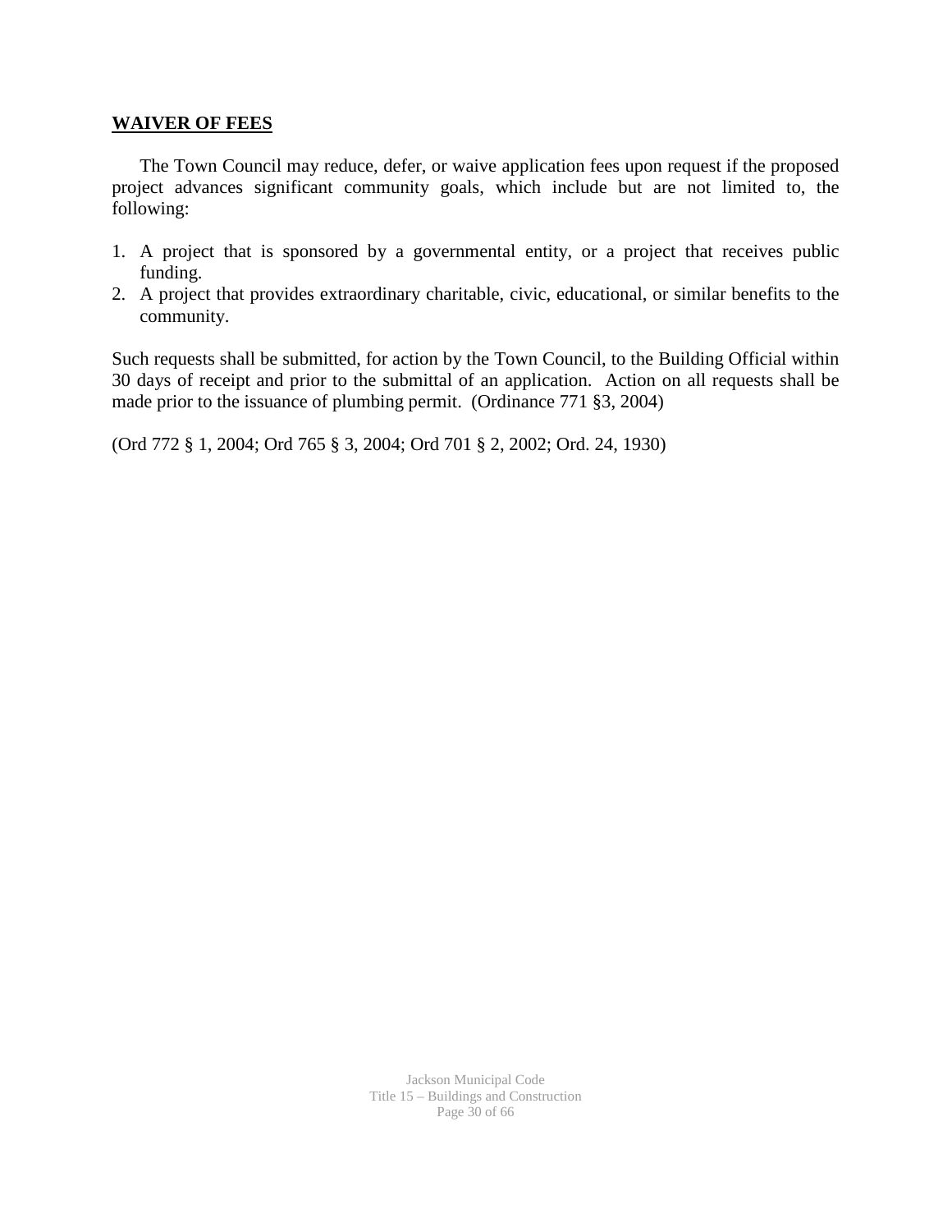## WAIVER OF FEES

The Town Council may reduce, defer, or waive application fees upon request if the proposed project advances significant community goals, which include but are not limited to, the following:

1. A project that is sponsored by a governmental entity, or a project that receives public funding.
2. A project that provides extraordinary charitable, civic, educational, or similar benefits to the community.

Such requests shall be submitted, for action by the Town Council, to the Building Official within 30 days of receipt and prior to the submittal of an application. Action on all requests shall be made prior to the issuance of plumbing permit. (Ordinance 771 §3, 2004)

(Ord 772 § 1, 2004; Ord 765 § 3, 2004; Ord 701 § 2, 2002; Ord. 24, 1930)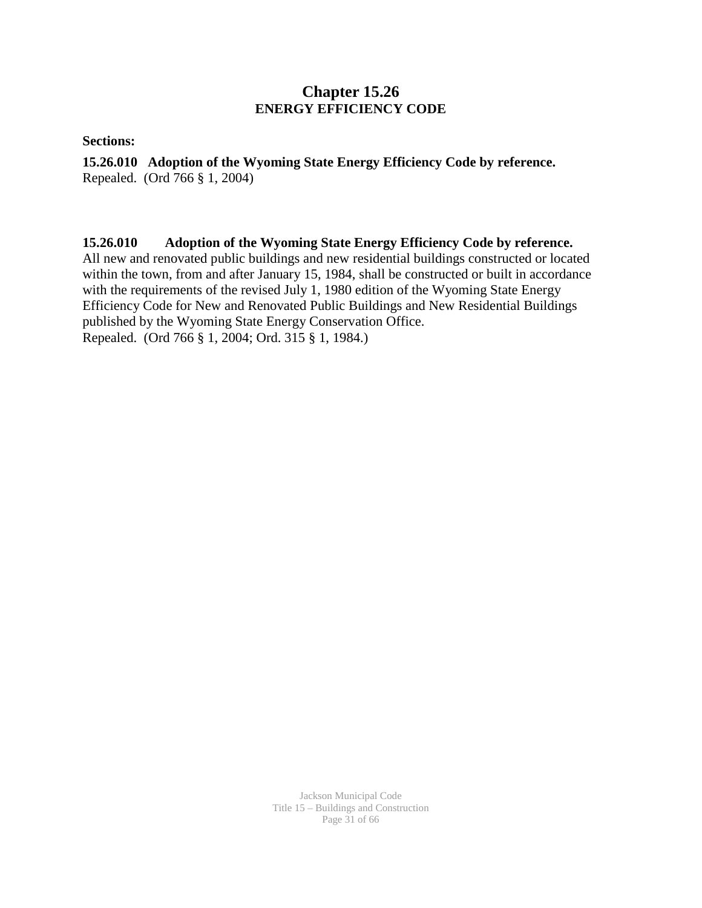# Chapter 15.26
## ENERGY EFFICIENCY CODE

**Sections:**

**15.26.010 Adoption of the Wyoming State Energy Efficiency Code by reference.**
Repealed. (Ord 766 § 1, 2004)

**15.26.010 Adoption of the Wyoming State Energy Efficiency Code by reference.**
All new and renovated public buildings and new residential buildings constructed or located within the town, from and after January 15, 1984, shall be constructed or built in accordance with the requirements of the revised July 1, 1980 edition of the Wyoming State Energy Efficiency Code for New and Renovated Public Buildings and New Residential Buildings published by the Wyoming State Energy Conservation Office.
Repealed. (Ord 766 § 1, 2004; Ord. 315 § 1, 1984.)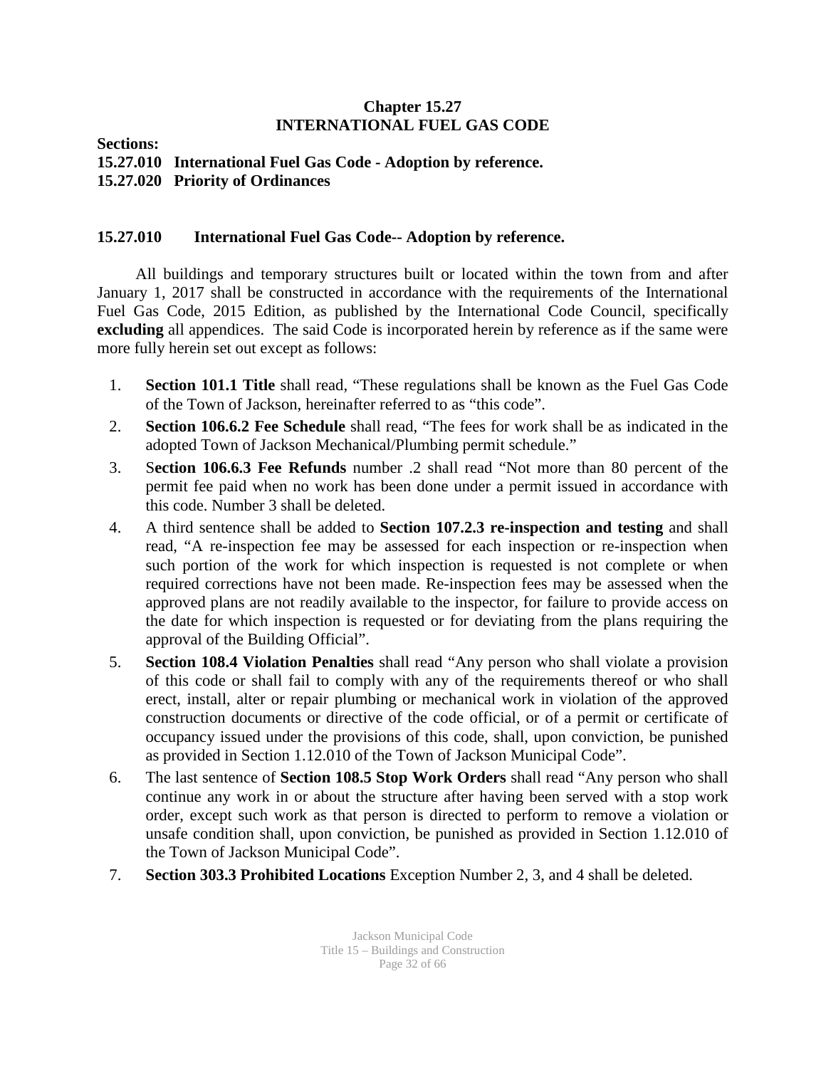## Chapter 15.27
## INTERNATIONAL FUEL GAS CODE

**Sections:**
**15.27.010 International Fuel Gas Code - Adoption by reference.**
**15.27.020 Priority of Ordinances**

### 15.27.010 International Fuel Gas Code-- Adoption by reference.

All buildings and temporary structures built or located within the town from and after January 1, 2017 shall be constructed in accordance with the requirements of the International Fuel Gas Code, 2015 Edition, as published by the International Code Council, specifically **excluding** all appendices. The said Code is incorporated herein by reference as if the same were more fully herein set out except as follows:

1. **Section 101.1 Title** shall read, "These regulations shall be known as the Fuel Gas Code of the Town of Jackson, hereinafter referred to as "this code".
2. **Section 106.6.2 Fee Schedule** shall read, "The fees for work shall be as indicated in the adopted Town of Jackson Mechanical/Plumbing permit schedule."
3. S**ection 106.6.3 Fee Refunds** number .2 shall read "Not more than 80 percent of the permit fee paid when no work has been done under a permit issued in accordance with this code. Number 3 shall be deleted.
4. A third sentence shall be added to **Section 107.2.3 re-inspection and testing** and shall read, "A re-inspection fee may be assessed for each inspection or re-inspection when such portion of the work for which inspection is requested is not complete or when required corrections have not been made. Re-inspection fees may be assessed when the approved plans are not readily available to the inspector, for failure to provide access on the date for which inspection is requested or for deviating from the plans requiring the approval of the Building Official".
5. **Section 108.4 Violation Penalties** shall read "Any person who shall violate a provision of this code or shall fail to comply with any of the requirements thereof or who shall erect, install, alter or repair plumbing or mechanical work in violation of the approved construction documents or directive of the code official, or of a permit or certificate of occupancy issued under the provisions of this code, shall, upon conviction, be punished as provided in Section 1.12.010 of the Town of Jackson Municipal Code".
6. The last sentence of **Section 108.5 Stop Work Orders** shall read "Any person who shall continue any work in or about the structure after having been served with a stop work order, except such work as that person is directed to perform to remove a violation or unsafe condition shall, upon conviction, be punished as provided in Section 1.12.010 of the Town of Jackson Municipal Code".
7. **Section 303.3 Prohibited Locations** Exception Number 2, 3, and 4 shall be deleted.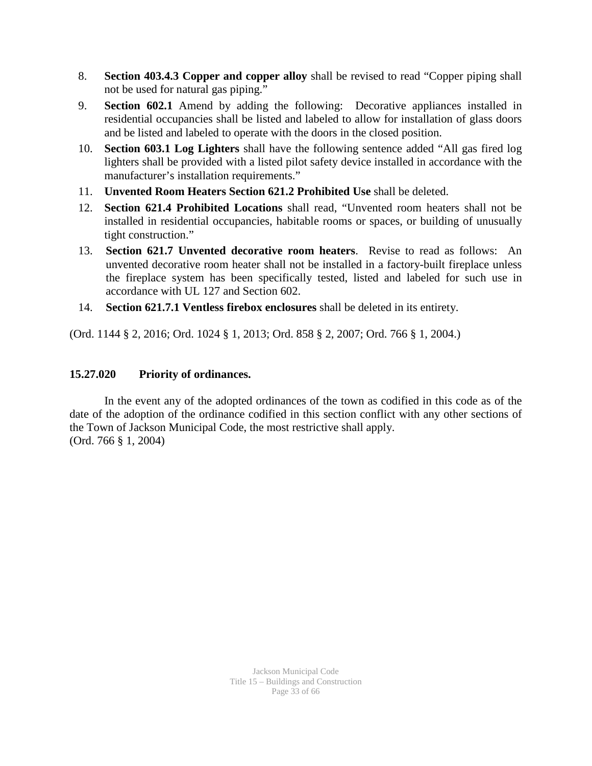8. **Section 403.4.3 Copper and copper alloy** shall be revised to read "Copper piping shall not be used for natural gas piping."
9. **Section 602.1** Amend by adding the following: Decorative appliances installed in residential occupancies shall be listed and labeled to allow for installation of glass doors and be listed and labeled to operate with the doors in the closed position.
10. **Section 603.1 Log Lighters** shall have the following sentence added "All gas fired log lighters shall be provided with a listed pilot safety device installed in accordance with the manufacturer's installation requirements."
11. **Unvented Room Heaters Section 621.2 Prohibited Use** shall be deleted.
12. **Section 621.4 Prohibited Locations** shall read, "Unvented room heaters shall not be installed in residential occupancies, habitable rooms or spaces, or building of unusually tight construction."
13. **Section 621.7 Unvented decorative room heaters**. Revise to read as follows: An unvented decorative room heater shall not be installed in a factory-built fireplace unless the fireplace system has been specifically tested, listed and labeled for such use in accordance with UL 127 and Section 602.
14. **Section 621.7.1 Ventless firebox enclosures** shall be deleted in its entirety.

(Ord. 1144 § 2, 2016; Ord. 1024 § 1, 2013; Ord. 858 § 2, 2007; Ord. 766 § 1, 2004.)

### 15.27.020 Priority of ordinances.

In the event any of the adopted ordinances of the town as codified in this code as of the date of the adoption of the ordinance codified in this section conflict with any other sections of the Town of Jackson Municipal Code, the most restrictive shall apply.
(Ord. 766 § 1, 2004)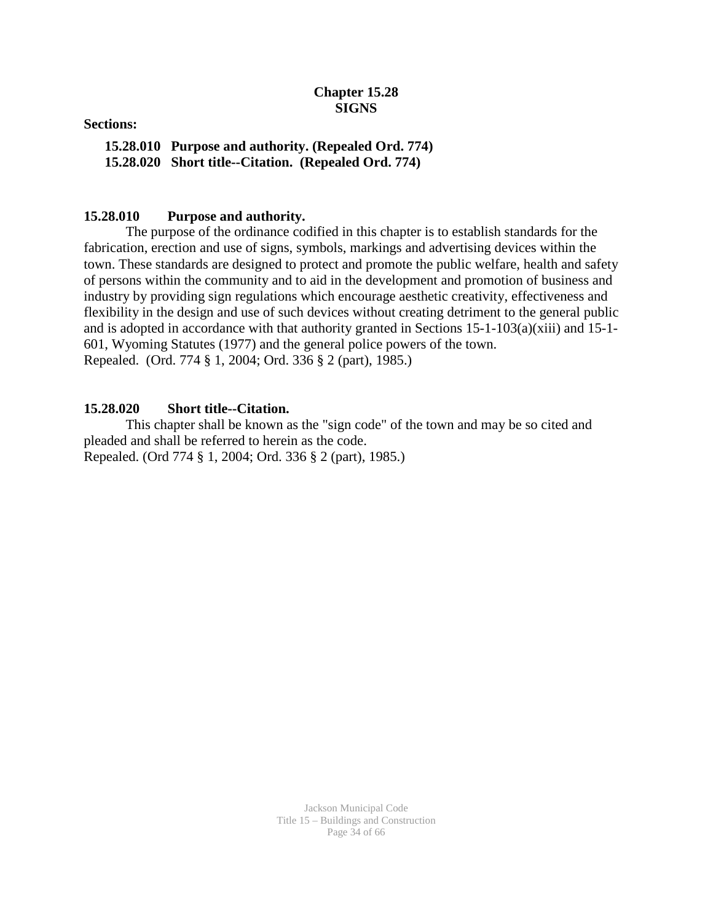# Chapter 15.28
# SIGNS

**Sections:**

**15.28.010 Purpose and authority. (Repealed Ord. 774)**
**15.28.020 Short title--Citation. (Repealed Ord. 774)**

### 15.28.010 Purpose and authority.

The purpose of the ordinance codified in this chapter is to establish standards for the fabrication, erection and use of signs, symbols, markings and advertising devices within the town. These standards are designed to protect and promote the public welfare, health and safety of persons within the community and to aid in the development and promotion of business and industry by providing sign regulations which encourage aesthetic creativity, effectiveness and flexibility in the design and use of such devices without creating detriment to the general public and is adopted in accordance with that authority granted in Sections 15-1-103(a)(xiii) and 15-1-601, Wyoming Statutes (1977) and the general police powers of the town.
Repealed. (Ord. 774 § 1, 2004; Ord. 336 § 2 (part), 1985.)

### 15.28.020 Short title--Citation.

This chapter shall be known as the "sign code" of the town and may be so cited and pleaded and shall be referred to herein as the code.
Repealed. (Ord 774 § 1, 2004; Ord. 336 § 2 (part), 1985.)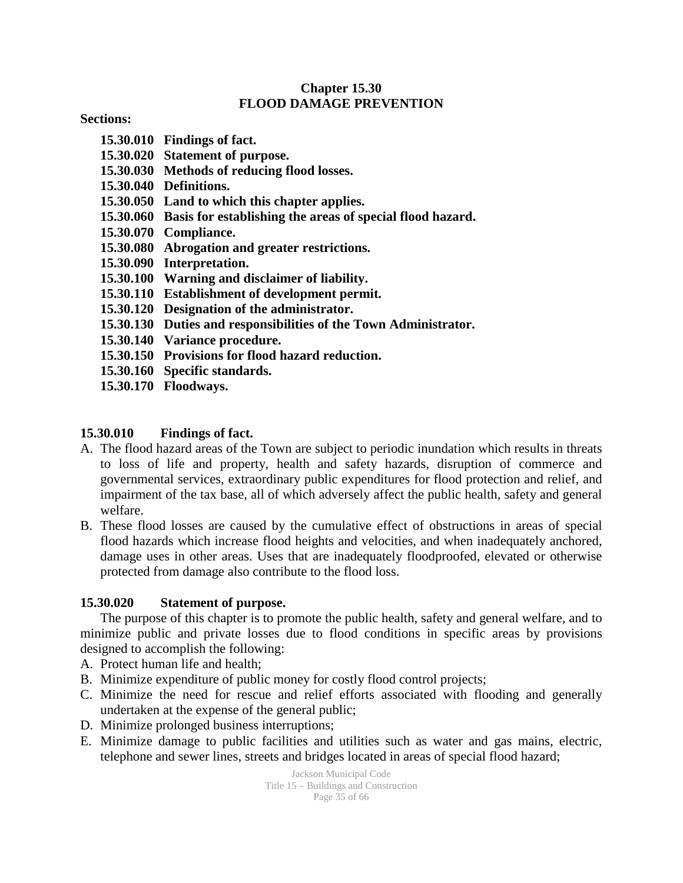## Chapter 15.30
## FLOOD DAMAGE PREVENTION

**Sections:**

**15.30.010 Findings of fact.**
**15.30.020 Statement of purpose.**
**15.30.030 Methods of reducing flood losses.**
**15.30.040 Definitions.**
**15.30.050 Land to which this chapter applies.**
**15.30.060 Basis for establishing the areas of special flood hazard.**
**15.30.070 Compliance.**
**15.30.080 Abrogation and greater restrictions.**
**15.30.090 Interpretation.**
**15.30.100 Warning and disclaimer of liability.**
**15.30.110 Establishment of development permit.**
**15.30.120 Designation of the administrator.**
**15.30.130 Duties and responsibilities of the Town Administrator.**
**15.30.140 Variance procedure.**
**15.30.150 Provisions for flood hazard reduction.**
**15.30.160 Specific standards.**
**15.30.170 Floodways.**

### 15.30.010 Findings of fact.

A. The flood hazard areas of the Town are subject to periodic inundation which results in threats to loss of life and property, health and safety hazards, disruption of commerce and governmental services, extraordinary public expenditures for flood protection and relief, and impairment of the tax base, all of which adversely affect the public health, safety and general welfare.

B. These flood losses are caused by the cumulative effect of obstructions in areas of special flood hazards which increase flood heights and velocities, and when inadequately anchored, damage uses in other areas. Uses that are inadequately floodproofed, elevated or otherwise protected from damage also contribute to the flood loss.

### 15.30.020 Statement of purpose.

The purpose of this chapter is to promote the public health, safety and general welfare, and to minimize public and private losses due to flood conditions in specific areas by provisions designed to accomplish the following:

A. Protect human life and health;
B. Minimize expenditure of public money for costly flood control projects;
C. Minimize the need for rescue and relief efforts associated with flooding and generally undertaken at the expense of the general public;
D. Minimize prolonged business interruptions;
E. Minimize damage to public facilities and utilities such as water and gas mains, electric, telephone and sewer lines, streets and bridges located in areas of special flood hazard;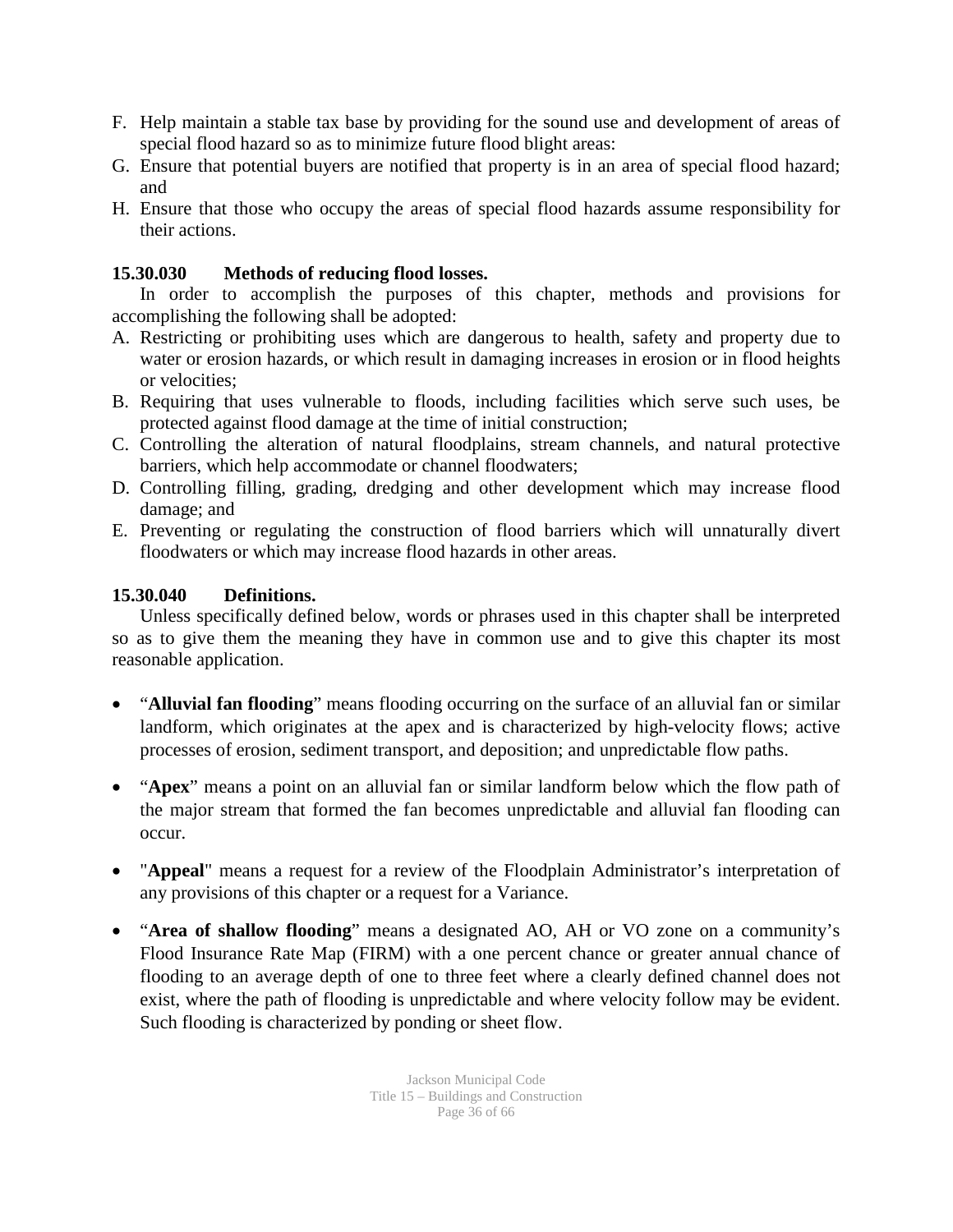F. Help maintain a stable tax base by providing for the sound use and development of areas of special flood hazard so as to minimize future flood blight areas:
G. Ensure that potential buyers are notified that property is in an area of special flood hazard; and
H. Ensure that those who occupy the areas of special flood hazards assume responsibility for their actions.

**15.30.030 Methods of reducing flood losses.**

In order to accomplish the purposes of this chapter, methods and provisions for accomplishing the following shall be adopted:

A. Restricting or prohibiting uses which are dangerous to health, safety and property due to water or erosion hazards, or which result in damaging increases in erosion or in flood heights or velocities;
B. Requiring that uses vulnerable to floods, including facilities which serve such uses, be protected against flood damage at the time of initial construction;
C. Controlling the alteration of natural floodplains, stream channels, and natural protective barriers, which help accommodate or channel floodwaters;
D. Controlling filling, grading, dredging and other development which may increase flood damage; and
E. Preventing or regulating the construction of flood barriers which will unnaturally divert floodwaters or which may increase flood hazards in other areas.

**15.30.040 Definitions.**

Unless specifically defined below, words or phrases used in this chapter shall be interpreted so as to give them the meaning they have in common use and to give this chapter its most reasonable application.

- "**Alluvial fan flooding**" means flooding occurring on the surface of an alluvial fan or similar landform, which originates at the apex and is characterized by high-velocity flows; active processes of erosion, sediment transport, and deposition; and unpredictable flow paths.

- "**Apex**" means a point on an alluvial fan or similar landform below which the flow path of the major stream that formed the fan becomes unpredictable and alluvial fan flooding can occur.

- "**Appeal**" means a request for a review of the Floodplain Administrator's interpretation of any provisions of this chapter or a request for a Variance.

- "**Area of shallow flooding**" means a designated AO, AH or VO zone on a community's Flood Insurance Rate Map (FIRM) with a one percent chance or greater annual chance of flooding to an average depth of one to three feet where a clearly defined channel does not exist, where the path of flooding is unpredictable and where velocity follow may be evident. Such flooding is characterized by ponding or sheet flow.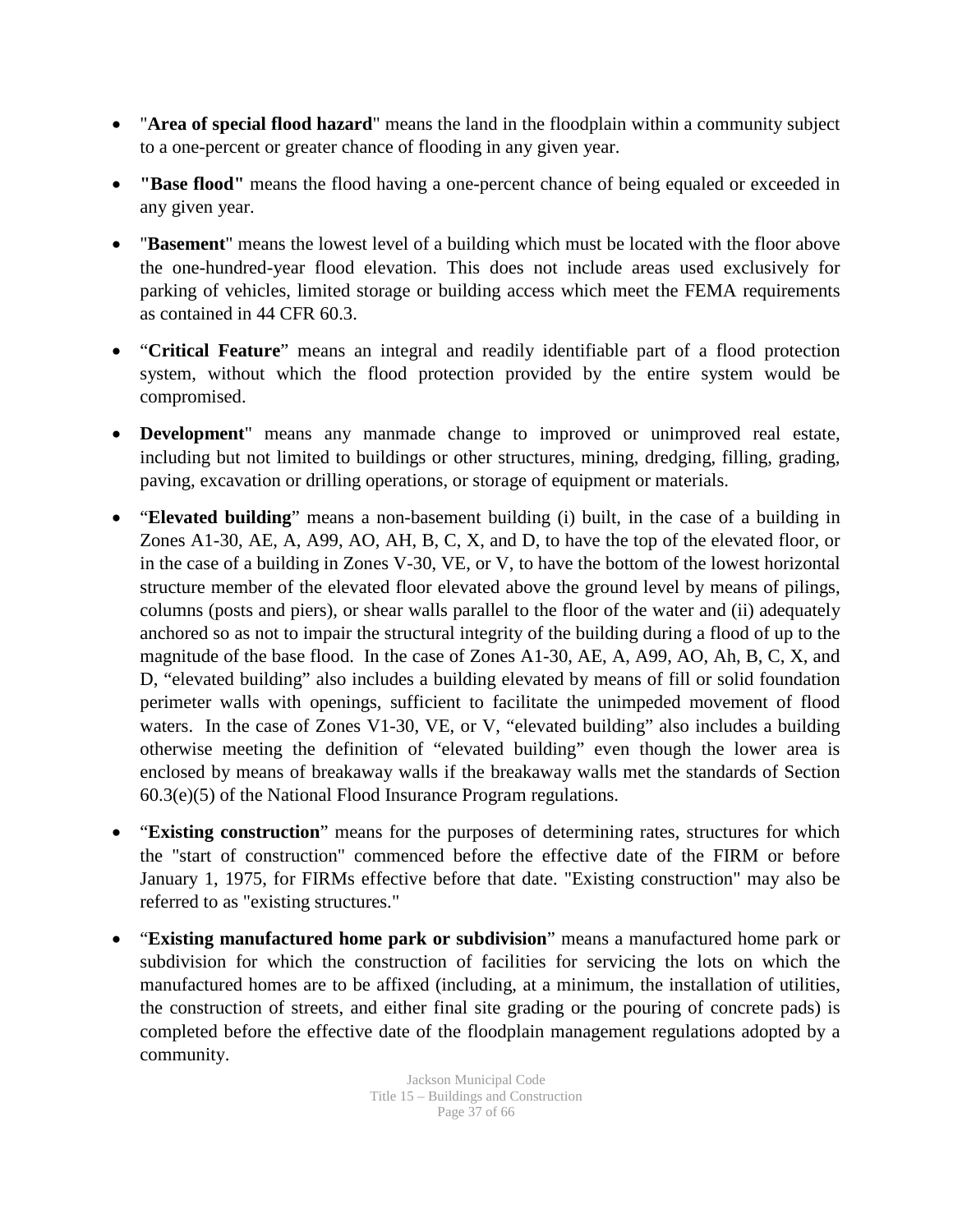- "**Area of special flood hazard**" means the land in the floodplain within a community subject to a one-percent or greater chance of flooding in any given year.

- **"Base flood"** means the flood having a one-percent chance of being equaled or exceeded in any given year.

- "**Basement**" means the lowest level of a building which must be located with the floor above the one-hundred-year flood elevation. This does not include areas used exclusively for parking of vehicles, limited storage or building access which meet the FEMA requirements as contained in 44 CFR 60.3.

- "**Critical Feature**" means an integral and readily identifiable part of a flood protection system, without which the flood protection provided by the entire system would be compromised.

- **Development**" means any manmade change to improved or unimproved real estate, including but not limited to buildings or other structures, mining, dredging, filling, grading, paving, excavation or drilling operations, or storage of equipment or materials.

- "**Elevated building**" means a non-basement building (i) built, in the case of a building in Zones A1-30, AE, A, A99, AO, AH, B, C, X, and D, to have the top of the elevated floor, or in the case of a building in Zones V-30, VE, or V, to have the bottom of the lowest horizontal structure member of the elevated floor elevated above the ground level by means of pilings, columns (posts and piers), or shear walls parallel to the floor of the water and (ii) adequately anchored so as not to impair the structural integrity of the building during a flood of up to the magnitude of the base flood. In the case of Zones A1-30, AE, A, A99, AO, Ah, B, C, X, and D, "elevated building" also includes a building elevated by means of fill or solid foundation perimeter walls with openings, sufficient to facilitate the unimpeded movement of flood waters. In the case of Zones V1-30, VE, or V, "elevated building" also includes a building otherwise meeting the definition of "elevated building" even though the lower area is enclosed by means of breakaway walls if the breakaway walls met the standards of Section 60.3(e)(5) of the National Flood Insurance Program regulations.

- "**Existing construction**" means for the purposes of determining rates, structures for which the "start of construction" commenced before the effective date of the FIRM or before January 1, 1975, for FIRMs effective before that date. "Existing construction" may also be referred to as "existing structures."

- "**Existing manufactured home park or subdivision**" means a manufactured home park or subdivision for which the construction of facilities for servicing the lots on which the manufactured homes are to be affixed (including, at a minimum, the installation of utilities, the construction of streets, and either final site grading or the pouring of concrete pads) is completed before the effective date of the floodplain management regulations adopted by a community.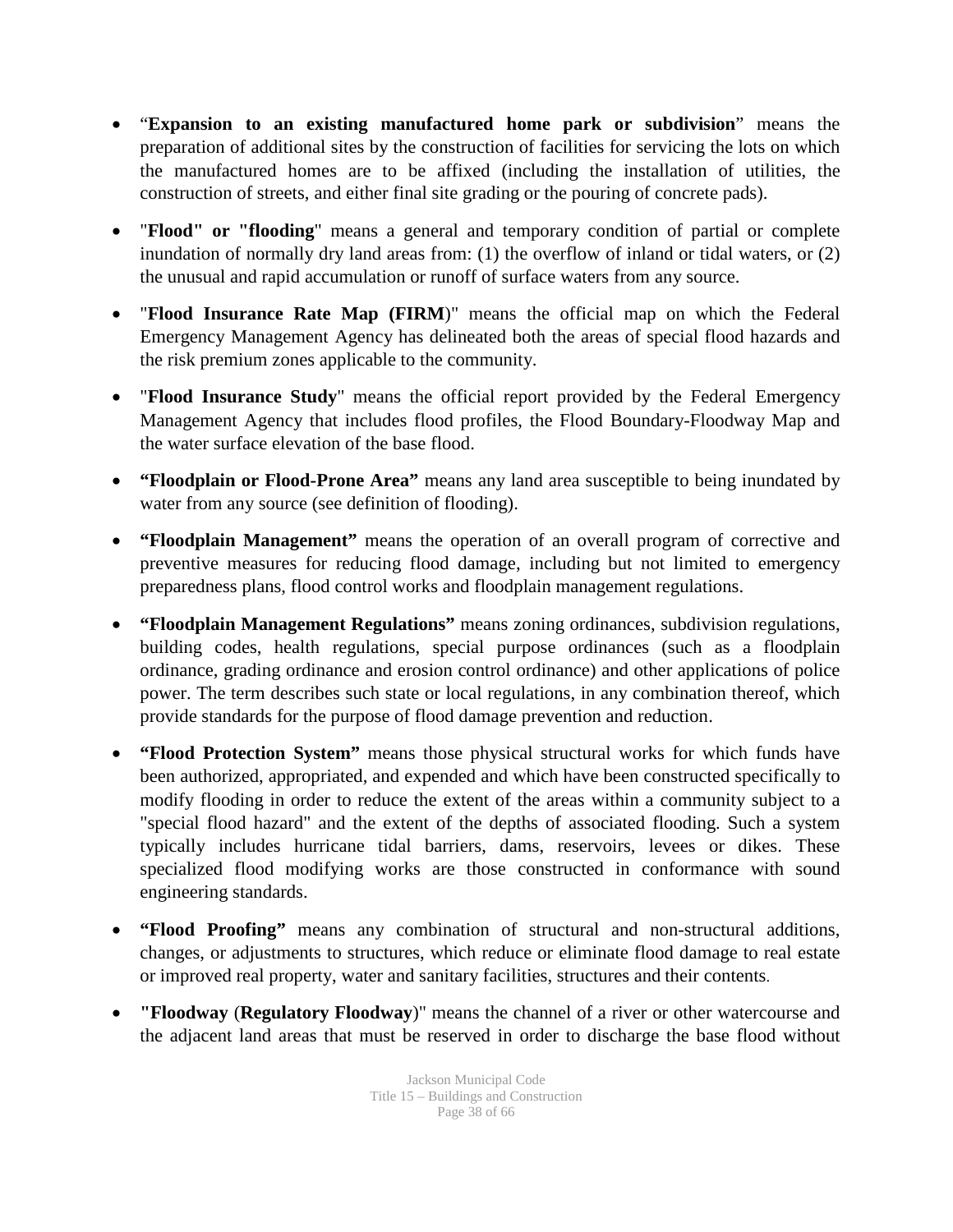- "**Expansion to an existing manufactured home park or subdivision**" means the preparation of additional sites by the construction of facilities for servicing the lots on which the manufactured homes are to be affixed (including the installation of utilities, the construction of streets, and either final site grading or the pouring of concrete pads).

- "**Flood" or "flooding**" means a general and temporary condition of partial or complete inundation of normally dry land areas from: (1) the overflow of inland or tidal waters, or (2) the unusual and rapid accumulation or runoff of surface waters from any source.

- "**Flood Insurance Rate Map (FIRM**)" means the official map on which the Federal Emergency Management Agency has delineated both the areas of special flood hazards and the risk premium zones applicable to the community.

- "**Flood Insurance Study**" means the official report provided by the Federal Emergency Management Agency that includes flood profiles, the Flood Boundary-Floodway Map and the water surface elevation of the base flood.

- **"Floodplain or Flood-Prone Area"** means any land area susceptible to being inundated by water from any source (see definition of flooding).

- **"Floodplain Management"** means the operation of an overall program of corrective and preventive measures for reducing flood damage, including but not limited to emergency preparedness plans, flood control works and floodplain management regulations.

- **"Floodplain Management Regulations"** means zoning ordinances, subdivision regulations, building codes, health regulations, special purpose ordinances (such as a floodplain ordinance, grading ordinance and erosion control ordinance) and other applications of police power. The term describes such state or local regulations, in any combination thereof, which provide standards for the purpose of flood damage prevention and reduction.

- **"Flood Protection System"** means those physical structural works for which funds have been authorized, appropriated, and expended and which have been constructed specifically to modify flooding in order to reduce the extent of the areas within a community subject to a "special flood hazard" and the extent of the depths of associated flooding. Such a system typically includes hurricane tidal barriers, dams, reservoirs, levees or dikes. These specialized flood modifying works are those constructed in conformance with sound engineering standards.

- **"Flood Proofing"** means any combination of structural and non-structural additions, changes, or adjustments to structures, which reduce or eliminate flood damage to real estate or improved real property, water and sanitary facilities, structures and their contents.

- **"Floodway** (**Regulatory Floodway**)" means the channel of a river or other watercourse and the adjacent land areas that must be reserved in order to discharge the base flood without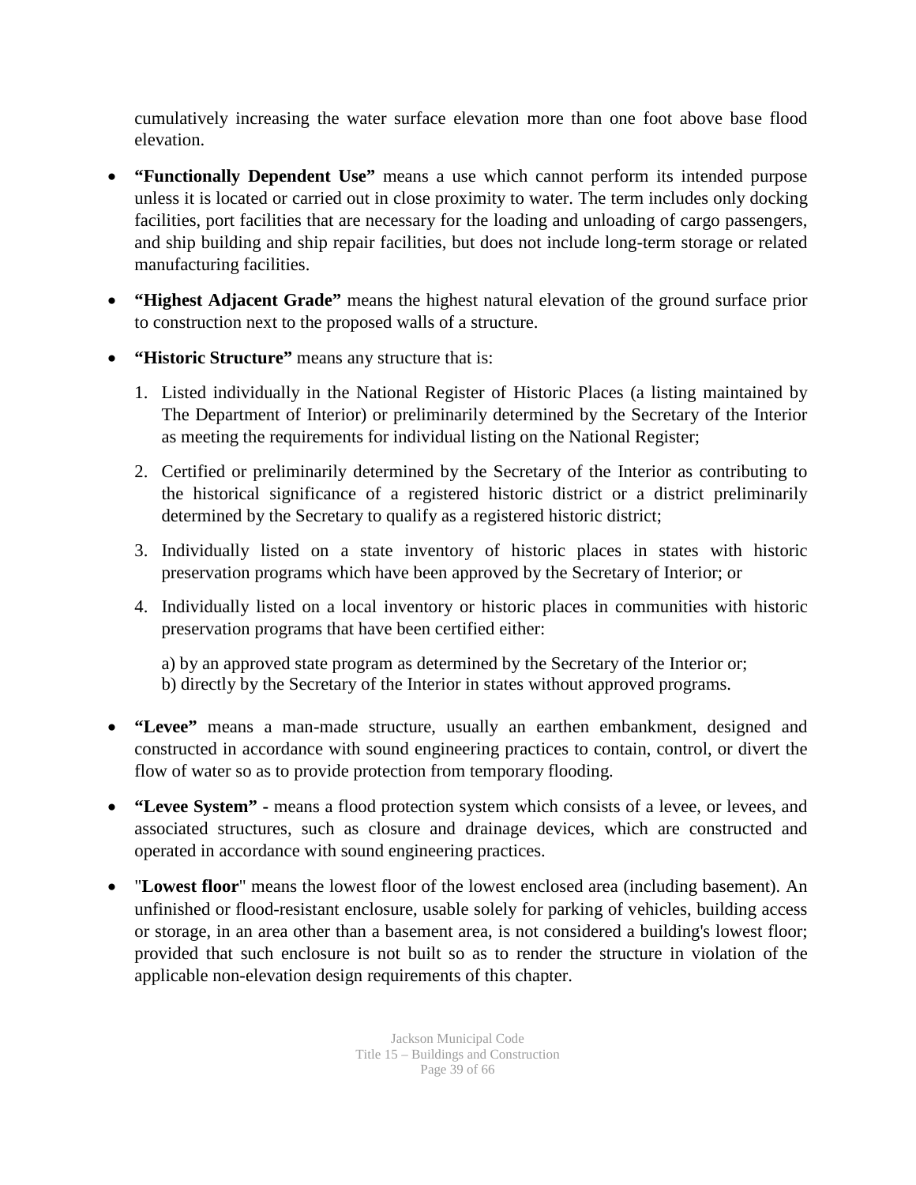cumulatively increasing the water surface elevation more than one foot above base flood elevation.

- **"Functionally Dependent Use"** means a use which cannot perform its intended purpose unless it is located or carried out in close proximity to water. The term includes only docking facilities, port facilities that are necessary for the loading and unloading of cargo passengers, and ship building and ship repair facilities, but does not include long-term storage or related manufacturing facilities.

- **"Highest Adjacent Grade"** means the highest natural elevation of the ground surface prior to construction next to the proposed walls of a structure.

- **"Historic Structure"** means any structure that is:

  1. Listed individually in the National Register of Historic Places (a listing maintained by The Department of Interior) or preliminarily determined by the Secretary of the Interior as meeting the requirements for individual listing on the National Register;

  2. Certified or preliminarily determined by the Secretary of the Interior as contributing to the historical significance of a registered historic district or a district preliminarily determined by the Secretary to qualify as a registered historic district;

  3. Individually listed on a state inventory of historic places in states with historic preservation programs which have been approved by the Secretary of Interior; or

  4. Individually listed on a local inventory or historic places in communities with historic preservation programs that have been certified either:

     a) by an approved state program as determined by the Secretary of the Interior or;
     b) directly by the Secretary of the Interior in states without approved programs.

- **"Levee"** means a man-made structure, usually an earthen embankment, designed and constructed in accordance with sound engineering practices to contain, control, or divert the flow of water so as to provide protection from temporary flooding.

- **"Levee System" -** means a flood protection system which consists of a levee, or levees, and associated structures, such as closure and drainage devices, which are constructed and operated in accordance with sound engineering practices.

- "**Lowest floor**" means the lowest floor of the lowest enclosed area (including basement). An unfinished or flood-resistant enclosure, usable solely for parking of vehicles, building access or storage, in an area other than a basement area, is not considered a building's lowest floor; provided that such enclosure is not built so as to render the structure in violation of the applicable non-elevation design requirements of this chapter.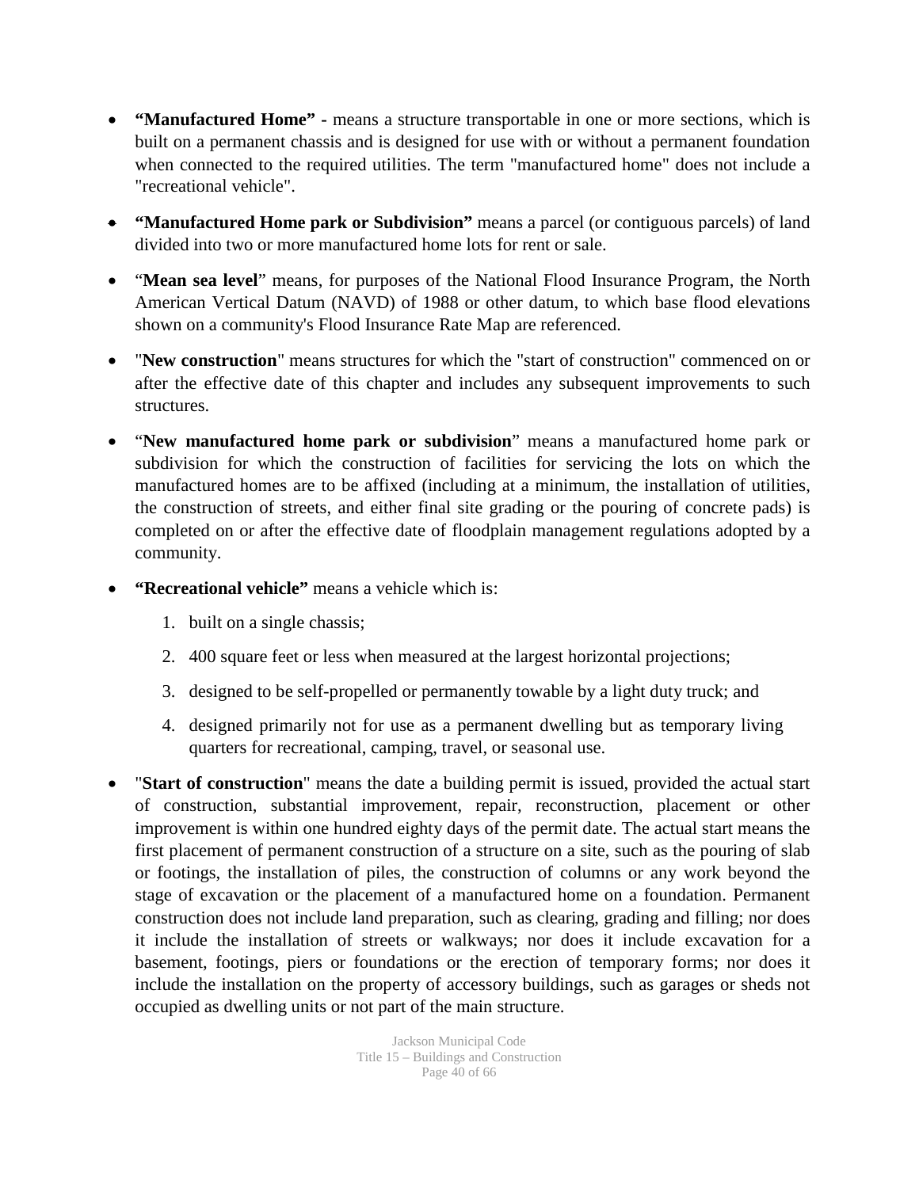- **"Manufactured Home" -** means a structure transportable in one or more sections, which is built on a permanent chassis and is designed for use with or without a permanent foundation when connected to the required utilities. The term "manufactured home" does not include a "recreational vehicle".

- **"Manufactured Home park or Subdivision"** means a parcel (or contiguous parcels) of land divided into two or more manufactured home lots for rent or sale.

- "**Mean sea level**" means, for purposes of the National Flood Insurance Program, the North American Vertical Datum (NAVD) of 1988 or other datum, to which base flood elevations shown on a community's Flood Insurance Rate Map are referenced.

- "**New construction**" means structures for which the "start of construction" commenced on or after the effective date of this chapter and includes any subsequent improvements to such structures.

- "**New manufactured home park or subdivision**" means a manufactured home park or subdivision for which the construction of facilities for servicing the lots on which the manufactured homes are to be affixed (including at a minimum, the installation of utilities, the construction of streets, and either final site grading or the pouring of concrete pads) is completed on or after the effective date of floodplain management regulations adopted by a community.

- **"Recreational vehicle"** means a vehicle which is:

    1. built on a single chassis;
    2. 400 square feet or less when measured at the largest horizontal projections;
    3. designed to be self-propelled or permanently towable by a light duty truck; and
    4. designed primarily not for use as a permanent dwelling but as temporary living quarters for recreational, camping, travel, or seasonal use.

- "**Start of construction**" means the date a building permit is issued, provided the actual start of construction, substantial improvement, repair, reconstruction, placement or other improvement is within one hundred eighty days of the permit date. The actual start means the first placement of permanent construction of a structure on a site, such as the pouring of slab or footings, the installation of piles, the construction of columns or any work beyond the stage of excavation or the placement of a manufactured home on a foundation. Permanent construction does not include land preparation, such as clearing, grading and filling; nor does it include the installation of streets or walkways; nor does it include excavation for a basement, footings, piers or foundations or the erection of temporary forms; nor does it include the installation on the property of accessory buildings, such as garages or sheds not occupied as dwelling units or not part of the main structure.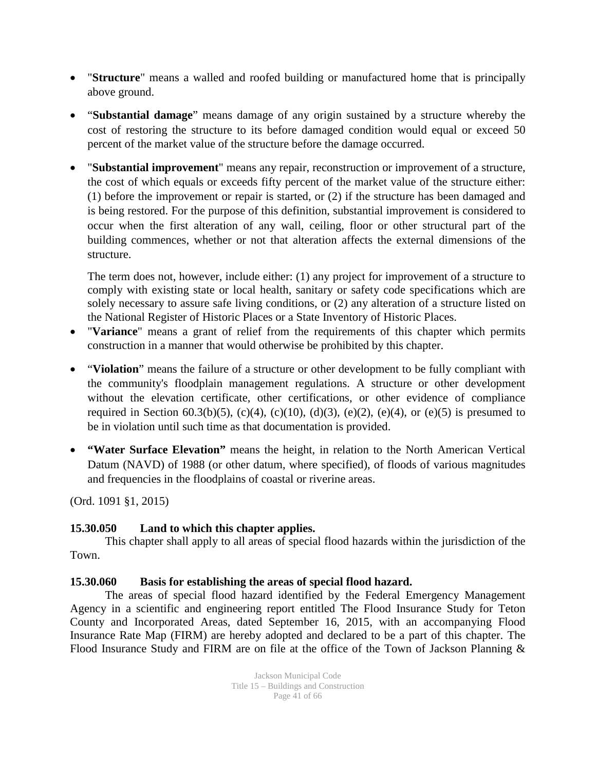- "**Structure**" means a walled and roofed building or manufactured home that is principally above ground.

- "**Substantial damage**" means damage of any origin sustained by a structure whereby the cost of restoring the structure to its before damaged condition would equal or exceed 50 percent of the market value of the structure before the damage occurred.

- "**Substantial improvement**" means any repair, reconstruction or improvement of a structure, the cost of which equals or exceeds fifty percent of the market value of the structure either: (1) before the improvement or repair is started, or (2) if the structure has been damaged and is being restored. For the purpose of this definition, substantial improvement is considered to occur when the first alteration of any wall, ceiling, floor or other structural part of the building commences, whether or not that alteration affects the external dimensions of the structure.

  The term does not, however, include either: (1) any project for improvement of a structure to comply with existing state or local health, sanitary or safety code specifications which are solely necessary to assure safe living conditions, or (2) any alteration of a structure listed on the National Register of Historic Places or a State Inventory of Historic Places.
- "**Variance**" means a grant of relief from the requirements of this chapter which permits construction in a manner that would otherwise be prohibited by this chapter.

- "**Violation**" means the failure of a structure or other development to be fully compliant with the community's floodplain management regulations. A structure or other development without the elevation certificate, other certifications, or other evidence of compliance required in Section 60.3(b)(5), (c)(4), (c)(10), (d)(3), (e)(2), (e)(4), or (e)(5) is presumed to be in violation until such time as that documentation is provided.

- **"Water Surface Elevation"** means the height, in relation to the North American Vertical Datum (NAVD) of 1988 (or other datum, where specified), of floods of various magnitudes and frequencies in the floodplains of coastal or riverine areas.

(Ord. 1091 §1, 2015)

**15.30.050 Land to which this chapter applies.**

This chapter shall apply to all areas of special flood hazards within the jurisdiction of the Town.

**15.30.060 Basis for establishing the areas of special flood hazard.**

The areas of special flood hazard identified by the Federal Emergency Management Agency in a scientific and engineering report entitled The Flood Insurance Study for Teton County and Incorporated Areas, dated September 16, 2015, with an accompanying Flood Insurance Rate Map (FIRM) are hereby adopted and declared to be a part of this chapter. The Flood Insurance Study and FIRM are on file at the office of the Town of Jackson Planning &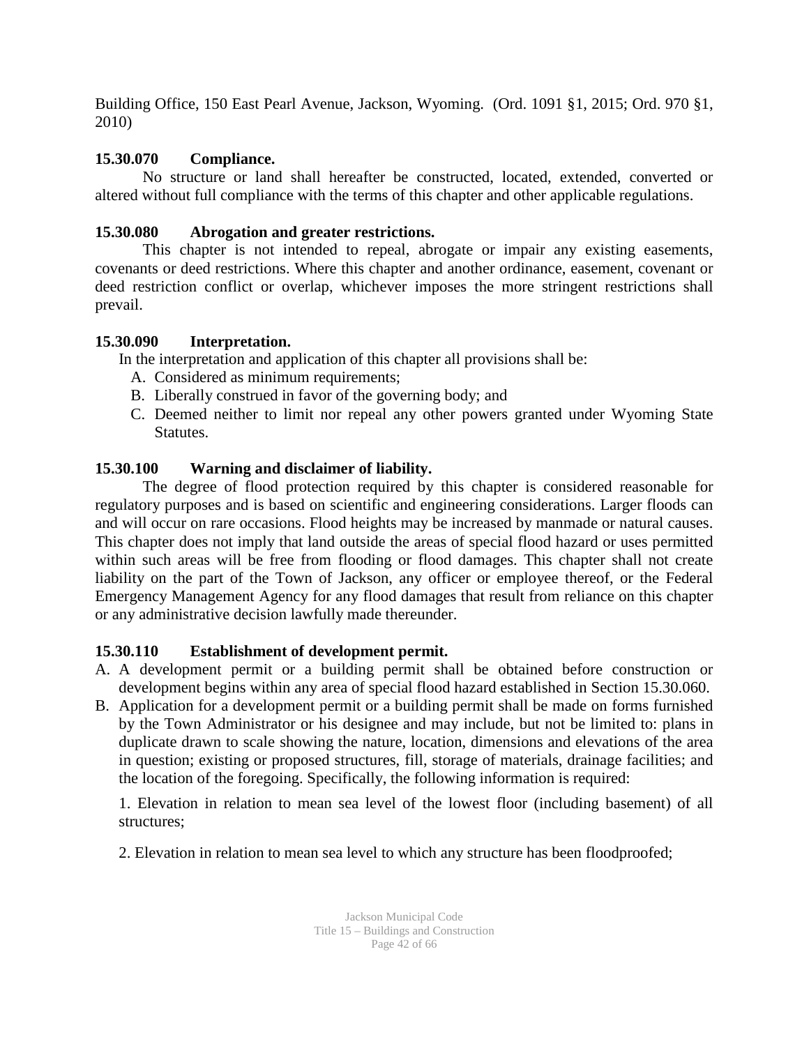Building Office, 150 East Pearl Avenue, Jackson, Wyoming. (Ord. 1091 §1, 2015; Ord. 970 §1, 2010)

**15.30.070 Compliance.**

No structure or land shall hereafter be constructed, located, extended, converted or altered without full compliance with the terms of this chapter and other applicable regulations.

**15.30.080 Abrogation and greater restrictions.**

This chapter is not intended to repeal, abrogate or impair any existing easements, covenants or deed restrictions. Where this chapter and another ordinance, easement, covenant or deed restriction conflict or overlap, whichever imposes the more stringent restrictions shall prevail.

**15.30.090 Interpretation.**

In the interpretation and application of this chapter all provisions shall be:

A. Considered as minimum requirements;
B. Liberally construed in favor of the governing body; and
C. Deemed neither to limit nor repeal any other powers granted under Wyoming State Statutes.

**15.30.100 Warning and disclaimer of liability.**

The degree of flood protection required by this chapter is considered reasonable for regulatory purposes and is based on scientific and engineering considerations. Larger floods can and will occur on rare occasions. Flood heights may be increased by manmade or natural causes. This chapter does not imply that land outside the areas of special flood hazard or uses permitted within such areas will be free from flooding or flood damages. This chapter shall not create liability on the part of the Town of Jackson, any officer or employee thereof, or the Federal Emergency Management Agency for any flood damages that result from reliance on this chapter or any administrative decision lawfully made thereunder.

**15.30.110 Establishment of development permit.**

A. A development permit or a building permit shall be obtained before construction or development begins within any area of special flood hazard established in Section 15.30.060.
B. Application for a development permit or a building permit shall be made on forms furnished by the Town Administrator or his designee and may include, but not be limited to: plans in duplicate drawn to scale showing the nature, location, dimensions and elevations of the area in question; existing or proposed structures, fill, storage of materials, drainage facilities; and the location of the foregoing. Specifically, the following information is required:

   1. Elevation in relation to mean sea level of the lowest floor (including basement) of all structures;

   2. Elevation in relation to mean sea level to which any structure has been floodproofed;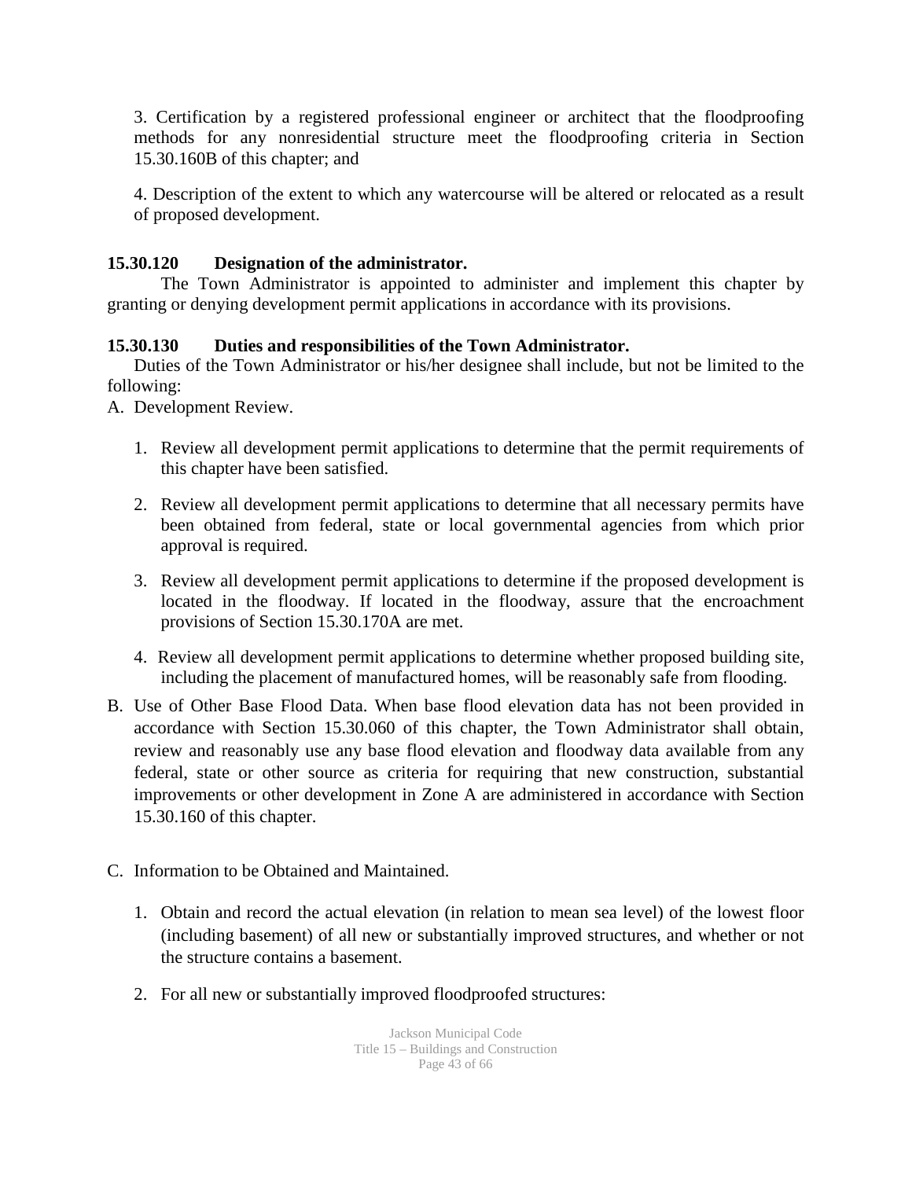3. Certification by a registered professional engineer or architect that the floodproofing methods for any nonresidential structure meet the floodproofing criteria in Section 15.30.160B of this chapter; and

4. Description of the extent to which any watercourse will be altered or relocated as a result of proposed development.

**15.30.120 Designation of the administrator.**

The Town Administrator is appointed to administer and implement this chapter by granting or denying development permit applications in accordance with its provisions.

**15.30.130 Duties and responsibilities of the Town Administrator.**

Duties of the Town Administrator or his/her designee shall include, but not be limited to the following:

A. Development Review.

1. Review all development permit applications to determine that the permit requirements of this chapter have been satisfied.

2. Review all development permit applications to determine that all necessary permits have been obtained from federal, state or local governmental agencies from which prior approval is required.

3. Review all development permit applications to determine if the proposed development is located in the floodway. If located in the floodway, assure that the encroachment provisions of Section 15.30.170A are met.

4. Review all development permit applications to determine whether proposed building site, including the placement of manufactured homes, will be reasonably safe from flooding.

B. Use of Other Base Flood Data. When base flood elevation data has not been provided in accordance with Section 15.30.060 of this chapter, the Town Administrator shall obtain, review and reasonably use any base flood elevation and floodway data available from any federal, state or other source as criteria for requiring that new construction, substantial improvements or other development in Zone A are administered in accordance with Section 15.30.160 of this chapter.

C. Information to be Obtained and Maintained.

1. Obtain and record the actual elevation (in relation to mean sea level) of the lowest floor (including basement) of all new or substantially improved structures, and whether or not the structure contains a basement.

2. For all new or substantially improved floodproofed structures: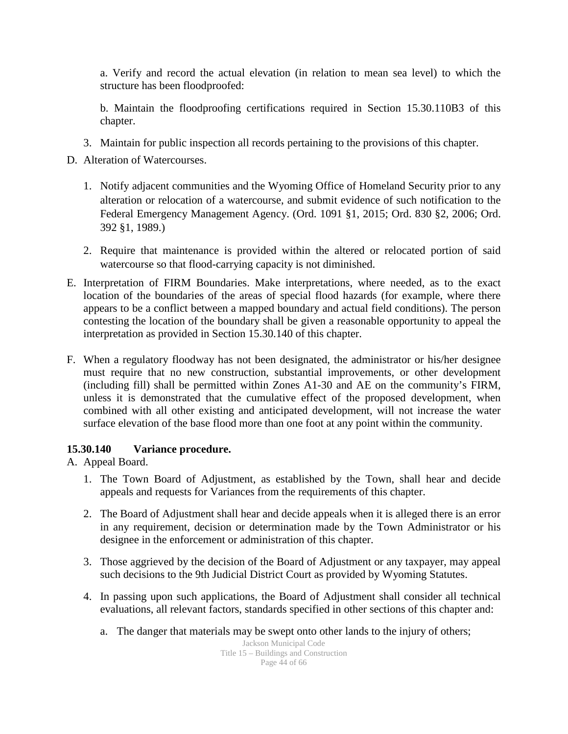a. Verify and record the actual elevation (in relation to mean sea level) to which the structure has been floodproofed:

b. Maintain the floodproofing certifications required in Section 15.30.110B3 of this chapter.

3. Maintain for public inspection all records pertaining to the provisions of this chapter.

D. Alteration of Watercourses.

1. Notify adjacent communities and the Wyoming Office of Homeland Security prior to any alteration or relocation of a watercourse, and submit evidence of such notification to the Federal Emergency Management Agency. (Ord. 1091 §1, 2015; Ord. 830 §2, 2006; Ord. 392 §1, 1989.)

2. Require that maintenance is provided within the altered or relocated portion of said watercourse so that flood-carrying capacity is not diminished.

E. Interpretation of FIRM Boundaries. Make interpretations, where needed, as to the exact location of the boundaries of the areas of special flood hazards (for example, where there appears to be a conflict between a mapped boundary and actual field conditions). The person contesting the location of the boundary shall be given a reasonable opportunity to appeal the interpretation as provided in Section 15.30.140 of this chapter.

F. When a regulatory floodway has not been designated, the administrator or his/her designee must require that no new construction, substantial improvements, or other development (including fill) shall be permitted within Zones A1-30 and AE on the community's FIRM, unless it is demonstrated that the cumulative effect of the proposed development, when combined with all other existing and anticipated development, will not increase the water surface elevation of the base flood more than one foot at any point within the community.

**15.30.140 Variance procedure.**

A. Appeal Board.

1. The Town Board of Adjustment, as established by the Town, shall hear and decide appeals and requests for Variances from the requirements of this chapter.

2. The Board of Adjustment shall hear and decide appeals when it is alleged there is an error in any requirement, decision or determination made by the Town Administrator or his designee in the enforcement or administration of this chapter.

3. Those aggrieved by the decision of the Board of Adjustment or any taxpayer, may appeal such decisions to the 9th Judicial District Court as provided by Wyoming Statutes.

4. In passing upon such applications, the Board of Adjustment shall consider all technical evaluations, all relevant factors, standards specified in other sections of this chapter and:

   a. The danger that materials may be swept onto other lands to the injury of others;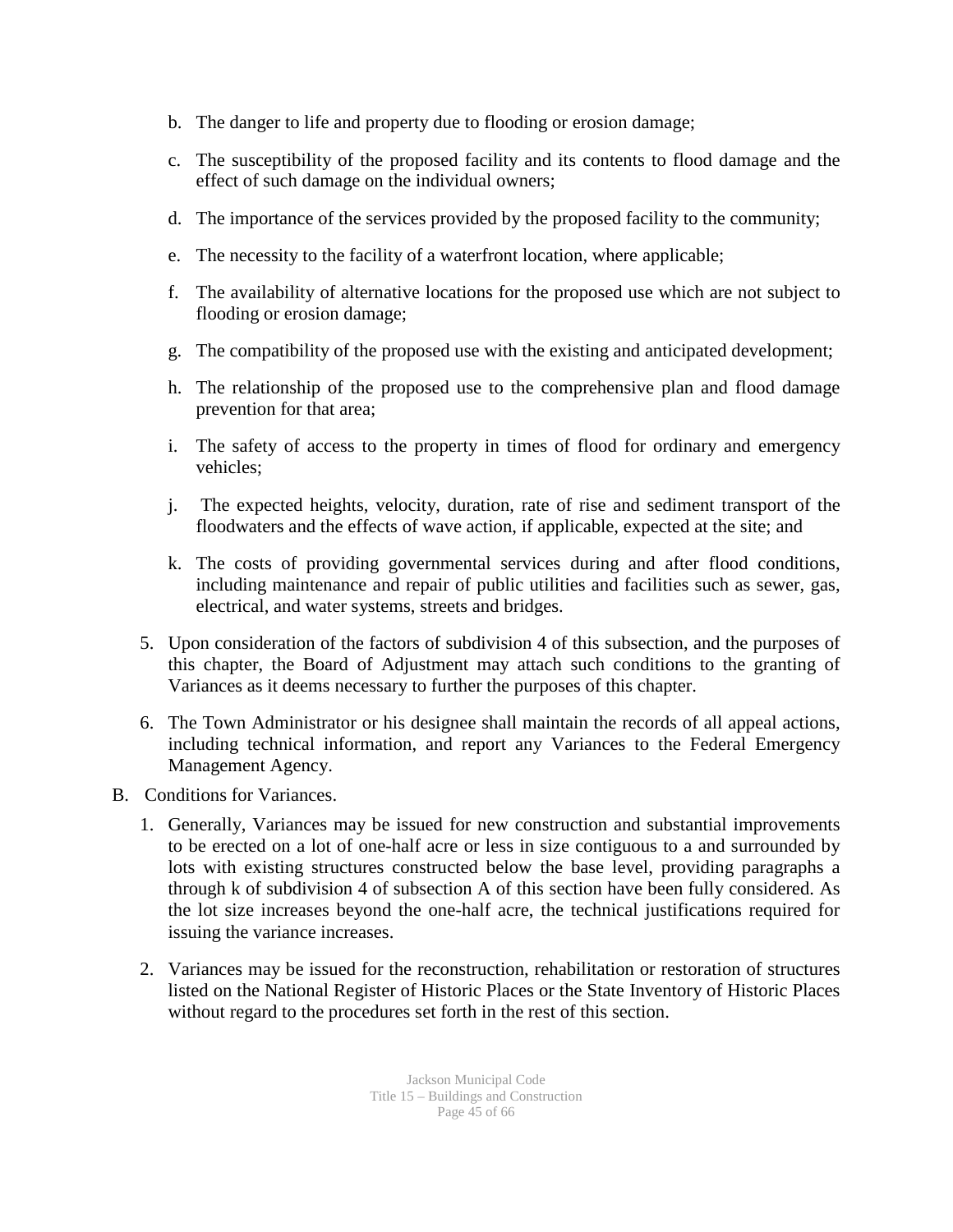b. The danger to life and property due to flooding or erosion damage;

c. The susceptibility of the proposed facility and its contents to flood damage and the effect of such damage on the individual owners;

d. The importance of the services provided by the proposed facility to the community;

e. The necessity to the facility of a waterfront location, where applicable;

f. The availability of alternative locations for the proposed use which are not subject to flooding or erosion damage;

g. The compatibility of the proposed use with the existing and anticipated development;

h. The relationship of the proposed use to the comprehensive plan and flood damage prevention for that area;

i. The safety of access to the property in times of flood for ordinary and emergency vehicles;

j. The expected heights, velocity, duration, rate of rise and sediment transport of the floodwaters and the effects of wave action, if applicable, expected at the site; and

k. The costs of providing governmental services during and after flood conditions, including maintenance and repair of public utilities and facilities such as sewer, gas, electrical, and water systems, streets and bridges.

5. Upon consideration of the factors of subdivision 4 of this subsection, and the purposes of this chapter, the Board of Adjustment may attach such conditions to the granting of Variances as it deems necessary to further the purposes of this chapter.

6. The Town Administrator or his designee shall maintain the records of all appeal actions, including technical information, and report any Variances to the Federal Emergency Management Agency.

B. Conditions for Variances.

1. Generally, Variances may be issued for new construction and substantial improvements to be erected on a lot of one-half acre or less in size contiguous to a and surrounded by lots with existing structures constructed below the base level, providing paragraphs a through k of subdivision 4 of subsection A of this section have been fully considered. As the lot size increases beyond the one-half acre, the technical justifications required for issuing the variance increases.

2. Variances may be issued for the reconstruction, rehabilitation or restoration of structures listed on the National Register of Historic Places or the State Inventory of Historic Places without regard to the procedures set forth in the rest of this section.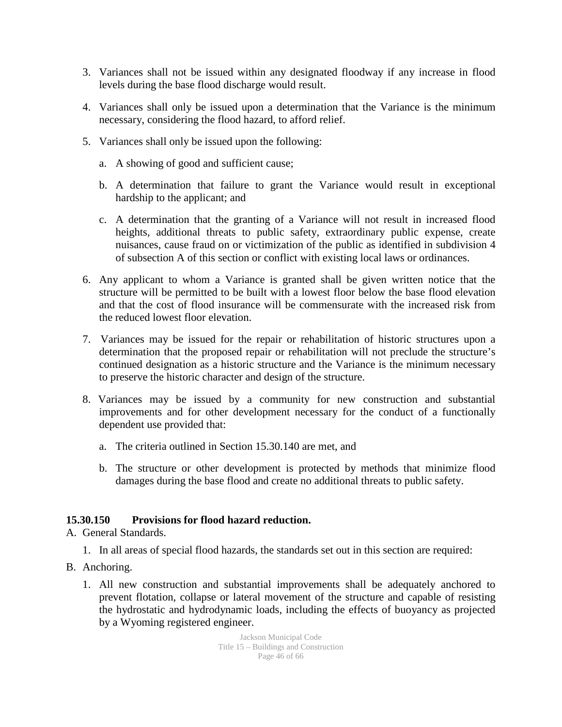3. Variances shall not be issued within any designated floodway if any increase in flood levels during the base flood discharge would result.

4. Variances shall only be issued upon a determination that the Variance is the minimum necessary, considering the flood hazard, to afford relief.

5. Variances shall only be issued upon the following:

   a. A showing of good and sufficient cause;

   b. A determination that failure to grant the Variance would result in exceptional hardship to the applicant; and

   c. A determination that the granting of a Variance will not result in increased flood heights, additional threats to public safety, extraordinary public expense, create nuisances, cause fraud on or victimization of the public as identified in subdivision 4 of subsection A of this section or conflict with existing local laws or ordinances.

6. Any applicant to whom a Variance is granted shall be given written notice that the structure will be permitted to be built with a lowest floor below the base flood elevation and that the cost of flood insurance will be commensurate with the increased risk from the reduced lowest floor elevation.

7. Variances may be issued for the repair or rehabilitation of historic structures upon a determination that the proposed repair or rehabilitation will not preclude the structure's continued designation as a historic structure and the Variance is the minimum necessary to preserve the historic character and design of the structure.

8. Variances may be issued by a community for new construction and substantial improvements and for other development necessary for the conduct of a functionally dependent use provided that:

   a. The criteria outlined in Section 15.30.140 are met, and

   b. The structure or other development is protected by methods that minimize flood damages during the base flood and create no additional threats to public safety.

**15.30.150 Provisions for flood hazard reduction.**

A. General Standards.

   1. In all areas of special flood hazards, the standards set out in this section are required:

B. Anchoring.

   1. All new construction and substantial improvements shall be adequately anchored to prevent flotation, collapse or lateral movement of the structure and capable of resisting the hydrostatic and hydrodynamic loads, including the effects of buoyancy as projected by a Wyoming registered engineer.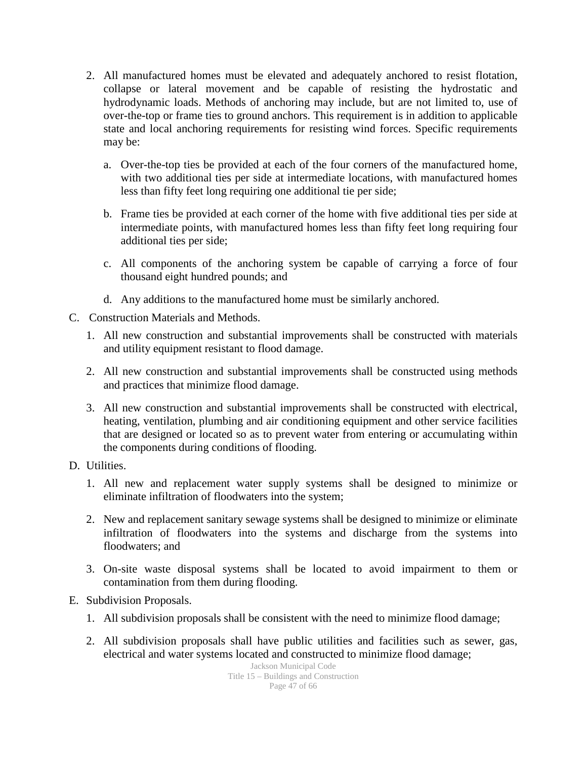2. All manufactured homes must be elevated and adequately anchored to resist flotation, collapse or lateral movement and be capable of resisting the hydrostatic and hydrodynamic loads. Methods of anchoring may include, but are not limited to, use of over-the-top or frame ties to ground anchors. This requirement is in addition to applicable state and local anchoring requirements for resisting wind forces. Specific requirements may be:

   a. Over-the-top ties be provided at each of the four corners of the manufactured home, with two additional ties per side at intermediate locations, with manufactured homes less than fifty feet long requiring one additional tie per side;

   b. Frame ties be provided at each corner of the home with five additional ties per side at intermediate points, with manufactured homes less than fifty feet long requiring four additional ties per side;

   c. All components of the anchoring system be capable of carrying a force of four thousand eight hundred pounds; and

   d. Any additions to the manufactured home must be similarly anchored.

C. Construction Materials and Methods.

   1. All new construction and substantial improvements shall be constructed with materials and utility equipment resistant to flood damage.

   2. All new construction and substantial improvements shall be constructed using methods and practices that minimize flood damage.

   3. All new construction and substantial improvements shall be constructed with electrical, heating, ventilation, plumbing and air conditioning equipment and other service facilities that are designed or located so as to prevent water from entering or accumulating within the components during conditions of flooding.

D. Utilities.

   1. All new and replacement water supply systems shall be designed to minimize or eliminate infiltration of floodwaters into the system;

   2. New and replacement sanitary sewage systems shall be designed to minimize or eliminate infiltration of floodwaters into the systems and discharge from the systems into floodwaters; and

   3. On-site waste disposal systems shall be located to avoid impairment to them or contamination from them during flooding.

E. Subdivision Proposals.

   1. All subdivision proposals shall be consistent with the need to minimize flood damage;

   2. All subdivision proposals shall have public utilities and facilities such as sewer, gas, electrical and water systems located and constructed to minimize flood damage;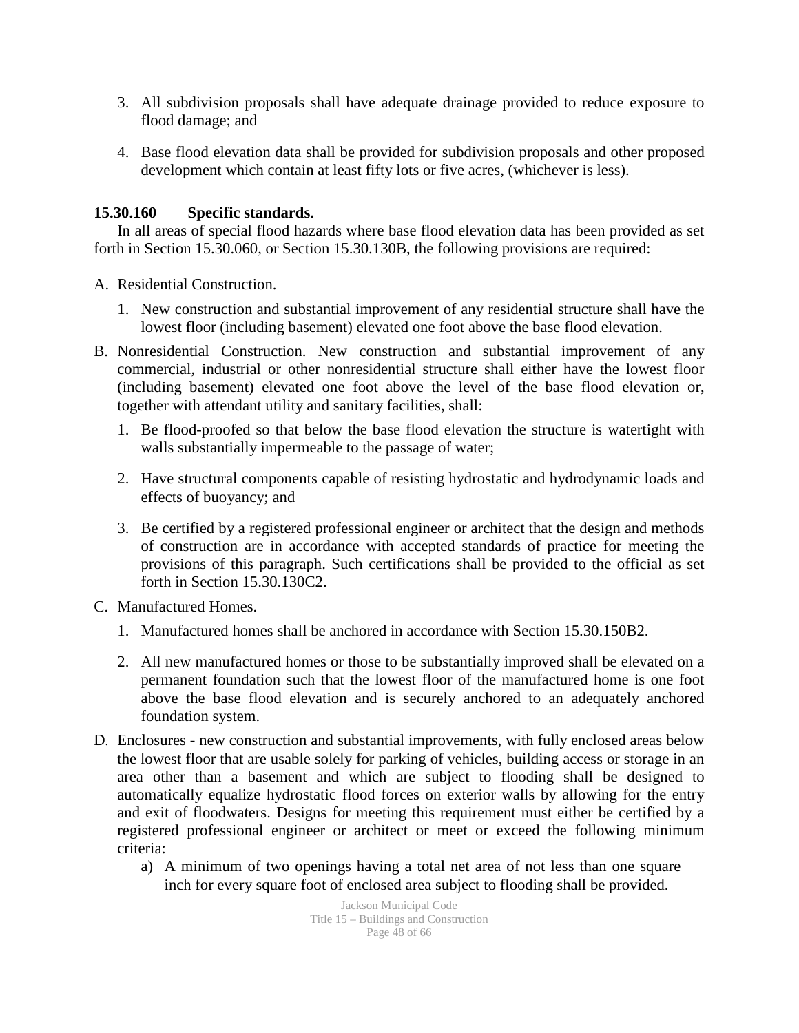3. All subdivision proposals shall have adequate drainage provided to reduce exposure to flood damage; and

4. Base flood elevation data shall be provided for subdivision proposals and other proposed development which contain at least fifty lots or five acres, (whichever is less).

**15.30.160 Specific standards.**

In all areas of special flood hazards where base flood elevation data has been provided as set forth in Section 15.30.060, or Section 15.30.130B, the following provisions are required:

A. Residential Construction.

   1. New construction and substantial improvement of any residential structure shall have the lowest floor (including basement) elevated one foot above the base flood elevation.

B. Nonresidential Construction. New construction and substantial improvement of any commercial, industrial or other nonresidential structure shall either have the lowest floor (including basement) elevated one foot above the level of the base flood elevation or, together with attendant utility and sanitary facilities, shall:

   1. Be flood-proofed so that below the base flood elevation the structure is watertight with walls substantially impermeable to the passage of water;

   2. Have structural components capable of resisting hydrostatic and hydrodynamic loads and effects of buoyancy; and

   3. Be certified by a registered professional engineer or architect that the design and methods of construction are in accordance with accepted standards of practice for meeting the provisions of this paragraph. Such certifications shall be provided to the official as set forth in Section 15.30.130C2.

C. Manufactured Homes.

   1. Manufactured homes shall be anchored in accordance with Section 15.30.150B2.

   2. All new manufactured homes or those to be substantially improved shall be elevated on a permanent foundation such that the lowest floor of the manufactured home is one foot above the base flood elevation and is securely anchored to an adequately anchored foundation system.

D. Enclosures - new construction and substantial improvements, with fully enclosed areas below the lowest floor that are usable solely for parking of vehicles, building access or storage in an area other than a basement and which are subject to flooding shall be designed to automatically equalize hydrostatic flood forces on exterior walls by allowing for the entry and exit of floodwaters. Designs for meeting this requirement must either be certified by a registered professional engineer or architect or meet or exceed the following minimum criteria:

   a) A minimum of two openings having a total net area of not less than one square inch for every square foot of enclosed area subject to flooding shall be provided.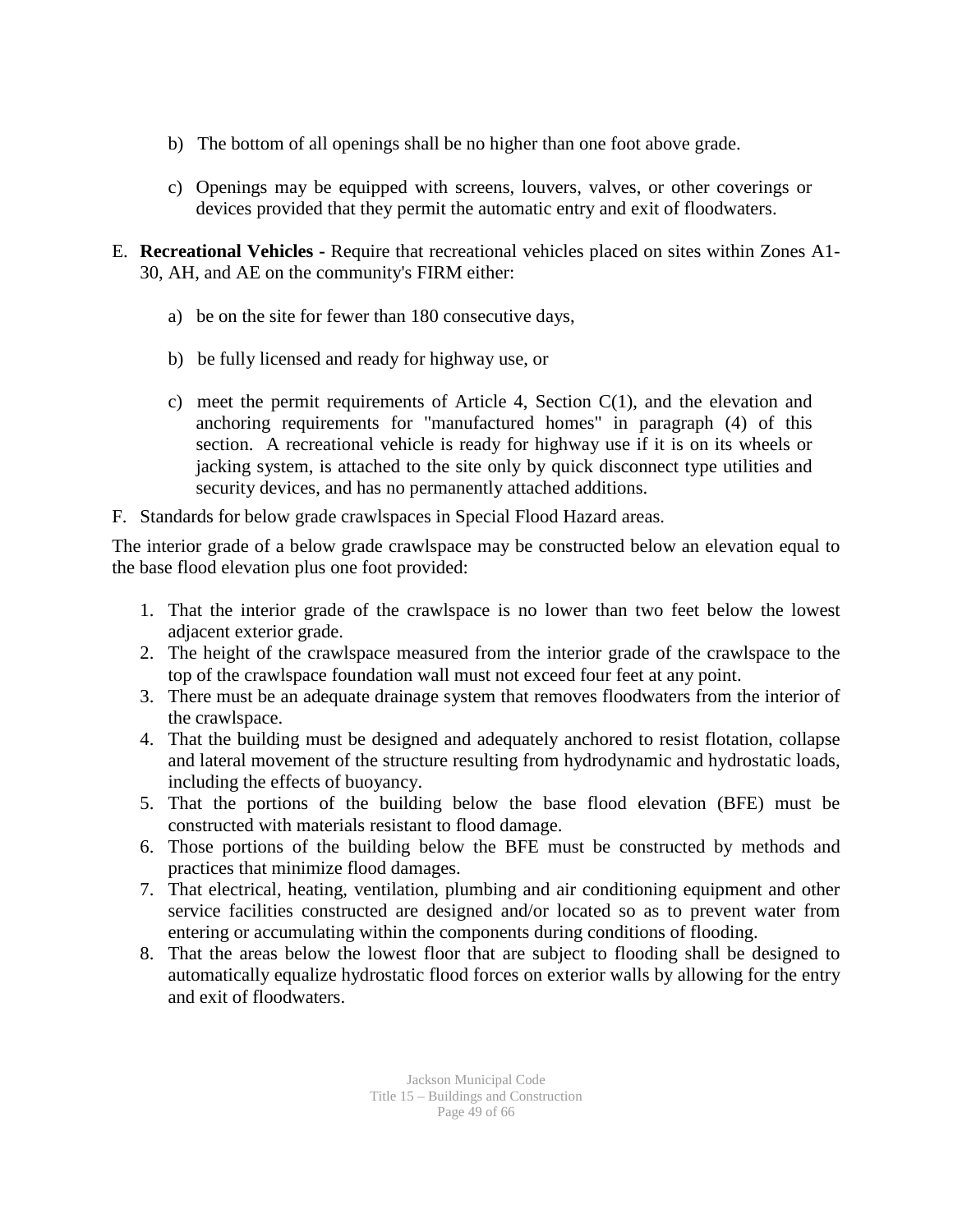b) The bottom of all openings shall be no higher than one foot above grade.

c) Openings may be equipped with screens, louvers, valves, or other coverings or devices provided that they permit the automatic entry and exit of floodwaters.

E. **Recreational Vehicles -** Require that recreational vehicles placed on sites within Zones A1-30, AH, and AE on the community's FIRM either:

a) be on the site for fewer than 180 consecutive days,

b) be fully licensed and ready for highway use, or

c) meet the permit requirements of Article 4, Section C(1), and the elevation and anchoring requirements for "manufactured homes" in paragraph (4) of this section. A recreational vehicle is ready for highway use if it is on its wheels or jacking system, is attached to the site only by quick disconnect type utilities and security devices, and has no permanently attached additions.

F. Standards for below grade crawlspaces in Special Flood Hazard areas.

The interior grade of a below grade crawlspace may be constructed below an elevation equal to the base flood elevation plus one foot provided:

1. That the interior grade of the crawlspace is no lower than two feet below the lowest adjacent exterior grade.
2. The height of the crawlspace measured from the interior grade of the crawlspace to the top of the crawlspace foundation wall must not exceed four feet at any point.
3. There must be an adequate drainage system that removes floodwaters from the interior of the crawlspace.
4. That the building must be designed and adequately anchored to resist flotation, collapse and lateral movement of the structure resulting from hydrodynamic and hydrostatic loads, including the effects of buoyancy.
5. That the portions of the building below the base flood elevation (BFE) must be constructed with materials resistant to flood damage.
6. Those portions of the building below the BFE must be constructed by methods and practices that minimize flood damages.
7. That electrical, heating, ventilation, plumbing and air conditioning equipment and other service facilities constructed are designed and/or located so as to prevent water from entering or accumulating within the components during conditions of flooding.
8. That the areas below the lowest floor that are subject to flooding shall be designed to automatically equalize hydrostatic flood forces on exterior walls by allowing for the entry and exit of floodwaters.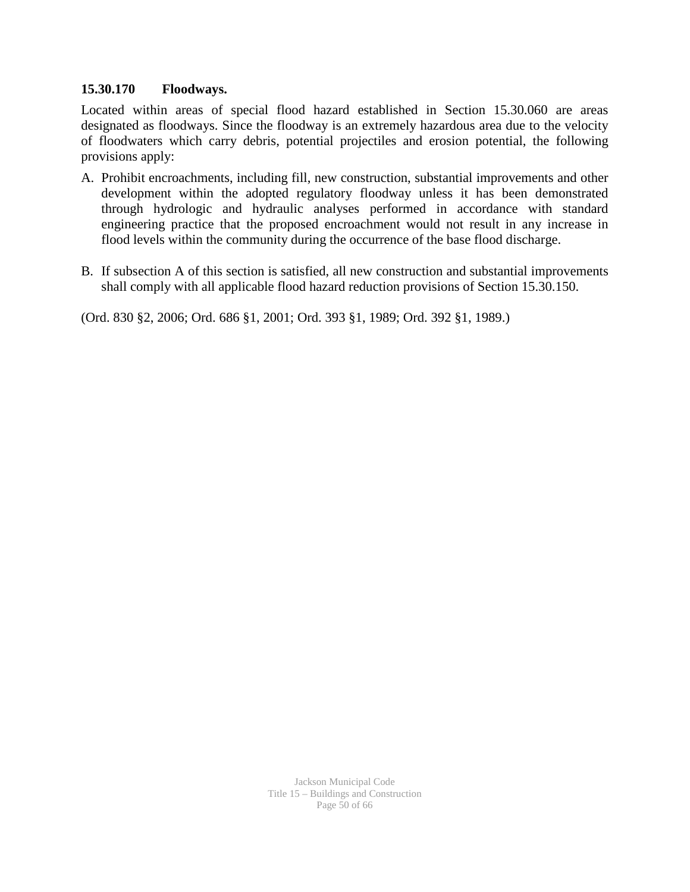**15.30.170 Floodways.**

Located within areas of special flood hazard established in Section 15.30.060 are areas designated as floodways. Since the floodway is an extremely hazardous area due to the velocity of floodwaters which carry debris, potential projectiles and erosion potential, the following provisions apply:

A. Prohibit encroachments, including fill, new construction, substantial improvements and other development within the adopted regulatory floodway unless it has been demonstrated through hydrologic and hydraulic analyses performed in accordance with standard engineering practice that the proposed encroachment would not result in any increase in flood levels within the community during the occurrence of the base flood discharge.

B. If subsection A of this section is satisfied, all new construction and substantial improvements shall comply with all applicable flood hazard reduction provisions of Section 15.30.150.

(Ord. 830 §2, 2006; Ord. 686 §1, 2001; Ord. 393 §1, 1989; Ord. 392 §1, 1989.)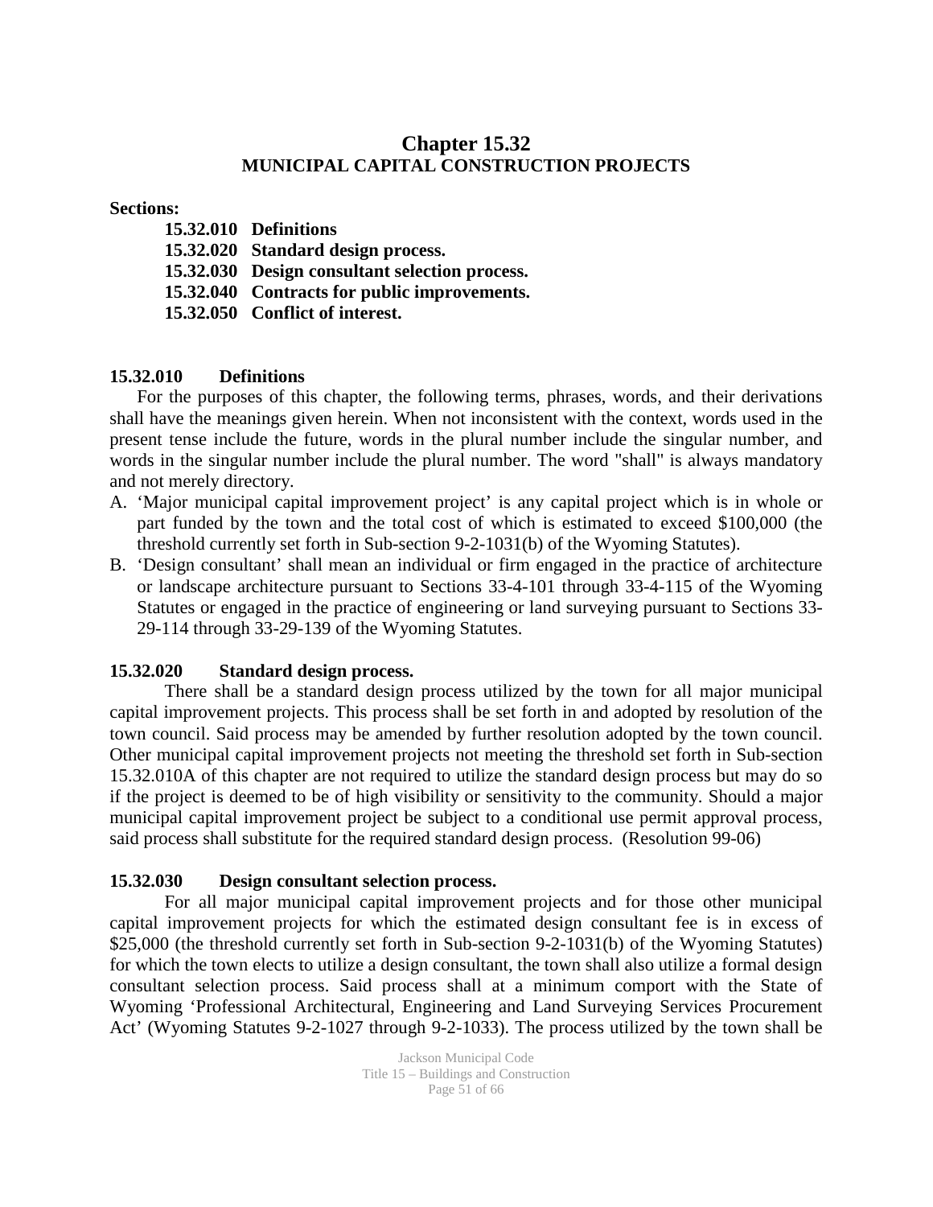# Chapter 15.32
## MUNICIPAL CAPITAL CONSTRUCTION PROJECTS

**Sections:**

**15.32.010 Definitions**
**15.32.020 Standard design process.**
**15.32.030 Design consultant selection process.**
**15.32.040 Contracts for public improvements.**
**15.32.050 Conflict of interest.**

### 15.32.010 Definitions

For the purposes of this chapter, the following terms, phrases, words, and their derivations shall have the meanings given herein. When not inconsistent with the context, words used in the present tense include the future, words in the plural number include the singular number, and words in the singular number include the plural number. The word "shall" is always mandatory and not merely directory.

A. 'Major municipal capital improvement project' is any capital project which is in whole or part funded by the town and the total cost of which is estimated to exceed $100,000 (the threshold currently set forth in Sub-section 9-2-1031(b) of the Wyoming Statutes).
B. 'Design consultant' shall mean an individual or firm engaged in the practice of architecture or landscape architecture pursuant to Sections 33-4-101 through 33-4-115 of the Wyoming Statutes or engaged in the practice of engineering or land surveying pursuant to Sections 33-29-114 through 33-29-139 of the Wyoming Statutes.

### 15.32.020 Standard design process.

There shall be a standard design process utilized by the town for all major municipal capital improvement projects. This process shall be set forth in and adopted by resolution of the town council. Said process may be amended by further resolution adopted by the town council. Other municipal capital improvement projects not meeting the threshold set forth in Sub-section 15.32.010A of this chapter are not required to utilize the standard design process but may do so if the project is deemed to be of high visibility or sensitivity to the community. Should a major municipal capital improvement project be subject to a conditional use permit approval process, said process shall substitute for the required standard design process. (Resolution 99-06)

### 15.32.030 Design consultant selection process.

For all major municipal capital improvement projects and for those other municipal capital improvement projects for which the estimated design consultant fee is in excess of $25,000 (the threshold currently set forth in Sub-section 9-2-1031(b) of the Wyoming Statutes) for which the town elects to utilize a design consultant, the town shall also utilize a formal design consultant selection process. Said process shall at a minimum comport with the State of Wyoming 'Professional Architectural, Engineering and Land Surveying Services Procurement Act' (Wyoming Statutes 9-2-1027 through 9-2-1033). The process utilized by the town shall be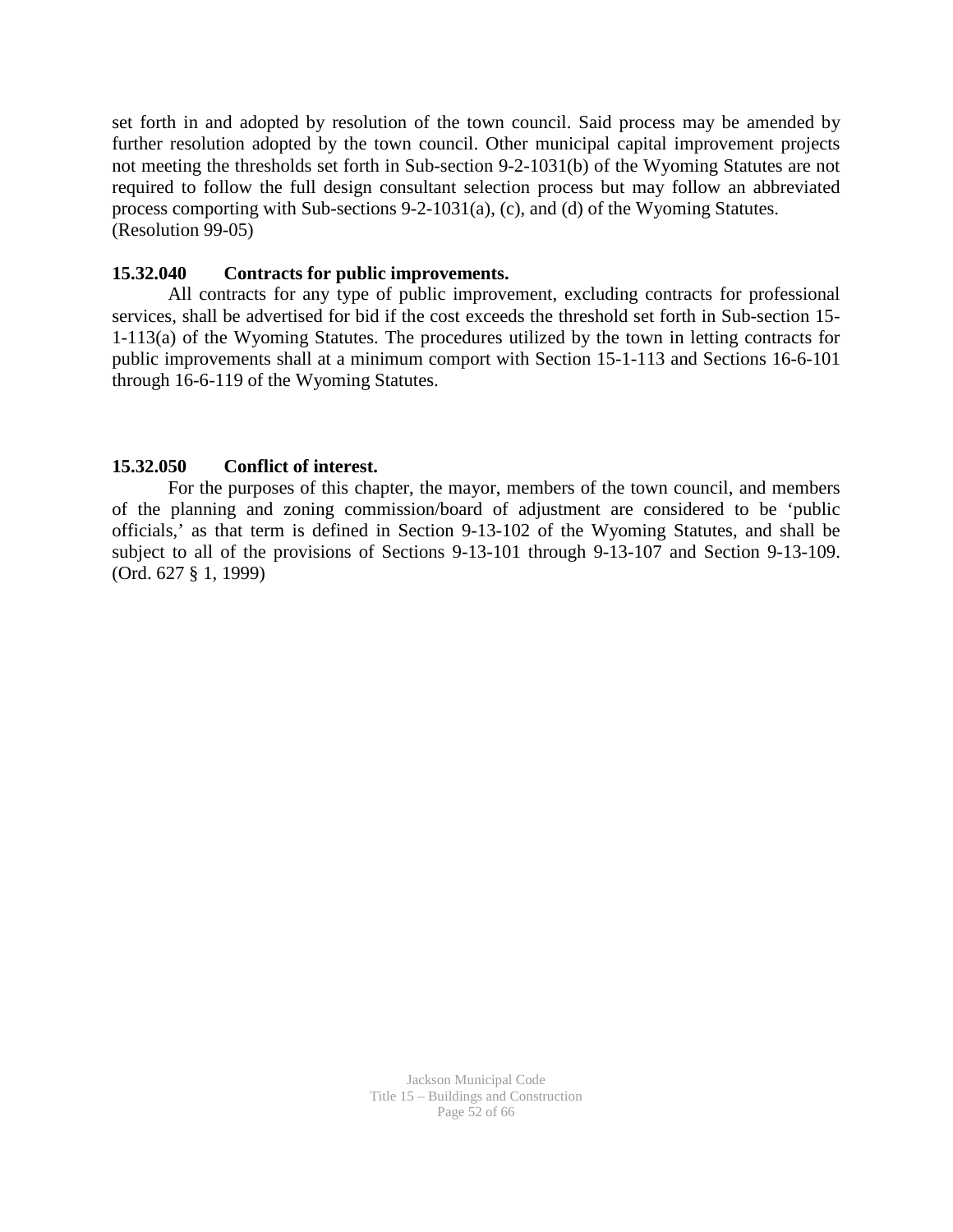set forth in and adopted by resolution of the town council. Said process may be amended by further resolution adopted by the town council. Other municipal capital improvement projects not meeting the thresholds set forth in Sub-section 9-2-1031(b) of the Wyoming Statutes are not required to follow the full design consultant selection process but may follow an abbreviated process comporting with Sub-sections 9-2-1031(a), (c), and (d) of the Wyoming Statutes.
(Resolution 99-05)

**15.32.040 Contracts for public improvements.**

All contracts for any type of public improvement, excluding contracts for professional services, shall be advertised for bid if the cost exceeds the threshold set forth in Sub-section 15-1-113(a) of the Wyoming Statutes. The procedures utilized by the town in letting contracts for public improvements shall at a minimum comport with Section 15-1-113 and Sections 16-6-101 through 16-6-119 of the Wyoming Statutes.

**15.32.050 Conflict of interest.**

For the purposes of this chapter, the mayor, members of the town council, and members of the planning and zoning commission/board of adjustment are considered to be 'public officials,' as that term is defined in Section 9-13-102 of the Wyoming Statutes, and shall be subject to all of the provisions of Sections 9-13-101 through 9-13-107 and Section 9-13-109. (Ord. 627 § 1, 1999)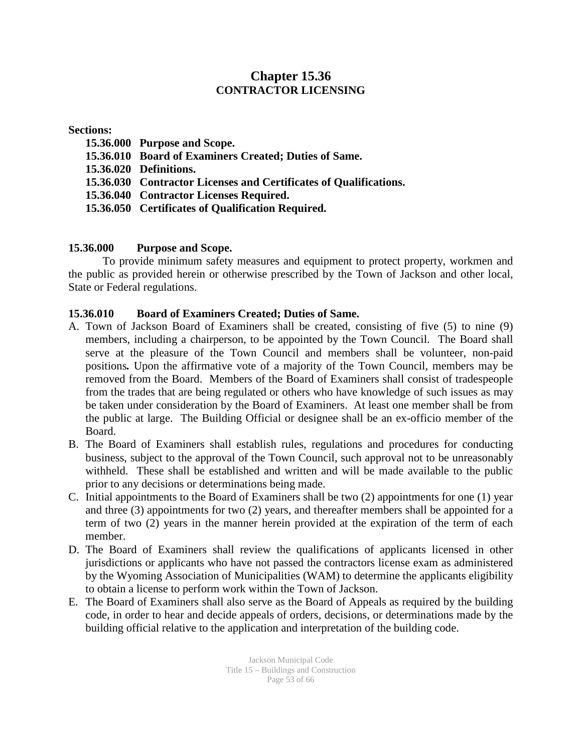# Chapter 15.36
## CONTRACTOR LICENSING

**Sections:**

**15.36.000 Purpose and Scope.**
**15.36.010 Board of Examiners Created; Duties of Same.**
**15.36.020 Definitions.**
**15.36.030 Contractor Licenses and Certificates of Qualifications.**
**15.36.040 Contractor Licenses Required.**
**15.36.050 Certificates of Qualification Required.**

### 15.36.000 Purpose and Scope.

To provide minimum safety measures and equipment to protect property, workmen and the public as provided herein or otherwise prescribed by the Town of Jackson and other local, State or Federal regulations.

### 15.36.010 Board of Examiners Created; Duties of Same.

A. Town of Jackson Board of Examiners shall be created, consisting of five (5) to nine (9) members, including a chairperson, to be appointed by the Town Council. The Board shall serve at the pleasure of the Town Council and members shall be volunteer, non-paid positions**.** Upon the affirmative vote of a majority of the Town Council, members may be removed from the Board. Members of the Board of Examiners shall consist of tradespeople from the trades that are being regulated or others who have knowledge of such issues as may be taken under consideration by the Board of Examiners. At least one member shall be from the public at large. The Building Official or designee shall be an ex-officio member of the Board.

B. The Board of Examiners shall establish rules, regulations and procedures for conducting business, subject to the approval of the Town Council, such approval not to be unreasonably withheld. These shall be established and written and will be made available to the public prior to any decisions or determinations being made.

C. Initial appointments to the Board of Examiners shall be two (2) appointments for one (1) year and three (3) appointments for two (2) years, and thereafter members shall be appointed for a term of two (2) years in the manner herein provided at the expiration of the term of each member.

D. The Board of Examiners shall review the qualifications of applicants licensed in other jurisdictions or applicants who have not passed the contractors license exam as administered by the Wyoming Association of Municipalities (WAM) to determine the applicants eligibility to obtain a license to perform work within the Town of Jackson.

E. The Board of Examiners shall also serve as the Board of Appeals as required by the building code, in order to hear and decide appeals of orders, decisions, or determinations made by the building official relative to the application and interpretation of the building code.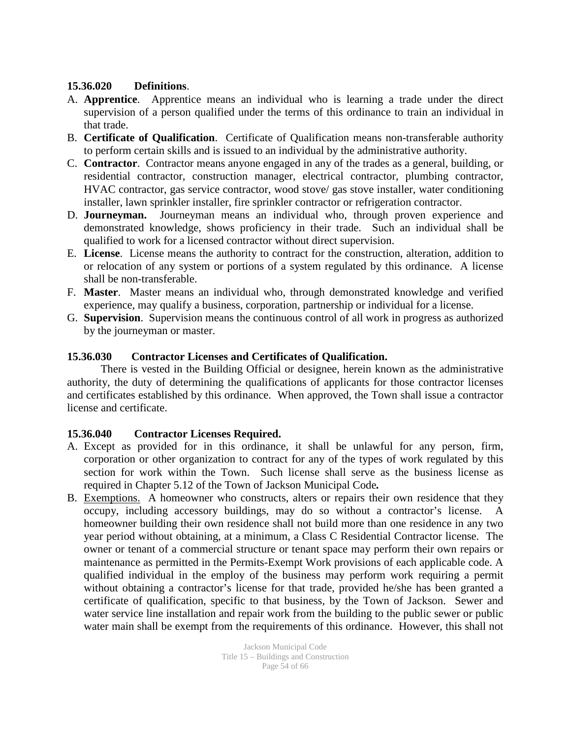**15.36.020 Definitions**.

A. **Apprentice**. Apprentice means an individual who is learning a trade under the direct supervision of a person qualified under the terms of this ordinance to train an individual in that trade.
B. **Certificate of Qualification**. Certificate of Qualification means non-transferable authority to perform certain skills and is issued to an individual by the administrative authority.
C. **Contractor**. Contractor means anyone engaged in any of the trades as a general, building, or residential contractor, construction manager, electrical contractor, plumbing contractor, HVAC contractor, gas service contractor, wood stove/ gas stove installer, water conditioning installer, lawn sprinkler installer, fire sprinkler contractor or refrigeration contractor.
D. **Journeyman.** Journeyman means an individual who, through proven experience and demonstrated knowledge, shows proficiency in their trade. Such an individual shall be qualified to work for a licensed contractor without direct supervision.
E. **License**. License means the authority to contract for the construction, alteration, addition to or relocation of any system or portions of a system regulated by this ordinance. A license shall be non-transferable.
F. **Master**. Master means an individual who, through demonstrated knowledge and verified experience, may qualify a business, corporation, partnership or individual for a license.
G. **Supervision**. Supervision means the continuous control of all work in progress as authorized by the journeyman or master.

**15.36.030 Contractor Licenses and Certificates of Qualification.**

There is vested in the Building Official or designee, herein known as the administrative authority, the duty of determining the qualifications of applicants for those contractor licenses and certificates established by this ordinance. When approved, the Town shall issue a contractor license and certificate.

**15.36.040 Contractor Licenses Required.**

A. Except as provided for in this ordinance, it shall be unlawful for any person, firm, corporation or other organization to contract for any of the types of work regulated by this section for work within the Town. Such license shall serve as the business license as required in Chapter 5.12 of the Town of Jackson Municipal Code***.***
B. Exemptions. A homeowner who constructs, alters or repairs their own residence that they occupy, including accessory buildings, may do so without a contractor's license. A homeowner building their own residence shall not build more than one residence in any two year period without obtaining, at a minimum, a Class C Residential Contractor license. The owner or tenant of a commercial structure or tenant space may perform their own repairs or maintenance as permitted in the Permits-Exempt Work provisions of each applicable code. A qualified individual in the employ of the business may perform work requiring a permit without obtaining a contractor's license for that trade, provided he/she has been granted a certificate of qualification, specific to that business, by the Town of Jackson. Sewer and water service line installation and repair work from the building to the public sewer or public water main shall be exempt from the requirements of this ordinance. However, this shall not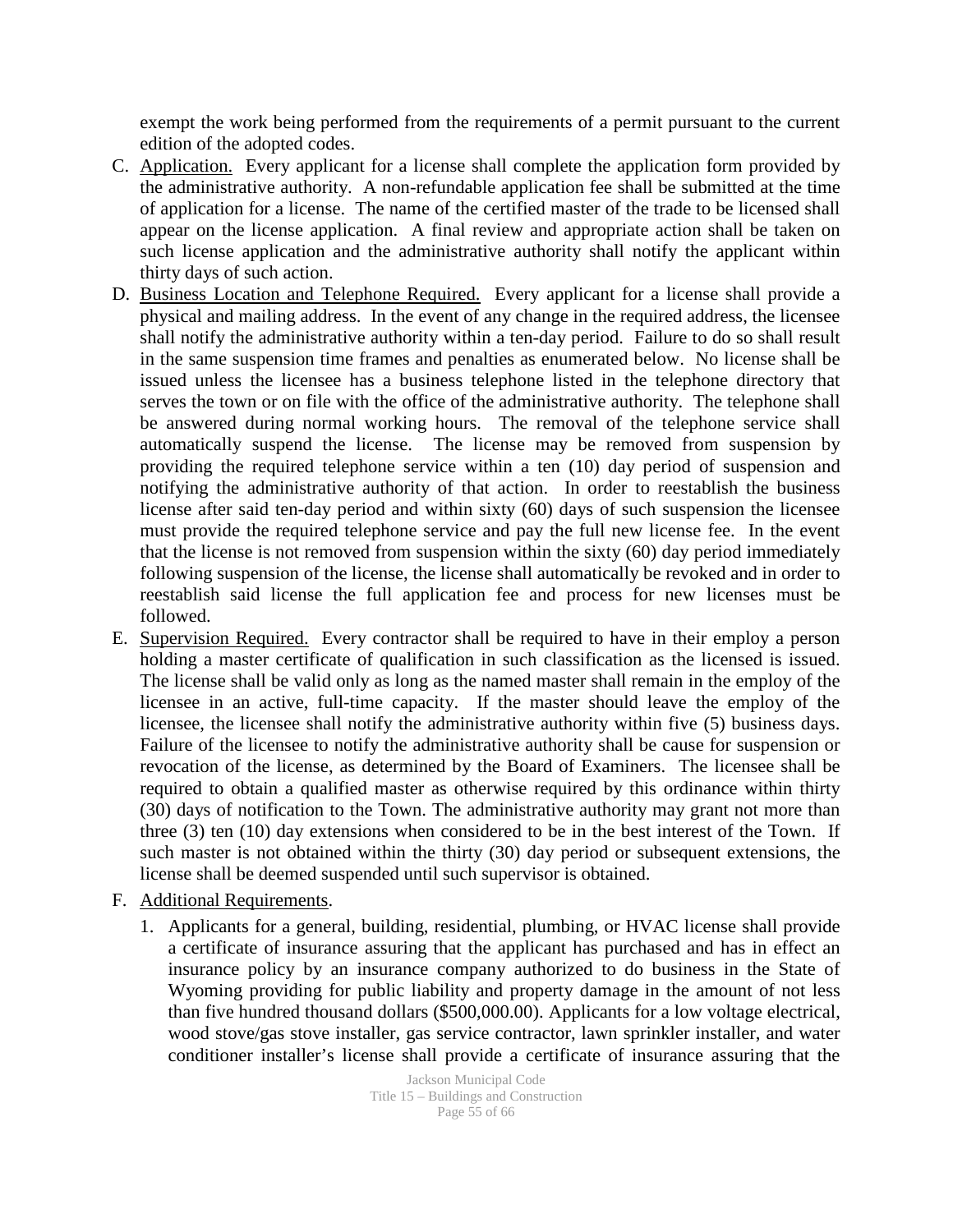exempt the work being performed from the requirements of a permit pursuant to the current edition of the adopted codes.

C. <u>Application.</u> Every applicant for a license shall complete the application form provided by the administrative authority. A non-refundable application fee shall be submitted at the time of application for a license. The name of the certified master of the trade to be licensed shall appear on the license application. A final review and appropriate action shall be taken on such license application and the administrative authority shall notify the applicant within thirty days of such action.

D. <u>Business Location and Telephone Required.</u> Every applicant for a license shall provide a physical and mailing address. In the event of any change in the required address, the licensee shall notify the administrative authority within a ten-day period. Failure to do so shall result in the same suspension time frames and penalties as enumerated below. No license shall be issued unless the licensee has a business telephone listed in the telephone directory that serves the town or on file with the office of the administrative authority. The telephone shall be answered during normal working hours. The removal of the telephone service shall automatically suspend the license. The license may be removed from suspension by providing the required telephone service within a ten (10) day period of suspension and notifying the administrative authority of that action. In order to reestablish the business license after said ten-day period and within sixty (60) days of such suspension the licensee must provide the required telephone service and pay the full new license fee. In the event that the license is not removed from suspension within the sixty (60) day period immediately following suspension of the license, the license shall automatically be revoked and in order to reestablish said license the full application fee and process for new licenses must be followed.

E. <u>Supervision Required.</u> Every contractor shall be required to have in their employ a person holding a master certificate of qualification in such classification as the licensed is issued. The license shall be valid only as long as the named master shall remain in the employ of the licensee in an active, full-time capacity. If the master should leave the employ of the licensee, the licensee shall notify the administrative authority within five (5) business days. Failure of the licensee to notify the administrative authority shall be cause for suspension or revocation of the license, as determined by the Board of Examiners. The licensee shall be required to obtain a qualified master as otherwise required by this ordinance within thirty (30) days of notification to the Town. The administrative authority may grant not more than three (3) ten (10) day extensions when considered to be in the best interest of the Town. If such master is not obtained within the thirty (30) day period or subsequent extensions, the license shall be deemed suspended until such supervisor is obtained.

F. <u>Additional Requirements</u>.

   1. Applicants for a general, building, residential, plumbing, or HVAC license shall provide a certificate of insurance assuring that the applicant has purchased and has in effect an insurance policy by an insurance company authorized to do business in the State of Wyoming providing for public liability and property damage in the amount of not less than five hundred thousand dollars ($500,000.00). Applicants for a low voltage electrical, wood stove/gas stove installer, gas service contractor, lawn sprinkler installer, and water conditioner installer's license shall provide a certificate of insurance assuring that the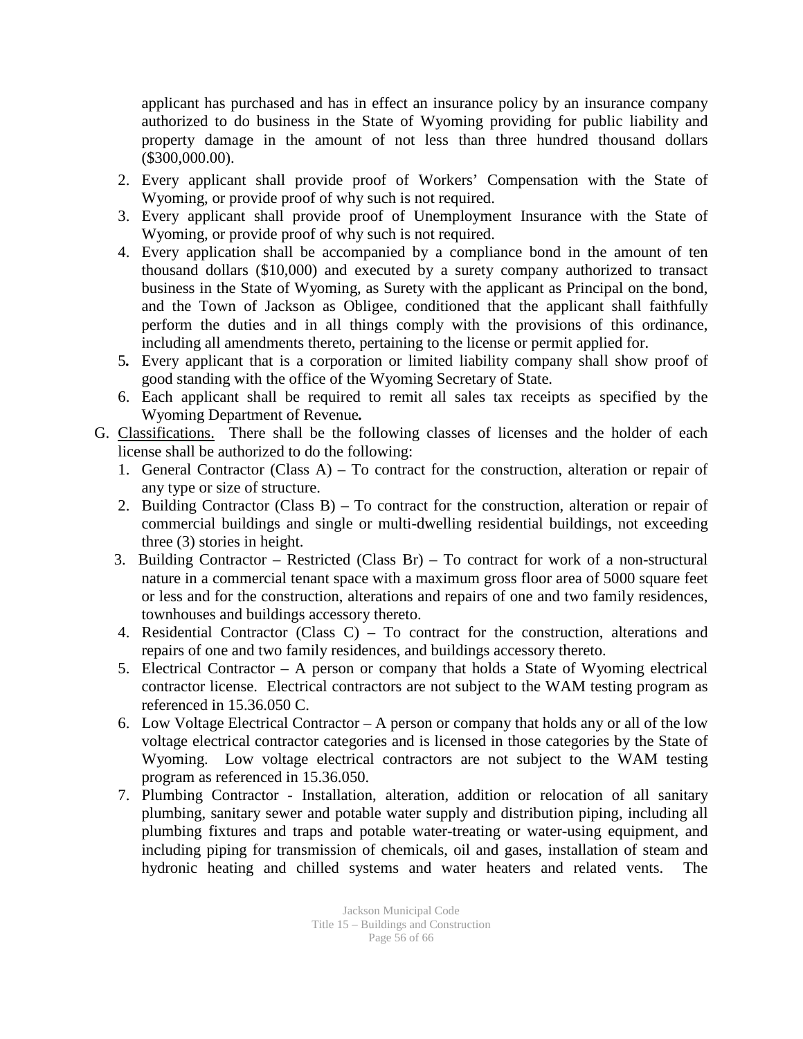applicant has purchased and has in effect an insurance policy by an insurance company authorized to do business in the State of Wyoming providing for public liability and property damage in the amount of not less than three hundred thousand dollars ($300,000.00).

2. Every applicant shall provide proof of Workers' Compensation with the State of Wyoming, or provide proof of why such is not required.
3. Every applicant shall provide proof of Unemployment Insurance with the State of Wyoming, or provide proof of why such is not required.
4. Every application shall be accompanied by a compliance bond in the amount of ten thousand dollars ($10,000) and executed by a surety company authorized to transact business in the State of Wyoming, as Surety with the applicant as Principal on the bond, and the Town of Jackson as Obligee, conditioned that the applicant shall faithfully perform the duties and in all things comply with the provisions of this ordinance, including all amendments thereto, pertaining to the license or permit applied for.
5. Every applicant that is a corporation or limited liability company shall show proof of good standing with the office of the Wyoming Secretary of State.
6. Each applicant shall be required to remit all sales tax receipts as specified by the Wyoming Department of Revenue.

G. Classifications. There shall be the following classes of licenses and the holder of each license shall be authorized to do the following:

1. General Contractor (Class A) – To contract for the construction, alteration or repair of any type or size of structure.
2. Building Contractor (Class B) – To contract for the construction, alteration or repair of commercial buildings and single or multi-dwelling residential buildings, not exceeding three (3) stories in height.
3. Building Contractor – Restricted (Class Br) – To contract for work of a non-structural nature in a commercial tenant space with a maximum gross floor area of 5000 square feet or less and for the construction, alterations and repairs of one and two family residences, townhouses and buildings accessory thereto.
4. Residential Contractor (Class C) – To contract for the construction, alterations and repairs of one and two family residences, and buildings accessory thereto.
5. Electrical Contractor – A person or company that holds a State of Wyoming electrical contractor license. Electrical contractors are not subject to the WAM testing program as referenced in 15.36.050 C.
6. Low Voltage Electrical Contractor – A person or company that holds any or all of the low voltage electrical contractor categories and is licensed in those categories by the State of Wyoming. Low voltage electrical contractors are not subject to the WAM testing program as referenced in 15.36.050.
7. Plumbing Contractor - Installation, alteration, addition or relocation of all sanitary plumbing, sanitary sewer and potable water supply and distribution piping, including all plumbing fixtures and traps and potable water-treating or water-using equipment, and including piping for transmission of chemicals, oil and gases, installation of steam and hydronic heating and chilled systems and water heaters and related vents. The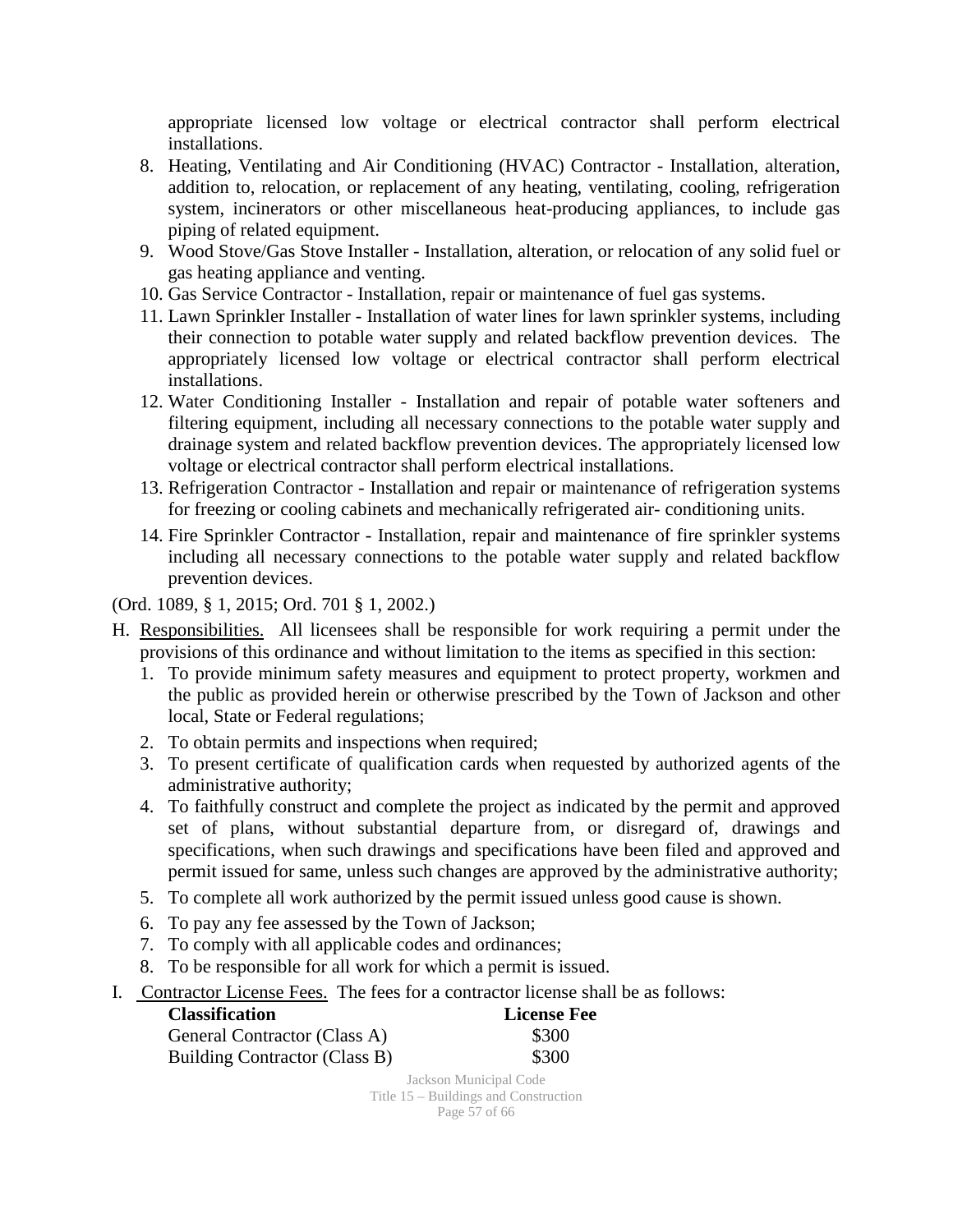appropriate licensed low voltage or electrical contractor shall perform electrical installations.

8. Heating, Ventilating and Air Conditioning (HVAC) Contractor - Installation, alteration, addition to, relocation, or replacement of any heating, ventilating, cooling, refrigeration system, incinerators or other miscellaneous heat-producing appliances, to include gas piping of related equipment.
9. Wood Stove/Gas Stove Installer - Installation, alteration, or relocation of any solid fuel or gas heating appliance and venting.
10. Gas Service Contractor - Installation, repair or maintenance of fuel gas systems.
11. Lawn Sprinkler Installer - Installation of water lines for lawn sprinkler systems, including their connection to potable water supply and related backflow prevention devices. The appropriately licensed low voltage or electrical contractor shall perform electrical installations.
12. Water Conditioning Installer - Installation and repair of potable water softeners and filtering equipment, including all necessary connections to the potable water supply and drainage system and related backflow prevention devices. The appropriately licensed low voltage or electrical contractor shall perform electrical installations.
13. Refrigeration Contractor - Installation and repair or maintenance of refrigeration systems for freezing or cooling cabinets and mechanically refrigerated air- conditioning units.
14. Fire Sprinkler Contractor - Installation, repair and maintenance of fire sprinkler systems including all necessary connections to the potable water supply and related backflow prevention devices.

(Ord. 1089, § 1, 2015; Ord. 701 § 1, 2002.)

H. Responsibilities. All licensees shall be responsible for work requiring a permit under the provisions of this ordinance and without limitation to the items as specified in this section:
   1. To provide minimum safety measures and equipment to protect property, workmen and the public as provided herein or otherwise prescribed by the Town of Jackson and other local, State or Federal regulations;
   2. To obtain permits and inspections when required;
   3. To present certificate of qualification cards when requested by authorized agents of the administrative authority;
   4. To faithfully construct and complete the project as indicated by the permit and approved set of plans, without substantial departure from, or disregard of, drawings and specifications, when such drawings and specifications have been filed and approved and permit issued for same, unless such changes are approved by the administrative authority;
   5. To complete all work authorized by the permit issued unless good cause is shown.
   6. To pay any fee assessed by the Town of Jackson;
   7. To comply with all applicable codes and ordinances;
   8. To be responsible for all work for which a permit is issued.

I. Contractor License Fees. The fees for a contractor license shall be as follows:

| **Classification** | **License Fee** |
|---|---|
| General Contractor (Class A) | $300 |
| Building Contractor (Class B) | $300 |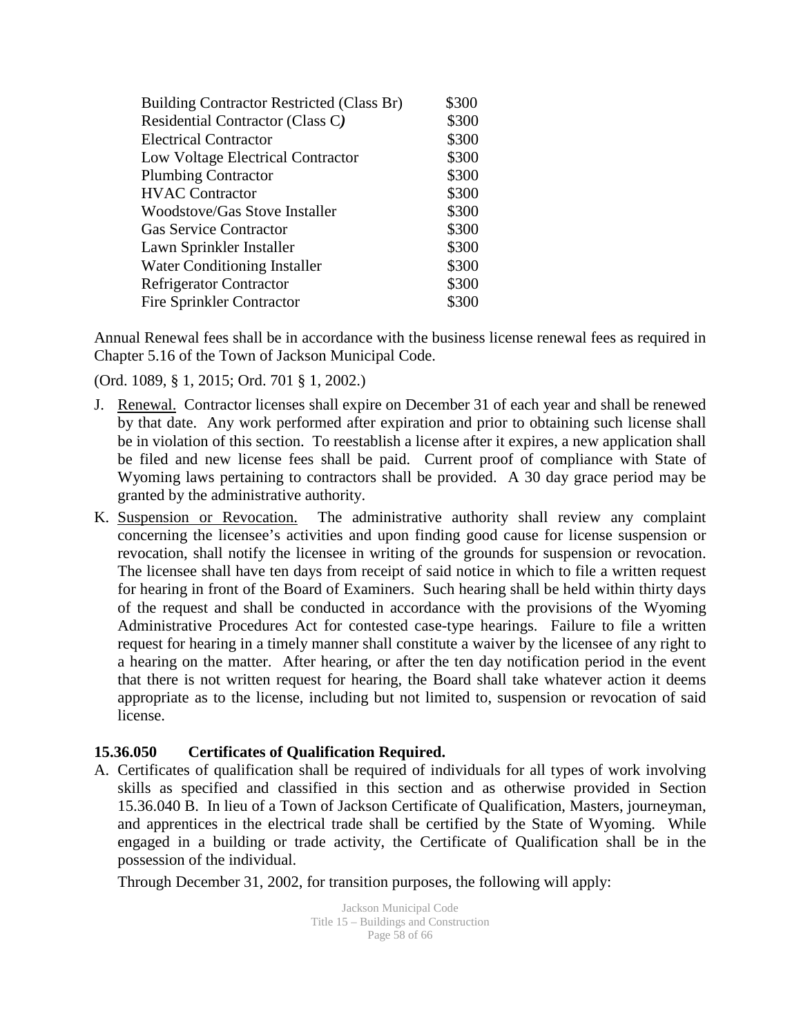| | |
|---|---|
| Building Contractor Restricted (Class Br) | $300 |
| Residential Contractor (Class C*)* | $300 |
| Electrical Contractor | $300 |
| Low Voltage Electrical Contractor | $300 |
| Plumbing Contractor | $300 |
| HVAC Contractor | $300 |
| Woodstove/Gas Stove Installer | $300 |
| Gas Service Contractor | $300 |
| Lawn Sprinkler Installer | $300 |
| Water Conditioning Installer | $300 |
| Refrigerator Contractor | $300 |
| Fire Sprinkler Contractor | $300 |

Annual Renewal fees shall be in accordance with the business license renewal fees as required in Chapter 5.16 of the Town of Jackson Municipal Code.

(Ord. 1089, § 1, 2015; Ord. 701 § 1, 2002.)

J. Renewal. Contractor licenses shall expire on December 31 of each year and shall be renewed by that date. Any work performed after expiration and prior to obtaining such license shall be in violation of this section. To reestablish a license after it expires, a new application shall be filed and new license fees shall be paid. Current proof of compliance with State of Wyoming laws pertaining to contractors shall be provided. A 30 day grace period may be granted by the administrative authority.

K. Suspension or Revocation. The administrative authority shall review any complaint concerning the licensee's activities and upon finding good cause for license suspension or revocation, shall notify the licensee in writing of the grounds for suspension or revocation. The licensee shall have ten days from receipt of said notice in which to file a written request for hearing in front of the Board of Examiners. Such hearing shall be held within thirty days of the request and shall be conducted in accordance with the provisions of the Wyoming Administrative Procedures Act for contested case-type hearings. Failure to file a written request for hearing in a timely manner shall constitute a waiver by the licensee of any right to a hearing on the matter. After hearing, or after the ten day notification period in the event that there is not written request for hearing, the Board shall take whatever action it deems appropriate as to the license, including but not limited to, suspension or revocation of said license.

### 15.36.050 Certificates of Qualification Required.

A. Certificates of qualification shall be required of individuals for all types of work involving skills as specified and classified in this section and as otherwise provided in Section 15.36.040 B. In lieu of a Town of Jackson Certificate of Qualification, Masters, journeyman, and apprentices in the electrical trade shall be certified by the State of Wyoming. While engaged in a building or trade activity, the Certificate of Qualification shall be in the possession of the individual.

   Through December 31, 2002, for transition purposes, the following will apply: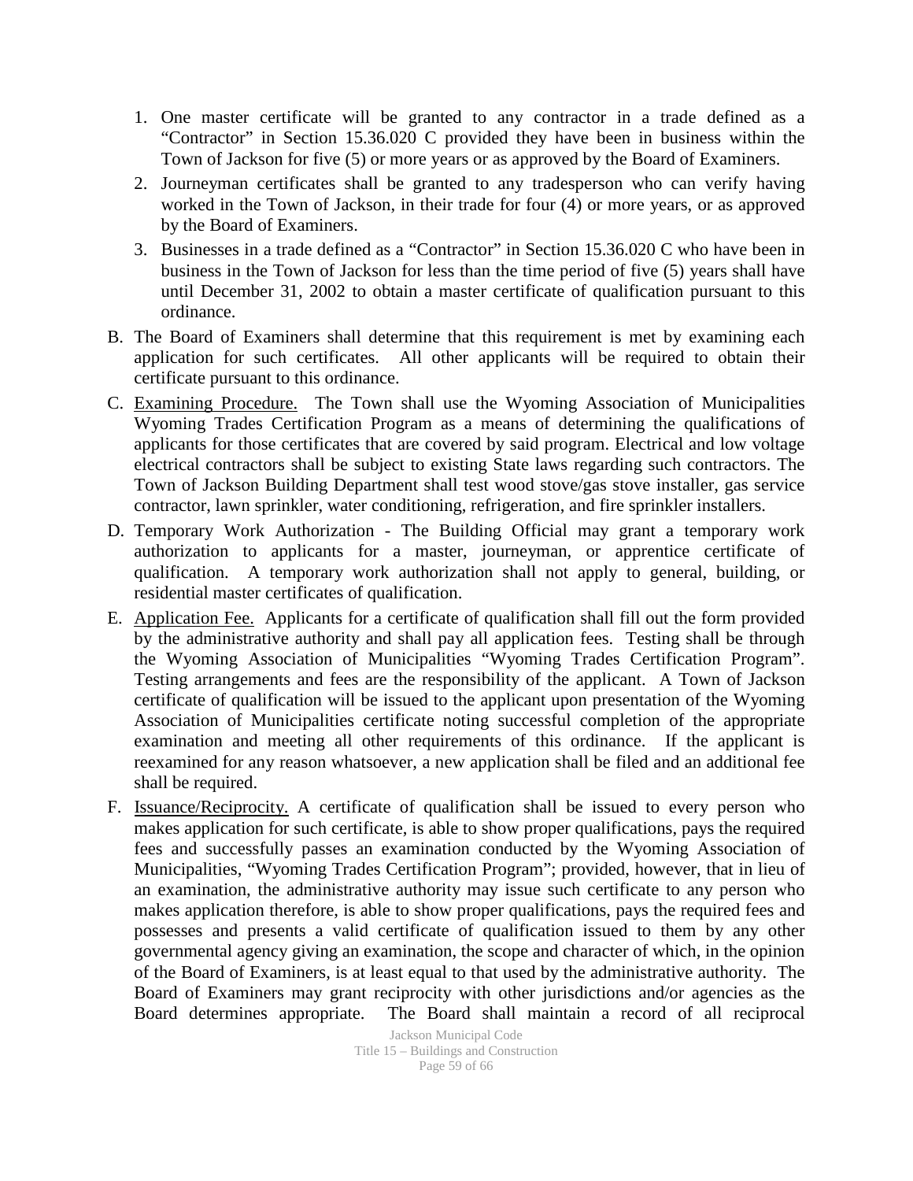1. One master certificate will be granted to any contractor in a trade defined as a "Contractor" in Section 15.36.020 C provided they have been in business within the Town of Jackson for five (5) or more years or as approved by the Board of Examiners.
2. Journeyman certificates shall be granted to any tradesperson who can verify having worked in the Town of Jackson, in their trade for four (4) or more years, or as approved by the Board of Examiners.
3. Businesses in a trade defined as a "Contractor" in Section 15.36.020 C who have been in business in the Town of Jackson for less than the time period of five (5) years shall have until December 31, 2002 to obtain a master certificate of qualification pursuant to this ordinance.

B. The Board of Examiners shall determine that this requirement is met by examining each application for such certificates. All other applicants will be required to obtain their certificate pursuant to this ordinance.

C. Examining Procedure. The Town shall use the Wyoming Association of Municipalities Wyoming Trades Certification Program as a means of determining the qualifications of applicants for those certificates that are covered by said program. Electrical and low voltage electrical contractors shall be subject to existing State laws regarding such contractors. The Town of Jackson Building Department shall test wood stove/gas stove installer, gas service contractor, lawn sprinkler, water conditioning, refrigeration, and fire sprinkler installers.

D. Temporary Work Authorization - The Building Official may grant a temporary work authorization to applicants for a master, journeyman, or apprentice certificate of qualification. A temporary work authorization shall not apply to general, building, or residential master certificates of qualification.

E. Application Fee. Applicants for a certificate of qualification shall fill out the form provided by the administrative authority and shall pay all application fees. Testing shall be through the Wyoming Association of Municipalities "Wyoming Trades Certification Program". Testing arrangements and fees are the responsibility of the applicant. A Town of Jackson certificate of qualification will be issued to the applicant upon presentation of the Wyoming Association of Municipalities certificate noting successful completion of the appropriate examination and meeting all other requirements of this ordinance. If the applicant is reexamined for any reason whatsoever, a new application shall be filed and an additional fee shall be required.

F. Issuance/Reciprocity. A certificate of qualification shall be issued to every person who makes application for such certificate, is able to show proper qualifications, pays the required fees and successfully passes an examination conducted by the Wyoming Association of Municipalities, "Wyoming Trades Certification Program"; provided, however, that in lieu of an examination, the administrative authority may issue such certificate to any person who makes application therefore, is able to show proper qualifications, pays the required fees and possesses and presents a valid certificate of qualification issued to them by any other governmental agency giving an examination, the scope and character of which, in the opinion of the Board of Examiners, is at least equal to that used by the administrative authority. The Board of Examiners may grant reciprocity with other jurisdictions and/or agencies as the Board determines appropriate. The Board shall maintain a record of all reciprocal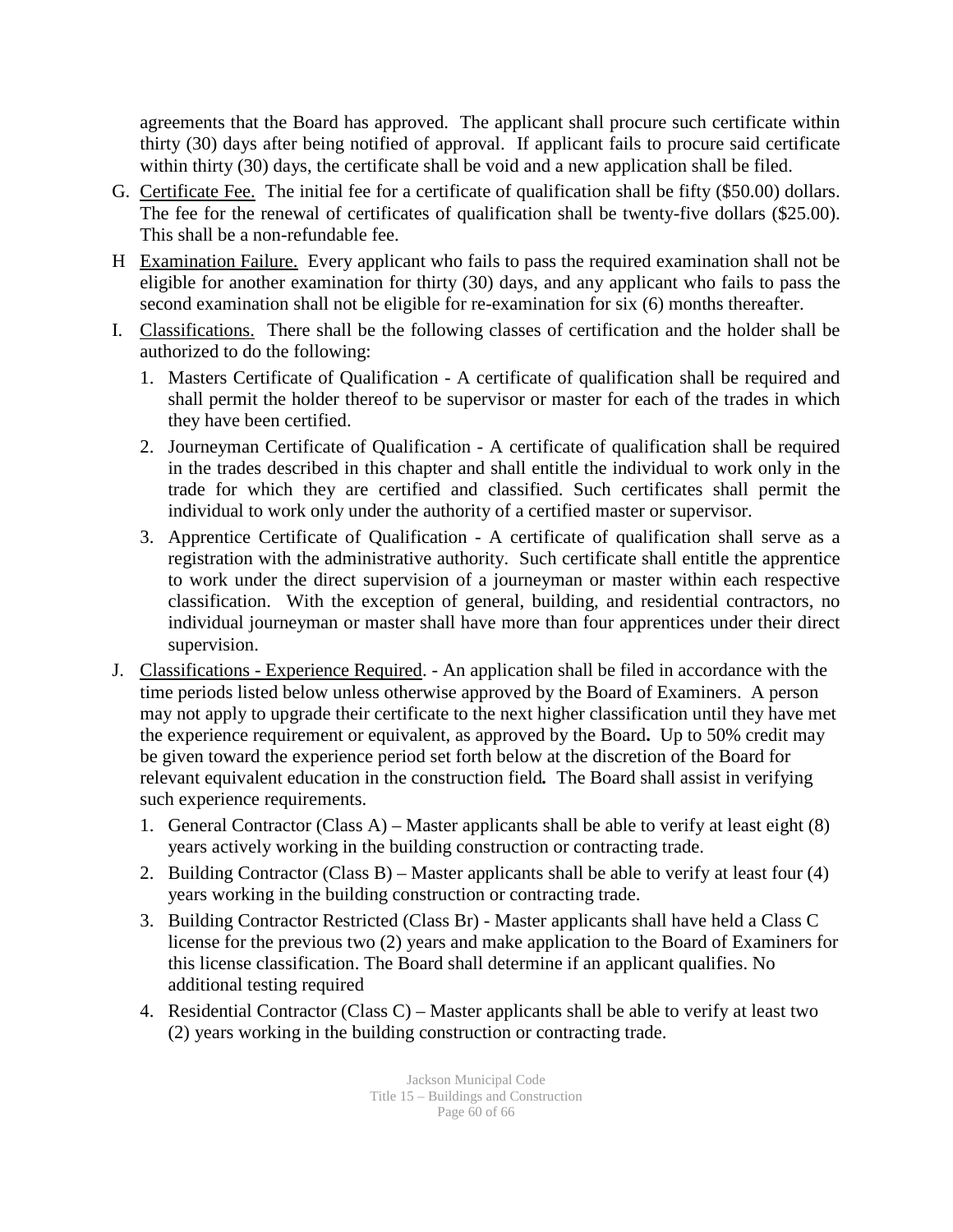agreements that the Board has approved. The applicant shall procure such certificate within thirty (30) days after being notified of approval. If applicant fails to procure said certificate within thirty (30) days, the certificate shall be void and a new application shall be filed.

G. Certificate Fee. The initial fee for a certificate of qualification shall be fifty ($50.00) dollars. The fee for the renewal of certificates of qualification shall be twenty-five dollars ($25.00). This shall be a non-refundable fee.

H Examination Failure. Every applicant who fails to pass the required examination shall not be eligible for another examination for thirty (30) days, and any applicant who fails to pass the second examination shall not be eligible for re-examination for six (6) months thereafter.

I. Classifications. There shall be the following classes of certification and the holder shall be authorized to do the following:

   1. Masters Certificate of Qualification - A certificate of qualification shall be required and shall permit the holder thereof to be supervisor or master for each of the trades in which they have been certified.

   2. Journeyman Certificate of Qualification - A certificate of qualification shall be required in the trades described in this chapter and shall entitle the individual to work only in the trade for which they are certified and classified. Such certificates shall permit the individual to work only under the authority of a certified master or supervisor.

   3. Apprentice Certificate of Qualification - A certificate of qualification shall serve as a registration with the administrative authority. Such certificate shall entitle the apprentice to work under the direct supervision of a journeyman or master within each respective classification. With the exception of general, building, and residential contractors, no individual journeyman or master shall have more than four apprentices under their direct supervision.

J. Classifications - Experience Required. - An application shall be filed in accordance with the time periods listed below unless otherwise approved by the Board of Examiners. A person may not apply to upgrade their certificate to the next higher classification until they have met the experience requirement or equivalent, as approved by the Board**.** Up to 50% credit may be given toward the experience period set forth below at the discretion of the Board for relevant equivalent education in the construction field**.** The Board shall assist in verifying such experience requirements.

   1. General Contractor (Class A) – Master applicants shall be able to verify at least eight (8) years actively working in the building construction or contracting trade.

   2. Building Contractor (Class B) – Master applicants shall be able to verify at least four (4) years working in the building construction or contracting trade.

   3. Building Contractor Restricted (Class Br) - Master applicants shall have held a Class C license for the previous two (2) years and make application to the Board of Examiners for this license classification. The Board shall determine if an applicant qualifies. No additional testing required

   4. Residential Contractor (Class C) – Master applicants shall be able to verify at least two (2) years working in the building construction or contracting trade.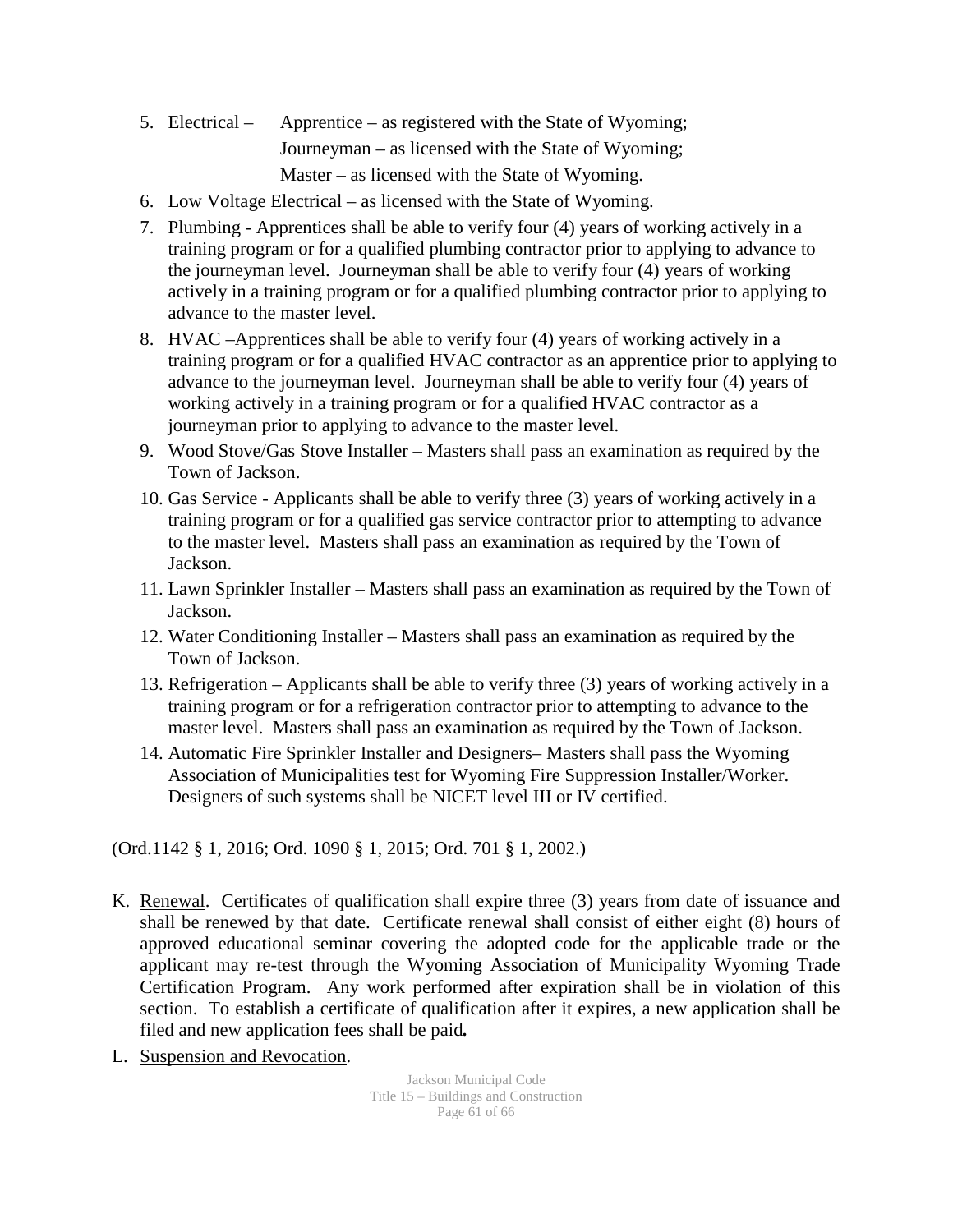5. Electrical – Apprentice – as registered with the State of Wyoming;
   Journeyman – as licensed with the State of Wyoming;
   Master – as licensed with the State of Wyoming.
6. Low Voltage Electrical – as licensed with the State of Wyoming.
7. Plumbing - Apprentices shall be able to verify four (4) years of working actively in a training program or for a qualified plumbing contractor prior to applying to advance to the journeyman level. Journeyman shall be able to verify four (4) years of working actively in a training program or for a qualified plumbing contractor prior to applying to advance to the master level.
8. HVAC –Apprentices shall be able to verify four (4) years of working actively in a training program or for a qualified HVAC contractor as an apprentice prior to applying to advance to the journeyman level. Journeyman shall be able to verify four (4) years of working actively in a training program or for a qualified HVAC contractor as a journeyman prior to applying to advance to the master level.
9. Wood Stove/Gas Stove Installer – Masters shall pass an examination as required by the Town of Jackson.
10. Gas Service - Applicants shall be able to verify three (3) years of working actively in a training program or for a qualified gas service contractor prior to attempting to advance to the master level. Masters shall pass an examination as required by the Town of Jackson.
11. Lawn Sprinkler Installer – Masters shall pass an examination as required by the Town of Jackson.
12. Water Conditioning Installer – Masters shall pass an examination as required by the Town of Jackson.
13. Refrigeration – Applicants shall be able to verify three (3) years of working actively in a training program or for a refrigeration contractor prior to attempting to advance to the master level. Masters shall pass an examination as required by the Town of Jackson.
14. Automatic Fire Sprinkler Installer and Designers– Masters shall pass the Wyoming Association of Municipalities test for Wyoming Fire Suppression Installer/Worker. Designers of such systems shall be NICET level III or IV certified.

(Ord.1142 § 1, 2016; Ord. 1090 § 1, 2015; Ord. 701 § 1, 2002.)

K. <u>Renewal</u>. Certificates of qualification shall expire three (3) years from date of issuance and shall be renewed by that date. Certificate renewal shall consist of either eight (8) hours of approved educational seminar covering the adopted code for the applicable trade or the applicant may re-test through the Wyoming Association of Municipality Wyoming Trade Certification Program. Any work performed after expiration shall be in violation of this section. To establish a certificate of qualification after it expires, a new application shall be filed and new application fees shall be paid**.**

L. <u>Suspension and Revocation</u>.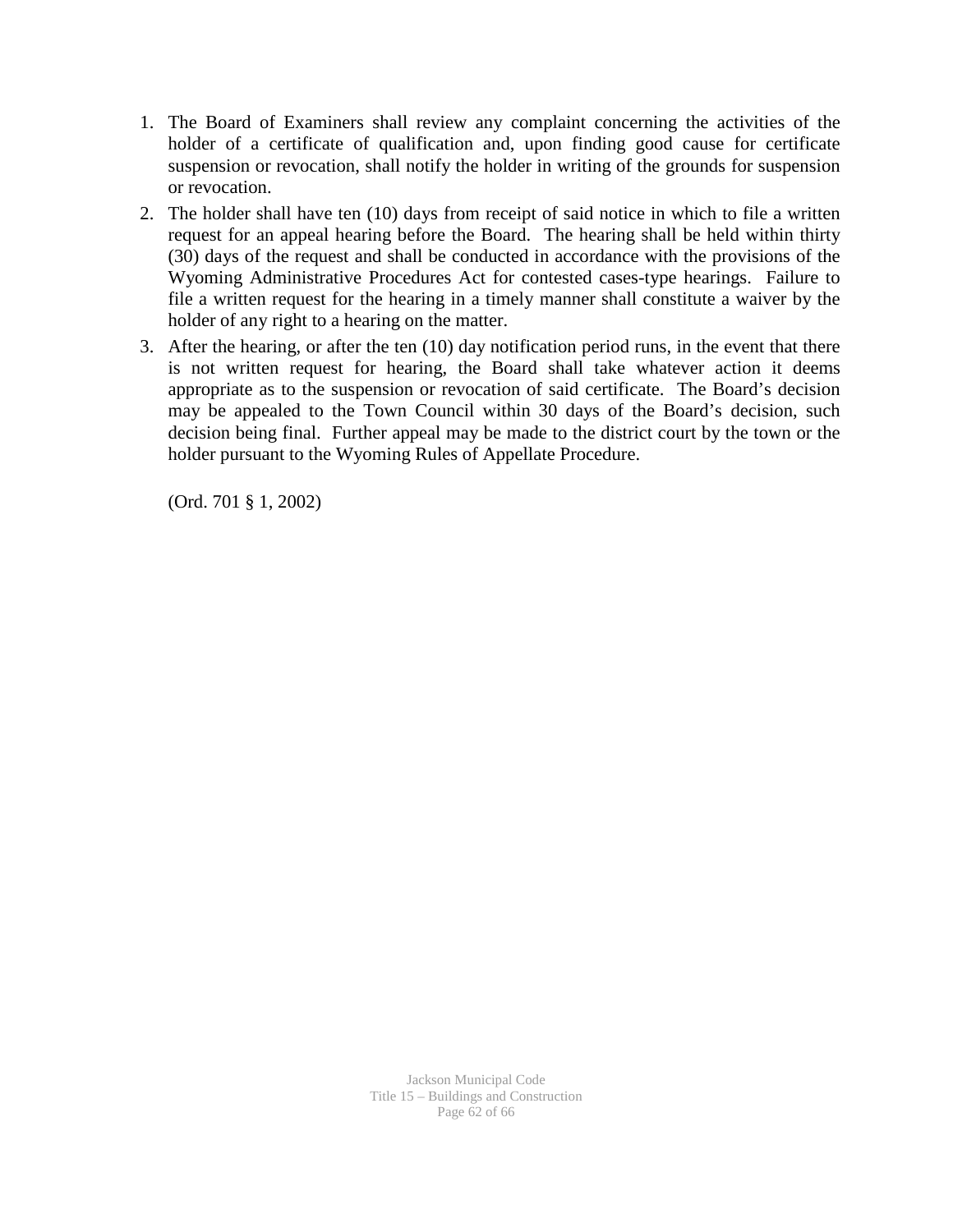1. The Board of Examiners shall review any complaint concerning the activities of the holder of a certificate of qualification and, upon finding good cause for certificate suspension or revocation, shall notify the holder in writing of the grounds for suspension or revocation.
2. The holder shall have ten (10) days from receipt of said notice in which to file a written request for an appeal hearing before the Board. The hearing shall be held within thirty (30) days of the request and shall be conducted in accordance with the provisions of the Wyoming Administrative Procedures Act for contested cases-type hearings. Failure to file a written request for the hearing in a timely manner shall constitute a waiver by the holder of any right to a hearing on the matter.
3. After the hearing, or after the ten (10) day notification period runs, in the event that there is not written request for hearing, the Board shall take whatever action it deems appropriate as to the suspension or revocation of said certificate. The Board's decision may be appealed to the Town Council within 30 days of the Board's decision, such decision being final. Further appeal may be made to the district court by the town or the holder pursuant to the Wyoming Rules of Appellate Procedure.

   (Ord. 701 § 1, 2002)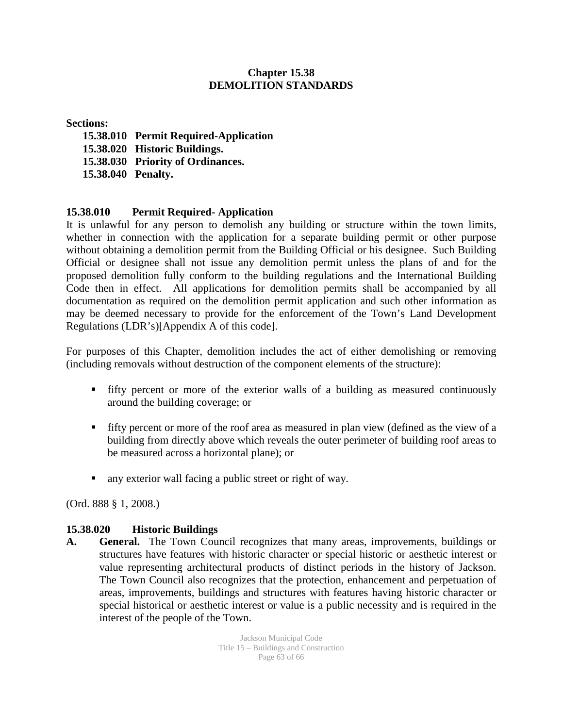# Chapter 15.38
# DEMOLITION STANDARDS

**Sections:**

**15.38.010 Permit Required-Application**
**15.38.020 Historic Buildings.**
**15.38.030 Priority of Ordinances.**
**15.38.040 Penalty.**

### 15.38.010 Permit Required- Application

It is unlawful for any person to demolish any building or structure within the town limits, whether in connection with the application for a separate building permit or other purpose without obtaining a demolition permit from the Building Official or his designee. Such Building Official or designee shall not issue any demolition permit unless the plans of and for the proposed demolition fully conform to the building regulations and the International Building Code then in effect. All applications for demolition permits shall be accompanied by all documentation as required on the demolition permit application and such other information as may be deemed necessary to provide for the enforcement of the Town's Land Development Regulations (LDR's)[Appendix A of this code].

For purposes of this Chapter, demolition includes the act of either demolishing or removing (including removals without destruction of the component elements of the structure):

- fifty percent or more of the exterior walls of a building as measured continuously around the building coverage; or
- fifty percent or more of the roof area as measured in plan view (defined as the view of a building from directly above which reveals the outer perimeter of building roof areas to be measured across a horizontal plane); or
- any exterior wall facing a public street or right of way.

(Ord. 888 § 1, 2008.)

### 15.38.020 Historic Buildings

**A. General.** The Town Council recognizes that many areas, improvements, buildings or structures have features with historic character or special historic or aesthetic interest or value representing architectural products of distinct periods in the history of Jackson. The Town Council also recognizes that the protection, enhancement and perpetuation of areas, improvements, buildings and structures with features having historic character or special historical or aesthetic interest or value is a public necessity and is required in the interest of the people of the Town.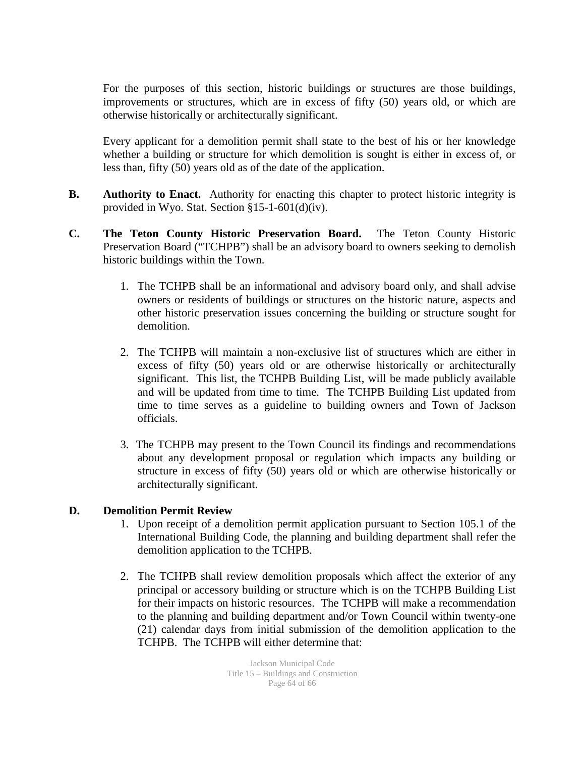For the purposes of this section, historic buildings or structures are those buildings, improvements or structures, which are in excess of fifty (50) years old, or which are otherwise historically or architecturally significant.

Every applicant for a demolition permit shall state to the best of his or her knowledge whether a building or structure for which demolition is sought is either in excess of, or less than, fifty (50) years old as of the date of the application.

**B. Authority to Enact.** Authority for enacting this chapter to protect historic integrity is provided in Wyo. Stat. Section §15-1-601(d)(iv).

**C. The Teton County Historic Preservation Board.** The Teton County Historic Preservation Board ("TCHPB") shall be an advisory board to owners seeking to demolish historic buildings within the Town.

1. The TCHPB shall be an informational and advisory board only, and shall advise owners or residents of buildings or structures on the historic nature, aspects and other historic preservation issues concerning the building or structure sought for demolition.

2. The TCHPB will maintain a non-exclusive list of structures which are either in excess of fifty (50) years old or are otherwise historically or architecturally significant. This list, the TCHPB Building List, will be made publicly available and will be updated from time to time. The TCHPB Building List updated from time to time serves as a guideline to building owners and Town of Jackson officials.

3. The TCHPB may present to the Town Council its findings and recommendations about any development proposal or regulation which impacts any building or structure in excess of fifty (50) years old or which are otherwise historically or architecturally significant.

**D. Demolition Permit Review**

1. Upon receipt of a demolition permit application pursuant to Section 105.1 of the International Building Code, the planning and building department shall refer the demolition application to the TCHPB.

2. The TCHPB shall review demolition proposals which affect the exterior of any principal or accessory building or structure which is on the TCHPB Building List for their impacts on historic resources. The TCHPB will make a recommendation to the planning and building department and/or Town Council within twenty-one (21) calendar days from initial submission of the demolition application to the TCHPB. The TCHPB will either determine that: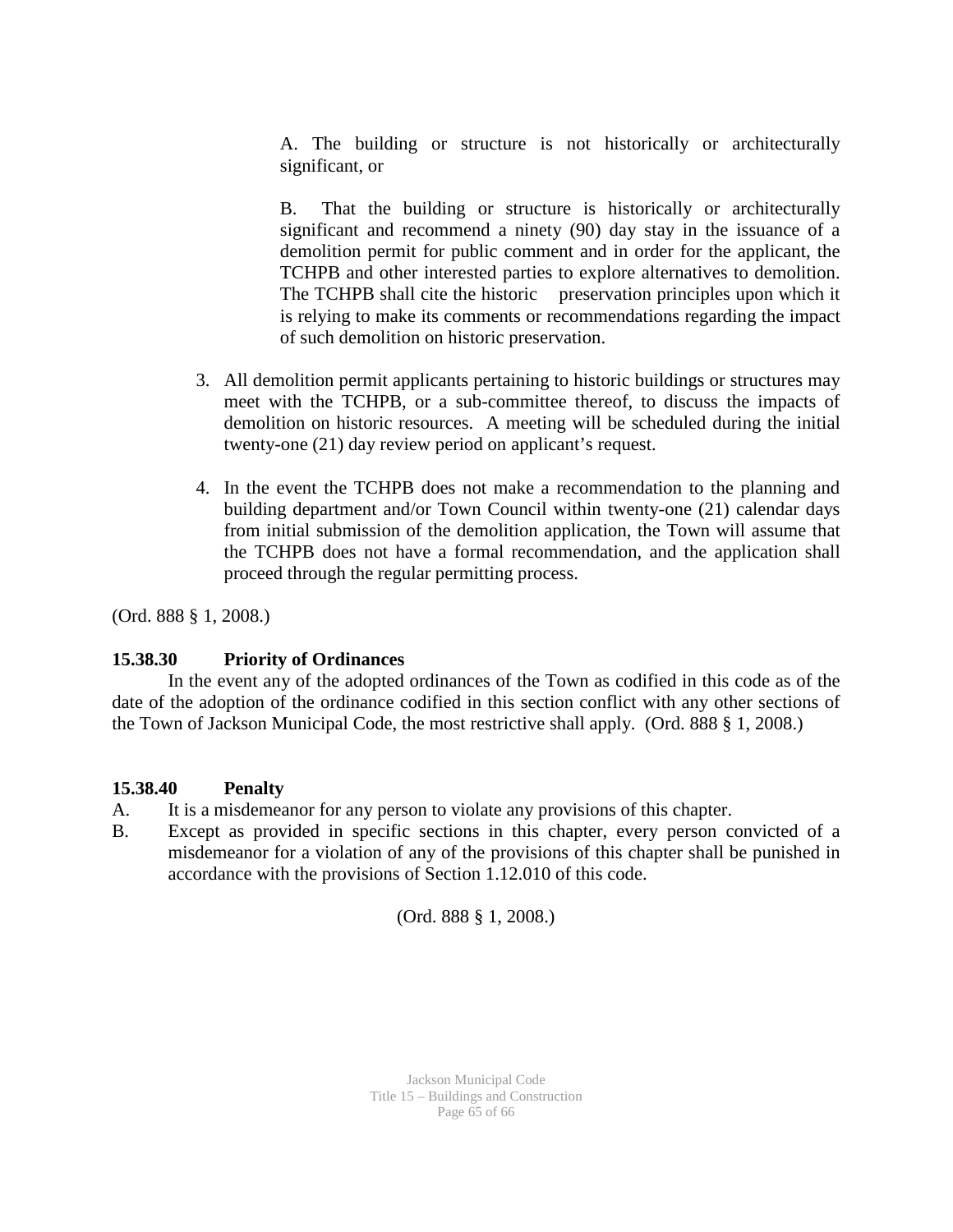A. The building or structure is not historically or architecturally significant, or

B. That the building or structure is historically or architecturally significant and recommend a ninety (90) day stay in the issuance of a demolition permit for public comment and in order for the applicant, the TCHPB and other interested parties to explore alternatives to demolition. The TCHPB shall cite the historic preservation principles upon which it is relying to make its comments or recommendations regarding the impact of such demolition on historic preservation.

3. All demolition permit applicants pertaining to historic buildings or structures may meet with the TCHPB, or a sub-committee thereof, to discuss the impacts of demolition on historic resources. A meeting will be scheduled during the initial twenty-one (21) day review period on applicant's request.

4. In the event the TCHPB does not make a recommendation to the planning and building department and/or Town Council within twenty-one (21) calendar days from initial submission of the demolition application, the Town will assume that the TCHPB does not have a formal recommendation, and the application shall proceed through the regular permitting process.

(Ord. 888 § 1, 2008.)

**15.38.30 Priority of Ordinances**

In the event any of the adopted ordinances of the Town as codified in this code as of the date of the adoption of the ordinance codified in this section conflict with any other sections of the Town of Jackson Municipal Code, the most restrictive shall apply. (Ord. 888 § 1, 2008.)

**15.38.40 Penalty**

A. It is a misdemeanor for any person to violate any provisions of this chapter.

B. Except as provided in specific sections in this chapter, every person convicted of a misdemeanor for a violation of any of the provisions of this chapter shall be punished in accordance with the provisions of Section 1.12.010 of this code.

(Ord. 888 § 1, 2008.)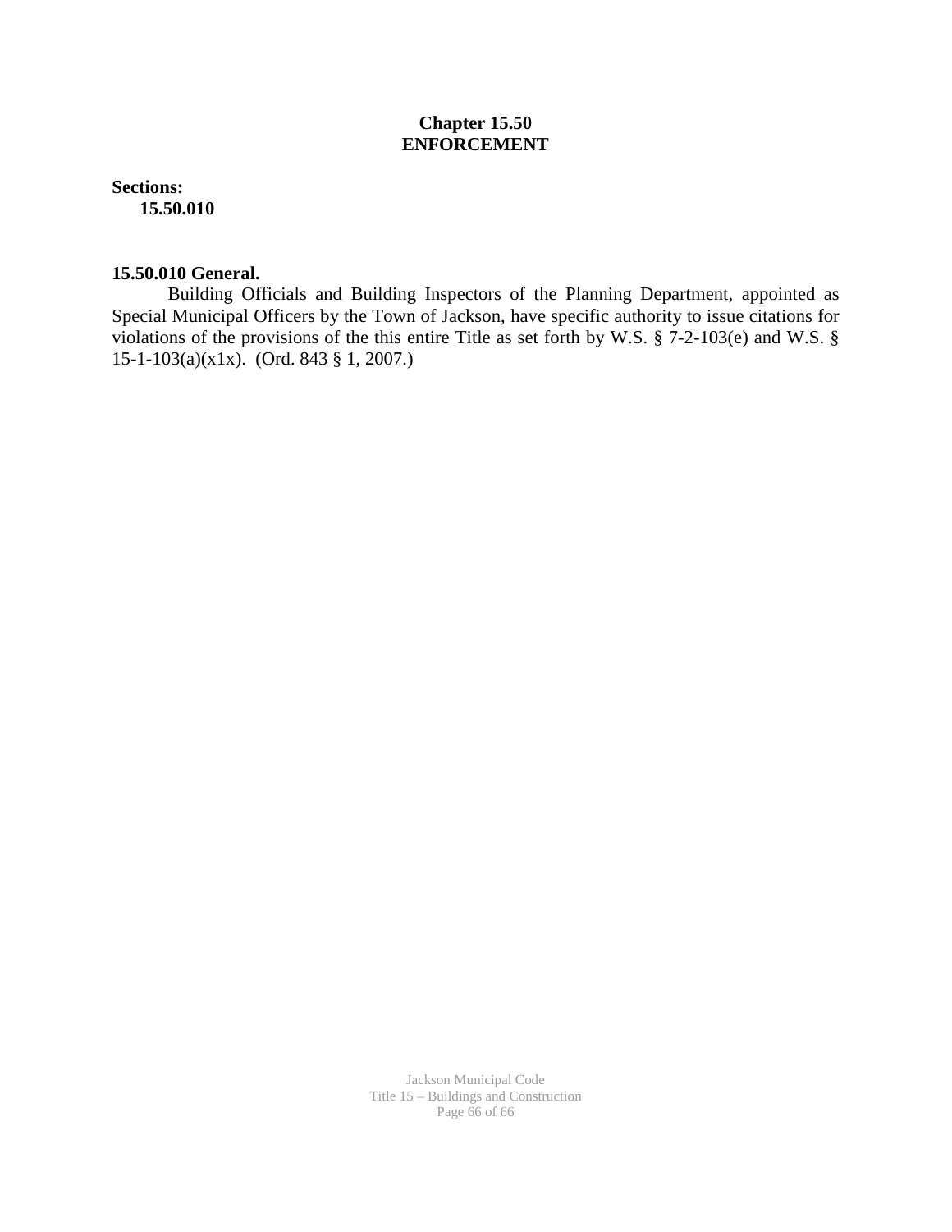# Chapter 15.50
# ENFORCEMENT

**Sections:**

**15.50.010**

### 15.50.010 General.

Building Officials and Building Inspectors of the Planning Department, appointed as Special Municipal Officers by the Town of Jackson, have specific authority to issue citations for violations of the provisions of the this entire Title as set forth by W.S. § 7-2-103(e) and W.S. § 15-1-103(a)(x1x). (Ord. 843 § 1, 2007.)